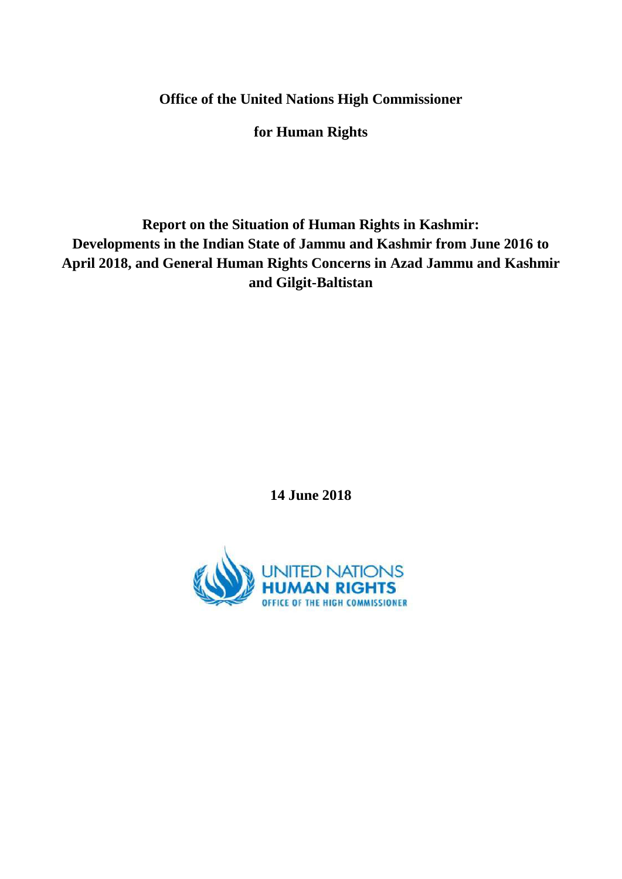**Office of the United Nations High Commissioner**

**for Human Rights**

# Report on the Situation of Human Rights in Kashmir: Developments in the Indian State of Jammu and Kashmir from June 2016 to April 2018, and General Human Rights Concerns in Azad Jammu and Kashmir and Gilgit-Baltistan

**14 June 2018**

UNITED NATIONS
HUMAN RIGHTS
OFFICE OF THE HIGH COMMISSIONER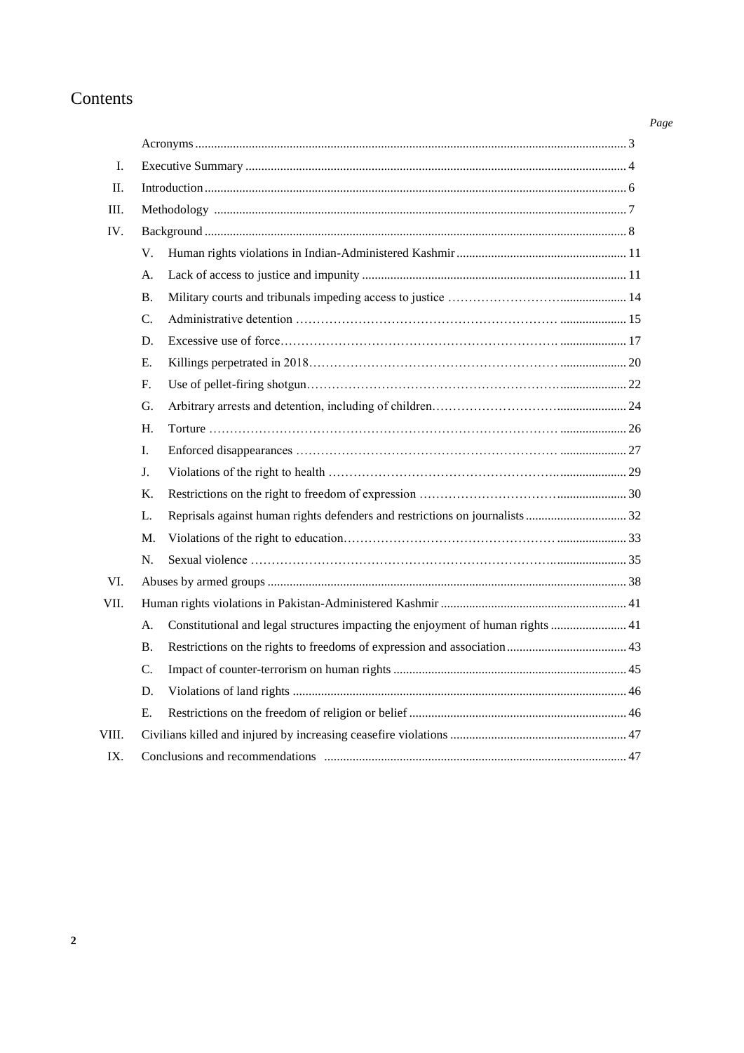# Contents

*Page*

| | | |
|---|---|---|
| | Acronyms | 3 |
| I. | Executive Summary | 4 |
| II. | Introduction | 6 |
| III. | Methodology | 7 |
| IV. | Background | 8 |
| | V. Human rights violations in Indian-Administered Kashmir | 11 |
| | A. Lack of access to justice and impunity | 11 |
| | B. Military courts and tribunals impeding access to justice | 14 |
| | C. Administrative detention | 15 |
| | D. Excessive use of force | 17 |
| | E. Killings perpetrated in 2018 | 20 |
| | F. Use of pellet-firing shotgun | 22 |
| | G. Arbitrary arrests and detention, including of children | 24 |
| | H. Torture | 26 |
| | I. Enforced disappearances | 27 |
| | J. Violations of the right to health | 29 |
| | K. Restrictions on the right to freedom of expression | 30 |
| | L. Reprisals against human rights defenders and restrictions on journalists | 32 |
| | M. Violations of the right to education | 33 |
| | N. Sexual violence | 35 |
| VI. | Abuses by armed groups | 38 |
| VII. | Human rights violations in Pakistan-Administered Kashmir | 41 |
| | A. Constitutional and legal structures impacting the enjoyment of human rights | 41 |
| | B. Restrictions on the rights to freedoms of expression and association | 43 |
| | C. Impact of counter-terrorism on human rights | 45 |
| | D. Violations of land rights | 46 |
| | E. Restrictions on the freedom of religion or belief | 46 |
| VIII. | Civilians killed and injured by increasing ceasefire violations | 47 |
| IX. | Conclusions and recommendations | 47 |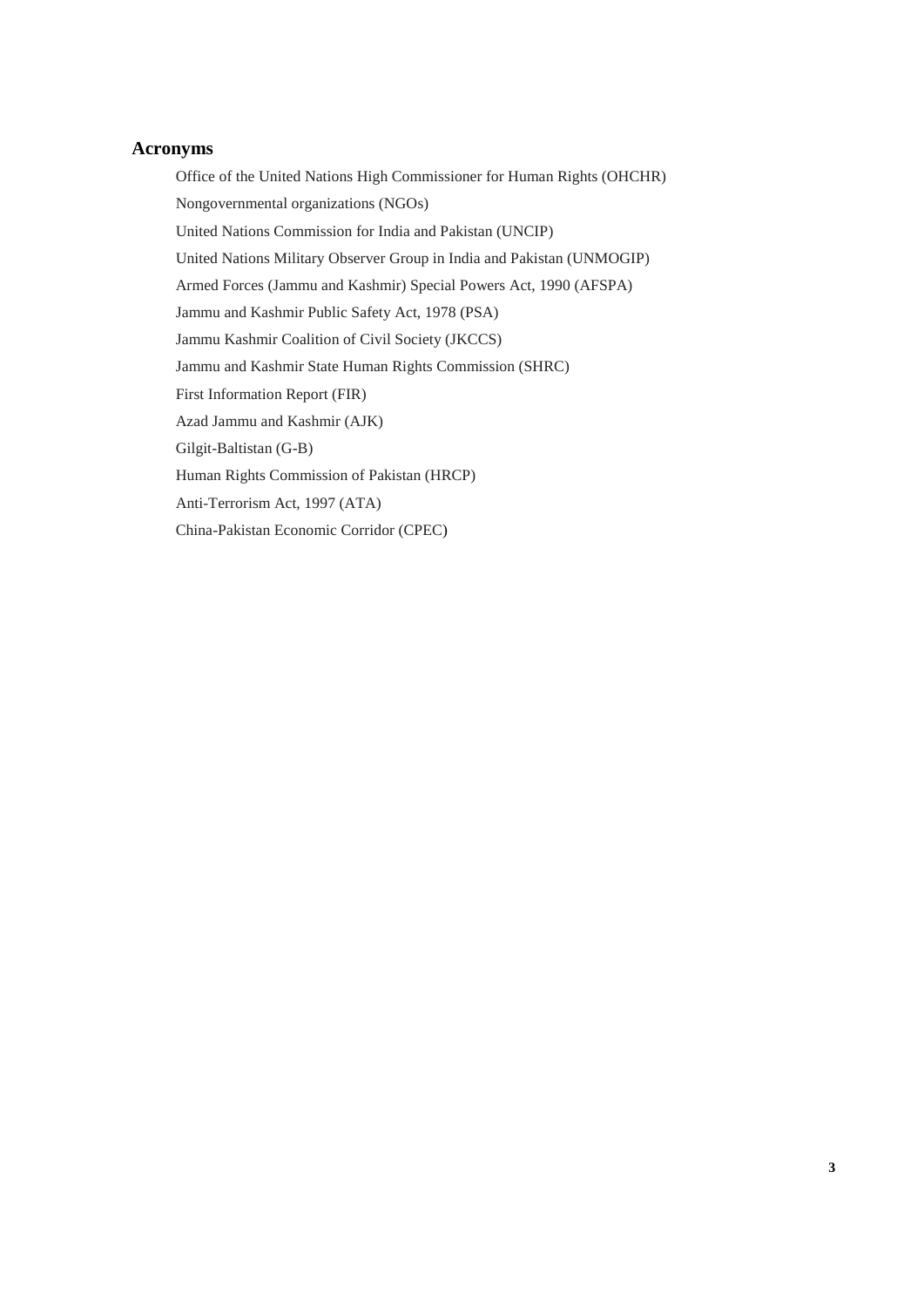## Acronyms

Office of the United Nations High Commissioner for Human Rights (OHCHR)

Nongovernmental organizations (NGOs)

United Nations Commission for India and Pakistan (UNCIP)

United Nations Military Observer Group in India and Pakistan (UNMOGIP)

Armed Forces (Jammu and Kashmir) Special Powers Act, 1990 (AFSPA)

Jammu and Kashmir Public Safety Act, 1978 (PSA)

Jammu Kashmir Coalition of Civil Society (JKCCS)

Jammu and Kashmir State Human Rights Commission (SHRC)

First Information Report (FIR)

Azad Jammu and Kashmir (AJK)

Gilgit-Baltistan (G-B)

Human Rights Commission of Pakistan (HRCP)

Anti-Terrorism Act, 1997 (ATA)

China-Pakistan Economic Corridor (CPEC)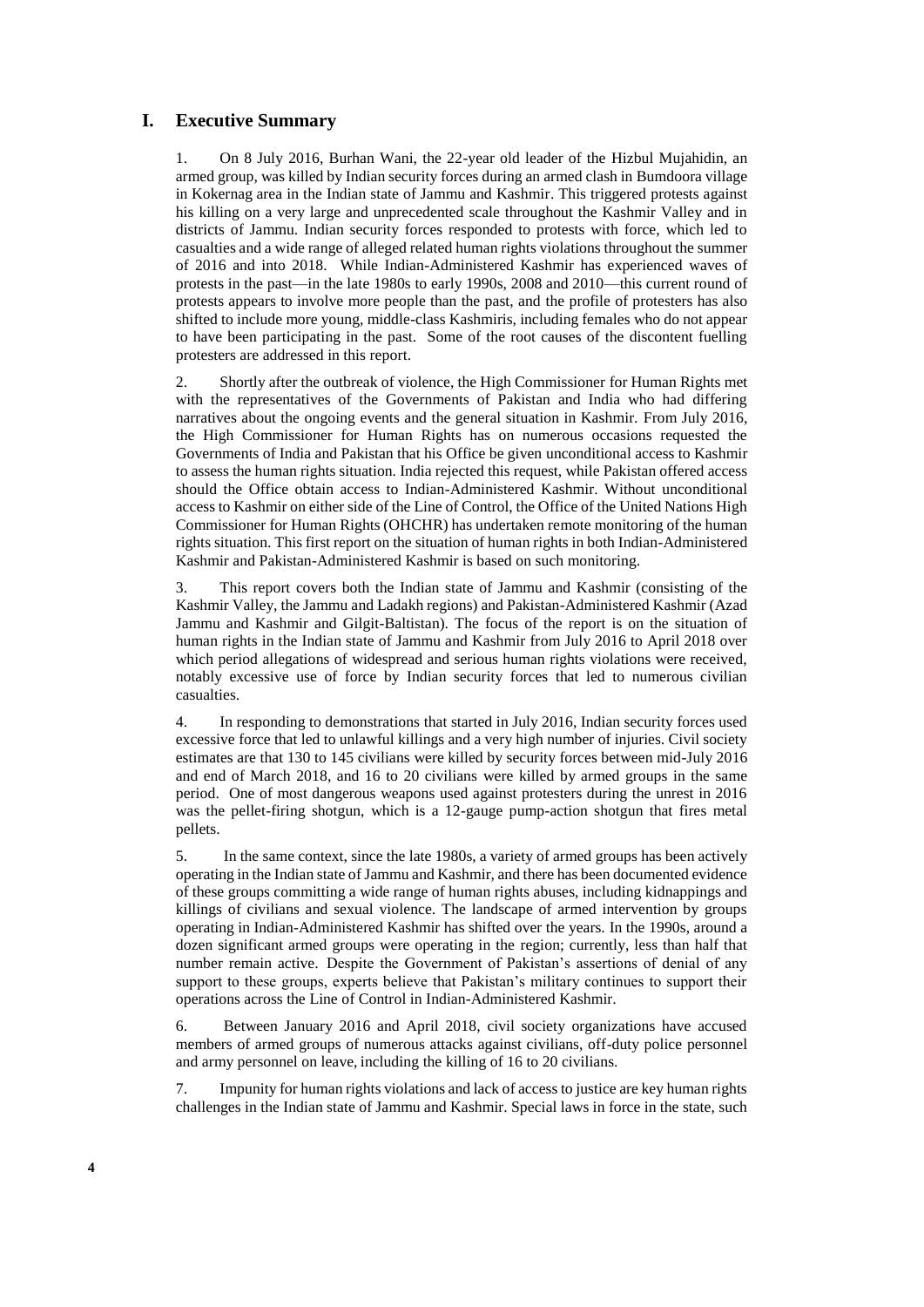## I. Executive Summary

1. On 8 July 2016, Burhan Wani, the 22-year old leader of the Hizbul Mujahidin, an armed group, was killed by Indian security forces during an armed clash in Bumdoora village in Kokernag area in the Indian state of Jammu and Kashmir. This triggered protests against his killing on a very large and unprecedented scale throughout the Kashmir Valley and in districts of Jammu. Indian security forces responded to protests with force, which led to casualties and a wide range of alleged related human rights violations throughout the summer of 2016 and into 2018. While Indian-Administered Kashmir has experienced waves of protests in the past—in the late 1980s to early 1990s, 2008 and 2010—this current round of protests appears to involve more people than the past, and the profile of protesters has also shifted to include more young, middle-class Kashmiris, including females who do not appear to have been participating in the past. Some of the root causes of the discontent fuelling protesters are addressed in this report.

2. Shortly after the outbreak of violence, the High Commissioner for Human Rights met with the representatives of the Governments of Pakistan and India who had differing narratives about the ongoing events and the general situation in Kashmir. From July 2016, the High Commissioner for Human Rights has on numerous occasions requested the Governments of India and Pakistan that his Office be given unconditional access to Kashmir to assess the human rights situation. India rejected this request, while Pakistan offered access should the Office obtain access to Indian-Administered Kashmir. Without unconditional access to Kashmir on either side of the Line of Control, the Office of the United Nations High Commissioner for Human Rights (OHCHR) has undertaken remote monitoring of the human rights situation. This first report on the situation of human rights in both Indian-Administered Kashmir and Pakistan-Administered Kashmir is based on such monitoring.

3. This report covers both the Indian state of Jammu and Kashmir (consisting of the Kashmir Valley, the Jammu and Ladakh regions) and Pakistan-Administered Kashmir (Azad Jammu and Kashmir and Gilgit-Baltistan). The focus of the report is on the situation of human rights in the Indian state of Jammu and Kashmir from July 2016 to April 2018 over which period allegations of widespread and serious human rights violations were received, notably excessive use of force by Indian security forces that led to numerous civilian casualties.

4. In responding to demonstrations that started in July 2016, Indian security forces used excessive force that led to unlawful killings and a very high number of injuries. Civil society estimates are that 130 to 145 civilians were killed by security forces between mid-July 2016 and end of March 2018, and 16 to 20 civilians were killed by armed groups in the same period. One of most dangerous weapons used against protesters during the unrest in 2016 was the pellet-firing shotgun, which is a 12-gauge pump-action shotgun that fires metal pellets.

5. In the same context, since the late 1980s, a variety of armed groups has been actively operating in the Indian state of Jammu and Kashmir, and there has been documented evidence of these groups committing a wide range of human rights abuses, including kidnappings and killings of civilians and sexual violence. The landscape of armed intervention by groups operating in Indian-Administered Kashmir has shifted over the years. In the 1990s, around a dozen significant armed groups were operating in the region; currently, less than half that number remain active. Despite the Government of Pakistan's assertions of denial of any support to these groups, experts believe that Pakistan's military continues to support their operations across the Line of Control in Indian-Administered Kashmir.

6. Between January 2016 and April 2018, civil society organizations have accused members of armed groups of numerous attacks against civilians, off-duty police personnel and army personnel on leave, including the killing of 16 to 20 civilians.

7. Impunity for human rights violations and lack of access to justice are key human rights challenges in the Indian state of Jammu and Kashmir. Special laws in force in the state, such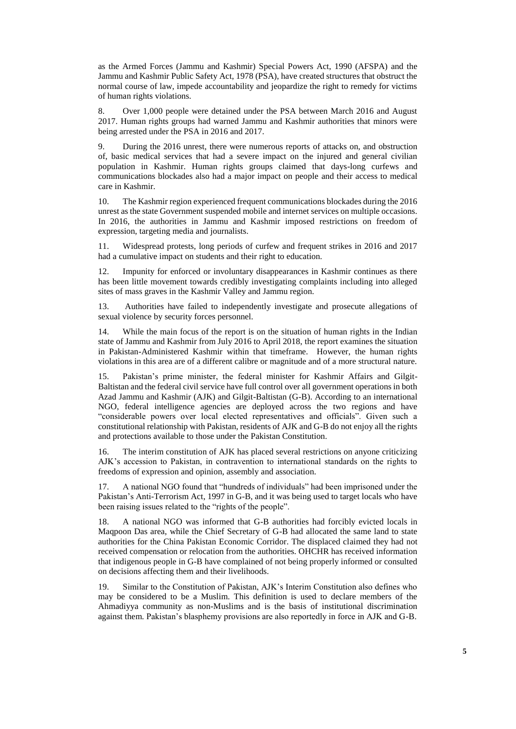as the Armed Forces (Jammu and Kashmir) Special Powers Act, 1990 (AFSPA) and the Jammu and Kashmir Public Safety Act, 1978 (PSA), have created structures that obstruct the normal course of law, impede accountability and jeopardize the right to remedy for victims of human rights violations.

8. Over 1,000 people were detained under the PSA between March 2016 and August 2017. Human rights groups had warned Jammu and Kashmir authorities that minors were being arrested under the PSA in 2016 and 2017.

9. During the 2016 unrest, there were numerous reports of attacks on, and obstruction of, basic medical services that had a severe impact on the injured and general civilian population in Kashmir. Human rights groups claimed that days-long curfews and communications blockades also had a major impact on people and their access to medical care in Kashmir.

10. The Kashmir region experienced frequent communications blockades during the 2016 unrest as the state Government suspended mobile and internet services on multiple occasions. In 2016, the authorities in Jammu and Kashmir imposed restrictions on freedom of expression, targeting media and journalists.

11. Widespread protests, long periods of curfew and frequent strikes in 2016 and 2017 had a cumulative impact on students and their right to education.

12. Impunity for enforced or involuntary disappearances in Kashmir continues as there has been little movement towards credibly investigating complaints including into alleged sites of mass graves in the Kashmir Valley and Jammu region.

13. Authorities have failed to independently investigate and prosecute allegations of sexual violence by security forces personnel.

14. While the main focus of the report is on the situation of human rights in the Indian state of Jammu and Kashmir from July 2016 to April 2018, the report examines the situation in Pakistan-Administered Kashmir within that timeframe. However, the human rights violations in this area are of a different calibre or magnitude and of a more structural nature.

15. Pakistan's prime minister, the federal minister for Kashmir Affairs and Gilgit-Baltistan and the federal civil service have full control over all government operations in both Azad Jammu and Kashmir (AJK) and Gilgit-Baltistan (G-B). According to an international NGO, federal intelligence agencies are deployed across the two regions and have "considerable powers over local elected representatives and officials". Given such a constitutional relationship with Pakistan, residents of AJK and G-B do not enjoy all the rights and protections available to those under the Pakistan Constitution.

16. The interim constitution of AJK has placed several restrictions on anyone criticizing AJK's accession to Pakistan, in contravention to international standards on the rights to freedoms of expression and opinion, assembly and association.

17. A national NGO found that "hundreds of individuals" had been imprisoned under the Pakistan's Anti-Terrorism Act, 1997 in G-B, and it was being used to target locals who have been raising issues related to the "rights of the people".

18. A national NGO was informed that G-B authorities had forcibly evicted locals in Maqpoon Das area, while the Chief Secretary of G-B had allocated the same land to state authorities for the China Pakistan Economic Corridor. The displaced claimed they had not received compensation or relocation from the authorities. OHCHR has received information that indigenous people in G-B have complained of not being properly informed or consulted on decisions affecting them and their livelihoods.

19. Similar to the Constitution of Pakistan, AJK's Interim Constitution also defines who may be considered to be a Muslim. This definition is used to declare members of the Ahmadiyya community as non-Muslims and is the basis of institutional discrimination against them. Pakistan's blasphemy provisions are also reportedly in force in AJK and G-B.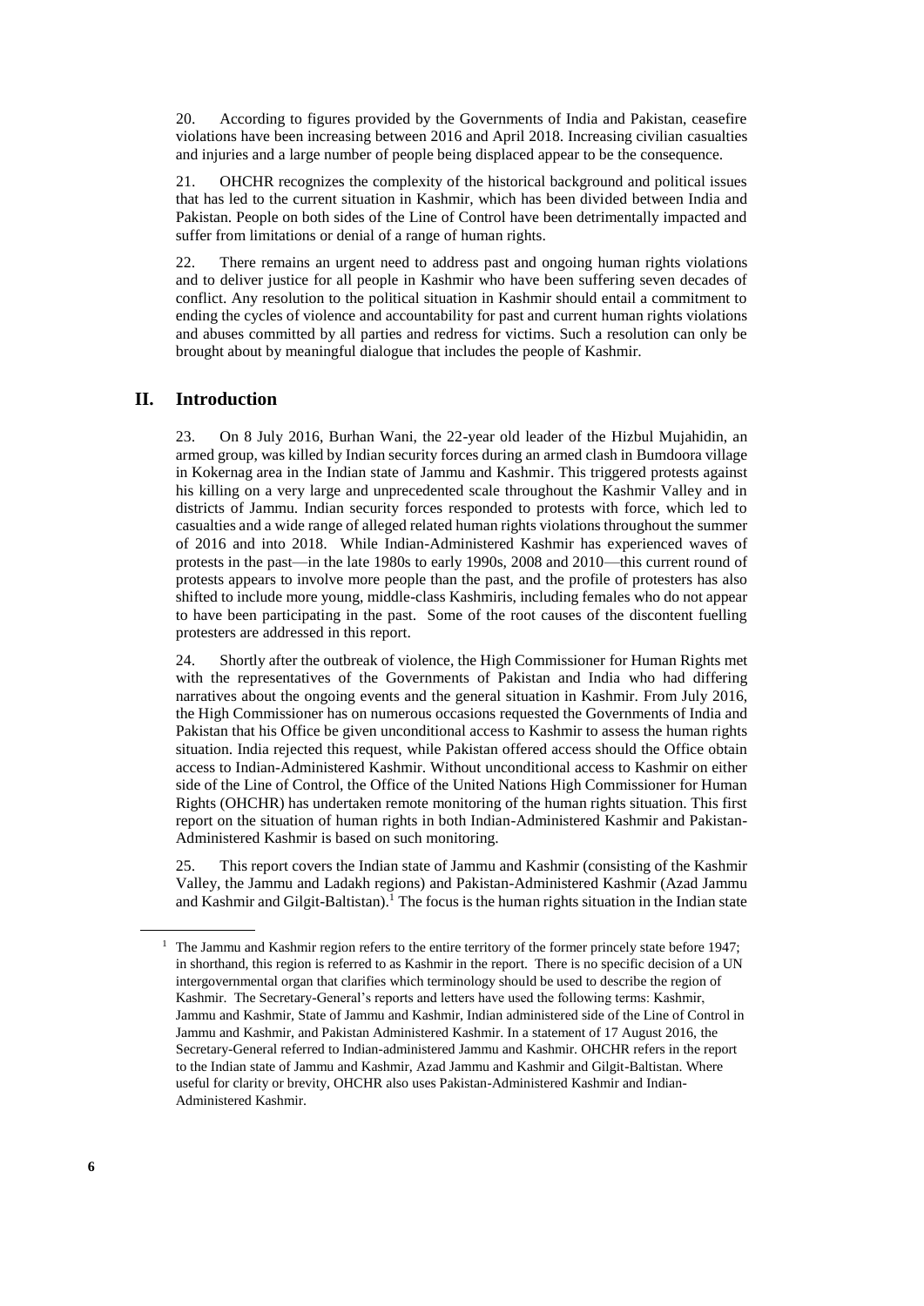20. According to figures provided by the Governments of India and Pakistan, ceasefire violations have been increasing between 2016 and April 2018. Increasing civilian casualties and injuries and a large number of people being displaced appear to be the consequence.

21. OHCHR recognizes the complexity of the historical background and political issues that has led to the current situation in Kashmir, which has been divided between India and Pakistan. People on both sides of the Line of Control have been detrimentally impacted and suffer from limitations or denial of a range of human rights.

22. There remains an urgent need to address past and ongoing human rights violations and to deliver justice for all people in Kashmir who have been suffering seven decades of conflict. Any resolution to the political situation in Kashmir should entail a commitment to ending the cycles of violence and accountability for past and current human rights violations and abuses committed by all parties and redress for victims. Such a resolution can only be brought about by meaningful dialogue that includes the people of Kashmir.

## II. Introduction

23. On 8 July 2016, Burhan Wani, the 22-year old leader of the Hizbul Mujahidin, an armed group, was killed by Indian security forces during an armed clash in Bumdoora village in Kokernag area in the Indian state of Jammu and Kashmir. This triggered protests against his killing on a very large and unprecedented scale throughout the Kashmir Valley and in districts of Jammu. Indian security forces responded to protests with force, which led to casualties and a wide range of alleged related human rights violations throughout the summer of 2016 and into 2018. While Indian-Administered Kashmir has experienced waves of protests in the past—in the late 1980s to early 1990s, 2008 and 2010—this current round of protests appears to involve more people than the past, and the profile of protesters has also shifted to include more young, middle-class Kashmiris, including females who do not appear to have been participating in the past. Some of the root causes of the discontent fuelling protesters are addressed in this report.

24. Shortly after the outbreak of violence, the High Commissioner for Human Rights met with the representatives of the Governments of Pakistan and India who had differing narratives about the ongoing events and the general situation in Kashmir. From July 2016, the High Commissioner has on numerous occasions requested the Governments of India and Pakistan that his Office be given unconditional access to Kashmir to assess the human rights situation. India rejected this request, while Pakistan offered access should the Office obtain access to Indian-Administered Kashmir. Without unconditional access to Kashmir on either side of the Line of Control, the Office of the United Nations High Commissioner for Human Rights (OHCHR) has undertaken remote monitoring of the human rights situation. This first report on the situation of human rights in both Indian-Administered Kashmir and Pakistan-Administered Kashmir is based on such monitoring.

25. This report covers the Indian state of Jammu and Kashmir (consisting of the Kashmir Valley, the Jammu and Ladakh regions) and Pakistan-Administered Kashmir (Azad Jammu and Kashmir and Gilgit-Baltistan).[1] The focus is the human rights situation in the Indian state

[1] The Jammu and Kashmir region refers to the entire territory of the former princely state before 1947; in shorthand, this region is referred to as Kashmir in the report. There is no specific decision of a UN intergovernmental organ that clarifies which terminology should be used to describe the region of Kashmir. The Secretary-General's reports and letters have used the following terms: Kashmir, Jammu and Kashmir, State of Jammu and Kashmir, Indian administered side of the Line of Control in Jammu and Kashmir, and Pakistan Administered Kashmir. In a statement of 17 August 2016, the Secretary-General referred to Indian-administered Jammu and Kashmir. OHCHR refers in the report to the Indian state of Jammu and Kashmir, Azad Jammu and Kashmir and Gilgit-Baltistan. Where useful for clarity or brevity, OHCHR also uses Pakistan-Administered Kashmir and Indian-Administered Kashmir.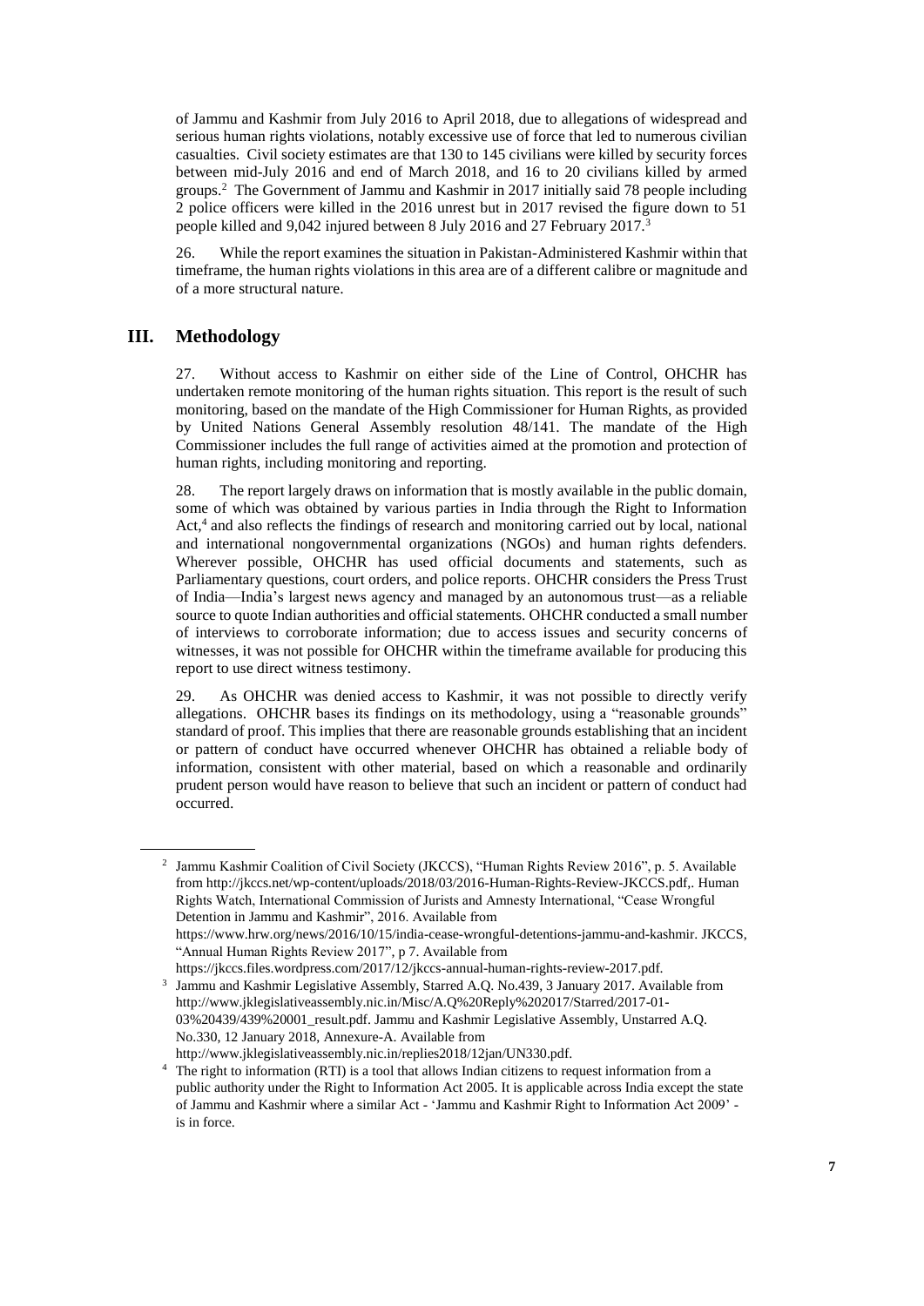of Jammu and Kashmir from July 2016 to April 2018, due to allegations of widespread and serious human rights violations, notably excessive use of force that led to numerous civilian casualties. Civil society estimates are that 130 to 145 civilians were killed by security forces between mid-July 2016 and end of March 2018, and 16 to 20 civilians killed by armed groups.[2] The Government of Jammu and Kashmir in 2017 initially said 78 people including 2 police officers were killed in the 2016 unrest but in 2017 revised the figure down to 51 people killed and 9,042 injured between 8 July 2016 and 27 February 2017.[3]

26. While the report examines the situation in Pakistan-Administered Kashmir within that timeframe, the human rights violations in this area are of a different calibre or magnitude and of a more structural nature.

## III. Methodology

27. Without access to Kashmir on either side of the Line of Control, OHCHR has undertaken remote monitoring of the human rights situation. This report is the result of such monitoring, based on the mandate of the High Commissioner for Human Rights, as provided by United Nations General Assembly resolution 48/141. The mandate of the High Commissioner includes the full range of activities aimed at the promotion and protection of human rights, including monitoring and reporting.

28. The report largely draws on information that is mostly available in the public domain, some of which was obtained by various parties in India through the Right to Information Act,[4] and also reflects the findings of research and monitoring carried out by local, national and international nongovernmental organizations (NGOs) and human rights defenders. Wherever possible, OHCHR has used official documents and statements, such as Parliamentary questions, court orders, and police reports. OHCHR considers the Press Trust of India—India's largest news agency and managed by an autonomous trust—as a reliable source to quote Indian authorities and official statements. OHCHR conducted a small number of interviews to corroborate information; due to access issues and security concerns of witnesses, it was not possible for OHCHR within the timeframe available for producing this report to use direct witness testimony.

29. As OHCHR was denied access to Kashmir, it was not possible to directly verify allegations. OHCHR bases its findings on its methodology, using a "reasonable grounds" standard of proof. This implies that there are reasonable grounds establishing that an incident or pattern of conduct have occurred whenever OHCHR has obtained a reliable body of information, consistent with other material, based on which a reasonable and ordinarily prudent person would have reason to believe that such an incident or pattern of conduct had occurred.

---

[2] Jammu Kashmir Coalition of Civil Society (JKCCS), "Human Rights Review 2016", p. 5. Available from http://jkccs.net/wp-content/uploads/2018/03/2016-Human-Rights-Review-JKCCS.pdf,. Human Rights Watch, International Commission of Jurists and Amnesty International, "Cease Wrongful Detention in Jammu and Kashmir", 2016. Available from https://www.hrw.org/news/2016/10/15/india-cease-wrongful-detentions-jammu-and-kashmir. JKCCS, "Annual Human Rights Review 2017", p 7. Available from https://jkccs.files.wordpress.com/2017/12/jkccs-annual-human-rights-review-2017.pdf.

[3] Jammu and Kashmir Legislative Assembly, Starred A.Q. No.439, 3 January 2017. Available from http://www.jklegislativeassembly.nic.in/Misc/A.Q%20Reply%202017/Starred/2017-01-03%20439/439%20001_result.pdf. Jammu and Kashmir Legislative Assembly, Unstarred A.Q. No.330, 12 January 2018, Annexure-A. Available from http://www.jklegislativeassembly.nic.in/replies2018/12jan/UN330.pdf.

[4] The right to information (RTI) is a tool that allows Indian citizens to request information from a public authority under the Right to Information Act 2005. It is applicable across India except the state of Jammu and Kashmir where a similar Act - 'Jammu and Kashmir Right to Information Act 2009' - is in force.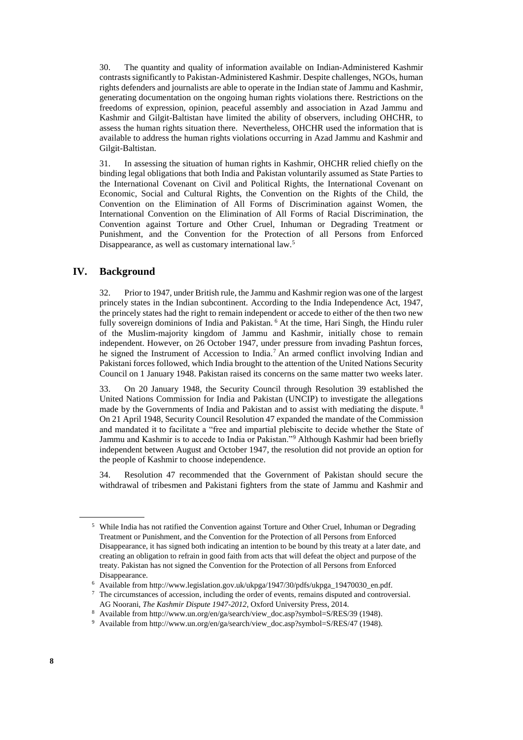30. The quantity and quality of information available on Indian-Administered Kashmir contrasts significantly to Pakistan-Administered Kashmir. Despite challenges, NGOs, human rights defenders and journalists are able to operate in the Indian state of Jammu and Kashmir, generating documentation on the ongoing human rights violations there. Restrictions on the freedoms of expression, opinion, peaceful assembly and association in Azad Jammu and Kashmir and Gilgit-Baltistan have limited the ability of observers, including OHCHR, to assess the human rights situation there. Nevertheless, OHCHR used the information that is available to address the human rights violations occurring in Azad Jammu and Kashmir and Gilgit-Baltistan.

31. In assessing the situation of human rights in Kashmir, OHCHR relied chiefly on the binding legal obligations that both India and Pakistan voluntarily assumed as State Parties to the International Covenant on Civil and Political Rights, the International Covenant on Economic, Social and Cultural Rights, the Convention on the Rights of the Child, the Convention on the Elimination of All Forms of Discrimination against Women, the International Convention on the Elimination of All Forms of Racial Discrimination, the Convention against Torture and Other Cruel, Inhuman or Degrading Treatment or Punishment, and the Convention for the Protection of all Persons from Enforced Disappearance, as well as customary international law.[5]

## IV. Background

32. Prior to 1947, under British rule, the Jammu and Kashmir region was one of the largest princely states in the Indian subcontinent. According to the India Independence Act, 1947, the princely states had the right to remain independent or accede to either of the then two new fully sovereign dominions of India and Pakistan.[6] At the time, Hari Singh, the Hindu ruler of the Muslim-majority kingdom of Jammu and Kashmir, initially chose to remain independent. However, on 26 October 1947, under pressure from invading Pashtun forces, he signed the Instrument of Accession to India.[7] An armed conflict involving Indian and Pakistani forces followed, which India brought to the attention of the United Nations Security Council on 1 January 1948. Pakistan raised its concerns on the same matter two weeks later.

33. On 20 January 1948, the Security Council through Resolution 39 established the United Nations Commission for India and Pakistan (UNCIP) to investigate the allegations made by the Governments of India and Pakistan and to assist with mediating the dispute.[8] On 21 April 1948, Security Council Resolution 47 expanded the mandate of the Commission and mandated it to facilitate a "free and impartial plebiscite to decide whether the State of Jammu and Kashmir is to accede to India or Pakistan."[9] Although Kashmir had been briefly independent between August and October 1947, the resolution did not provide an option for the people of Kashmir to choose independence.

34. Resolution 47 recommended that the Government of Pakistan should secure the withdrawal of tribesmen and Pakistani fighters from the state of Jammu and Kashmir and

---

[5] While India has not ratified the Convention against Torture and Other Cruel, Inhuman or Degrading Treatment or Punishment, and the Convention for the Protection of all Persons from Enforced Disappearance, it has signed both indicating an intention to be bound by this treaty at a later date, and creating an obligation to refrain in good faith from acts that will defeat the object and purpose of the treaty. Pakistan has not signed the Convention for the Protection of all Persons from Enforced Disappearance.

[6] Available from http://www.legislation.gov.uk/ukpga/1947/30/pdfs/ukpga_19470030_en.pdf.

[7] The circumstances of accession, including the order of events, remains disputed and controversial. AG Noorani, *The Kashmir Dispute 1947-2012*, Oxford University Press, 2014.

[8] Available from http://www.un.org/en/ga/search/view_doc.asp?symbol=S/RES/39 (1948).

[9] Available from http://www.un.org/en/ga/search/view_doc.asp?symbol=S/RES/47 (1948).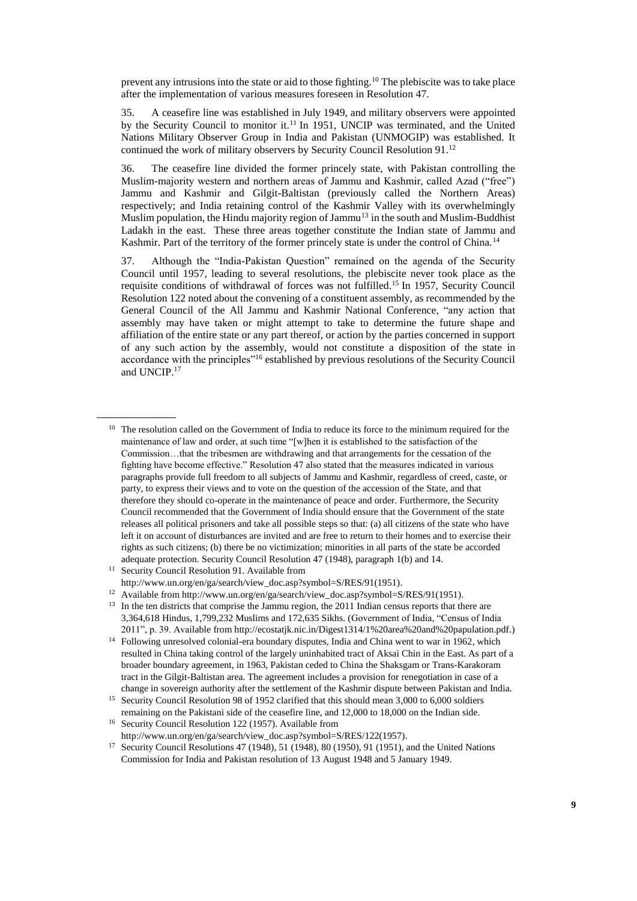prevent any intrusions into the state or aid to those fighting.[10] The plebiscite was to take place after the implementation of various measures foreseen in Resolution 47.

35. A ceasefire line was established in July 1949, and military observers were appointed by the Security Council to monitor it.[11] In 1951, UNCIP was terminated, and the United Nations Military Observer Group in India and Pakistan (UNMOGIP) was established. It continued the work of military observers by Security Council Resolution 91.[12]

36. The ceasefire line divided the former princely state, with Pakistan controlling the Muslim-majority western and northern areas of Jammu and Kashmir, called Azad ("free") Jammu and Kashmir and Gilgit-Baltistan (previously called the Northern Areas) respectively; and India retaining control of the Kashmir Valley with its overwhelmingly Muslim population, the Hindu majority region of Jammu[13] in the south and Muslim-Buddhist Ladakh in the east. These three areas together constitute the Indian state of Jammu and Kashmir. Part of the territory of the former princely state is under the control of China.[14]

37. Although the "India-Pakistan Question" remained on the agenda of the Security Council until 1957, leading to several resolutions, the plebiscite never took place as the requisite conditions of withdrawal of forces was not fulfilled.[15] In 1957, Security Council Resolution 122 noted about the convening of a constituent assembly, as recommended by the General Council of the All Jammu and Kashmir National Conference, "any action that assembly may have taken or might attempt to take to determine the future shape and affiliation of the entire state or any part thereof, or action by the parties concerned in support of any such action by the assembly, would not constitute a disposition of the state in accordance with the principles"[16] established by previous resolutions of the Security Council and UNCIP.[17]

---

[10] The resolution called on the Government of India to reduce its force to the minimum required for the maintenance of law and order, at such time "[w]hen it is established to the satisfaction of the Commission…that the tribesmen are withdrawing and that arrangements for the cessation of the fighting have become effective." Resolution 47 also stated that the measures indicated in various paragraphs provide full freedom to all subjects of Jammu and Kashmir, regardless of creed, caste, or party, to express their views and to vote on the question of the accession of the State, and that therefore they should co-operate in the maintenance of peace and order. Furthermore, the Security Council recommended that the Government of India should ensure that the Government of the state releases all political prisoners and take all possible steps so that: (a) all citizens of the state who have left it on account of disturbances are invited and are free to return to their homes and to exercise their rights as such citizens; (b) there be no victimization; minorities in all parts of the state be accorded adequate protection. Security Council Resolution 47 (1948), paragraph 1(b) and 14.

[11] Security Council Resolution 91. Available from http://www.un.org/en/ga/search/view_doc.asp?symbol=S/RES/91(1951).

[12] Available from http://www.un.org/en/ga/search/view_doc.asp?symbol=S/RES/91(1951).

[13] In the ten districts that comprise the Jammu region, the 2011 Indian census reports that there are 3,364,618 Hindus, 1,799,232 Muslims and 172,635 Sikhs. (Government of India, "Census of India 2011", p. 39. Available from http://ecostatjk.nic.in/Digest1314/1%20area%20and%20papulation.pdf.)

[14] Following unresolved colonial-era boundary disputes, India and China went to war in 1962, which resulted in China taking control of the largely uninhabited tract of Aksai Chin in the East. As part of a broader boundary agreement, in 1963, Pakistan ceded to China the Shaksgam or Trans-Karakoram tract in the Gilgit-Baltistan area. The agreement includes a provision for renegotiation in case of a change in sovereign authority after the settlement of the Kashmir dispute between Pakistan and India.

[15] Security Council Resolution 98 of 1952 clarified that this should mean 3,000 to 6,000 soldiers remaining on the Pakistani side of the ceasefire line, and 12,000 to 18,000 on the Indian side.

[16] Security Council Resolution 122 (1957). Available from http://www.un.org/en/ga/search/view_doc.asp?symbol=S/RES/122(1957).

[17] Security Council Resolutions 47 (1948), 51 (1948), 80 (1950), 91 (1951), and the United Nations Commission for India and Pakistan resolution of 13 August 1948 and 5 January 1949.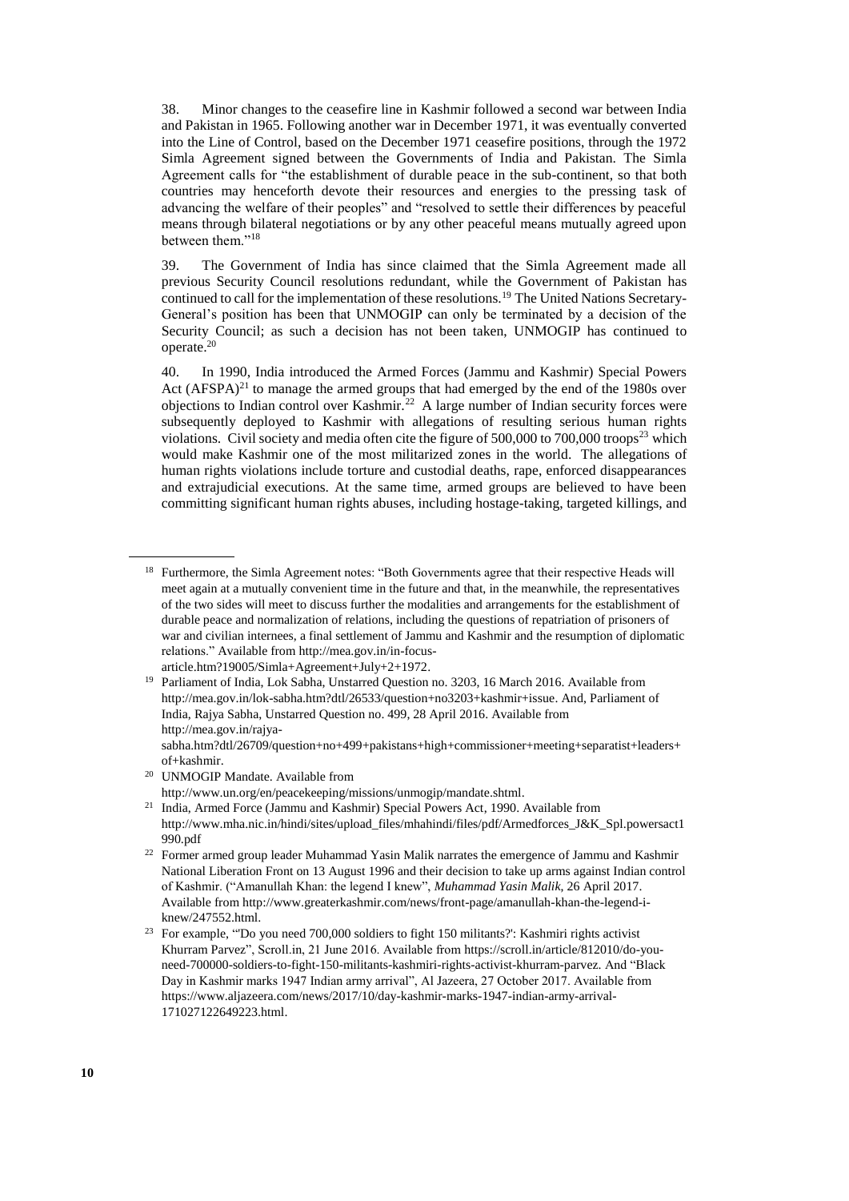38. Minor changes to the ceasefire line in Kashmir followed a second war between India and Pakistan in 1965. Following another war in December 1971, it was eventually converted into the Line of Control, based on the December 1971 ceasefire positions, through the 1972 Simla Agreement signed between the Governments of India and Pakistan. The Simla Agreement calls for "the establishment of durable peace in the sub-continent, so that both countries may henceforth devote their resources and energies to the pressing task of advancing the welfare of their peoples" and "resolved to settle their differences by peaceful means through bilateral negotiations or by any other peaceful means mutually agreed upon between them."[18]

39. The Government of India has since claimed that the Simla Agreement made all previous Security Council resolutions redundant, while the Government of Pakistan has continued to call for the implementation of these resolutions.[19] The United Nations Secretary-General's position has been that UNMOGIP can only be terminated by a decision of the Security Council; as such a decision has not been taken, UNMOGIP has continued to operate.[20]

40. In 1990, India introduced the Armed Forces (Jammu and Kashmir) Special Powers Act (AFSPA)[21] to manage the armed groups that had emerged by the end of the 1980s over objections to Indian control over Kashmir.[22] A large number of Indian security forces were subsequently deployed to Kashmir with allegations of resulting serious human rights violations. Civil society and media often cite the figure of 500,000 to 700,000 troops[23] which would make Kashmir one of the most militarized zones in the world. The allegations of human rights violations include torture and custodial deaths, rape, enforced disappearances and extrajudicial executions. At the same time, armed groups are believed to have been committing significant human rights abuses, including hostage-taking, targeted killings, and

---

[18] Furthermore, the Simla Agreement notes: "Both Governments agree that their respective Heads will meet again at a mutually convenient time in the future and that, in the meanwhile, the representatives of the two sides will meet to discuss further the modalities and arrangements for the establishment of durable peace and normalization of relations, including the questions of repatriation of prisoners of war and civilian internees, a final settlement of Jammu and Kashmir and the resumption of diplomatic relations." Available from http://mea.gov.in/in-focus-article.htm?19005/Simla+Agreement+July+2+1972.

[19] Parliament of India, Lok Sabha, Unstarred Question no. 3203, 16 March 2016. Available from http://mea.gov.in/lok-sabha.htm?dtl/26533/question+no3203+kashmir+issue. And, Parliament of India, Rajya Sabha, Unstarred Question no. 499, 28 April 2016. Available from http://mea.gov.in/rajya-sabha.htm?dtl/26709/question+no+499+pakistans+high+commissioner+meeting+separatist+leaders+of+kashmir.

[20] UNMOGIP Mandate. Available from http://www.un.org/en/peacekeeping/missions/unmogip/mandate.shtml.

[21] India, Armed Force (Jammu and Kashmir) Special Powers Act, 1990. Available from http://www.mha.nic.in/hindi/sites/upload_files/mhahindi/files/pdf/Armedforces_J&K_Spl.powersact1990.pdf

[22] Former armed group leader Muhammad Yasin Malik narrates the emergence of Jammu and Kashmir National Liberation Front on 13 August 1996 and their decision to take up arms against Indian control of Kashmir. ("Amanullah Khan: the legend I knew", *Muhammad Yasin Malik*, 26 April 2017. Available from http://www.greaterkashmir.com/news/front-page/amanullah-khan-the-legend-i-knew/247552.html.

[23] For example, "'Do you need 700,000 soldiers to fight 150 militants?': Kashmiri rights activist Khurram Parvez", Scroll.in, 21 June 2016. Available from https://scroll.in/article/812010/do-you-need-700000-soldiers-to-fight-150-militants-kashmiri-rights-activist-khurram-parvez. And "Black Day in Kashmir marks 1947 Indian army arrival", Al Jazeera, 27 October 2017. Available from https://www.aljazeera.com/news/2017/10/day-kashmir-marks-1947-indian-army-arrival-171027122649223.html.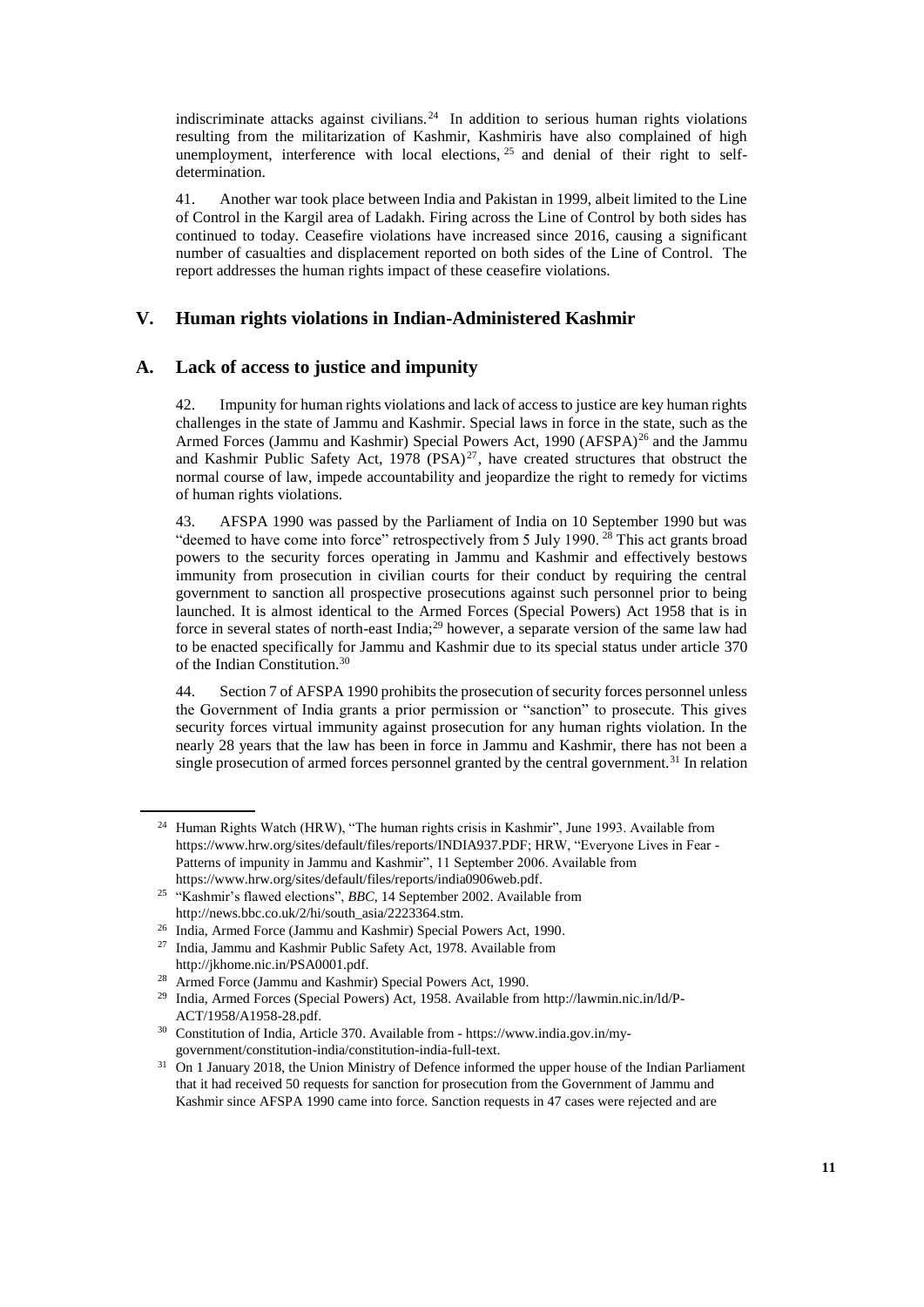indiscriminate attacks against civilians.[24] In addition to serious human rights violations resulting from the militarization of Kashmir, Kashmiris have also complained of high unemployment, interference with local elections,[25] and denial of their right to self-determination.

41. Another war took place between India and Pakistan in 1999, albeit limited to the Line of Control in the Kargil area of Ladakh. Firing across the Line of Control by both sides has continued to today. Ceasefire violations have increased since 2016, causing a significant number of casualties and displacement reported on both sides of the Line of Control. The report addresses the human rights impact of these ceasefire violations.

## V. Human rights violations in Indian-Administered Kashmir

### A. Lack of access to justice and impunity

42. Impunity for human rights violations and lack of access to justice are key human rights challenges in the state of Jammu and Kashmir. Special laws in force in the state, such as the Armed Forces (Jammu and Kashmir) Special Powers Act, 1990 (AFSPA)[26] and the Jammu and Kashmir Public Safety Act, 1978 (PSA)[27], have created structures that obstruct the normal course of law, impede accountability and jeopardize the right to remedy for victims of human rights violations.

43. AFSPA 1990 was passed by the Parliament of India on 10 September 1990 but was "deemed to have come into force" retrospectively from 5 July 1990.[28] This act grants broad powers to the security forces operating in Jammu and Kashmir and effectively bestows immunity from prosecution in civilian courts for their conduct by requiring the central government to sanction all prospective prosecutions against such personnel prior to being launched. It is almost identical to the Armed Forces (Special Powers) Act 1958 that is in force in several states of north-east India;[29] however, a separate version of the same law had to be enacted specifically for Jammu and Kashmir due to its special status under article 370 of the Indian Constitution.[30]

44. Section 7 of AFSPA 1990 prohibits the prosecution of security forces personnel unless the Government of India grants a prior permission or "sanction" to prosecute. This gives security forces virtual immunity against prosecution for any human rights violation. In the nearly 28 years that the law has been in force in Jammu and Kashmir, there has not been a single prosecution of armed forces personnel granted by the central government.[31] In relation

---

[24] Human Rights Watch (HRW), "The human rights crisis in Kashmir", June 1993. Available from https://www.hrw.org/sites/default/files/reports/INDIA937.PDF; HRW, "Everyone Lives in Fear - Patterns of impunity in Jammu and Kashmir", 11 September 2006. Available from https://www.hrw.org/sites/default/files/reports/india0906web.pdf.

[25] "Kashmir's flawed elections", *BBC*, 14 September 2002. Available from http://news.bbc.co.uk/2/hi/south_asia/2223364.stm.

[26] India, Armed Force (Jammu and Kashmir) Special Powers Act, 1990.

[27] India, Jammu and Kashmir Public Safety Act, 1978. Available from http://jkhome.nic.in/PSA0001.pdf.

[28] Armed Force (Jammu and Kashmir) Special Powers Act, 1990.

[29] India, Armed Forces (Special Powers) Act, 1958. Available from http://lawmin.nic.in/ld/P-ACT/1958/A1958-28.pdf.

[30] Constitution of India, Article 370. Available from - https://www.india.gov.in/my-government/constitution-india/constitution-india-full-text.

[31] On 1 January 2018, the Union Ministry of Defence informed the upper house of the Indian Parliament that it had received 50 requests for sanction for prosecution from the Government of Jammu and Kashmir since AFSPA 1990 came into force. Sanction requests in 47 cases were rejected and are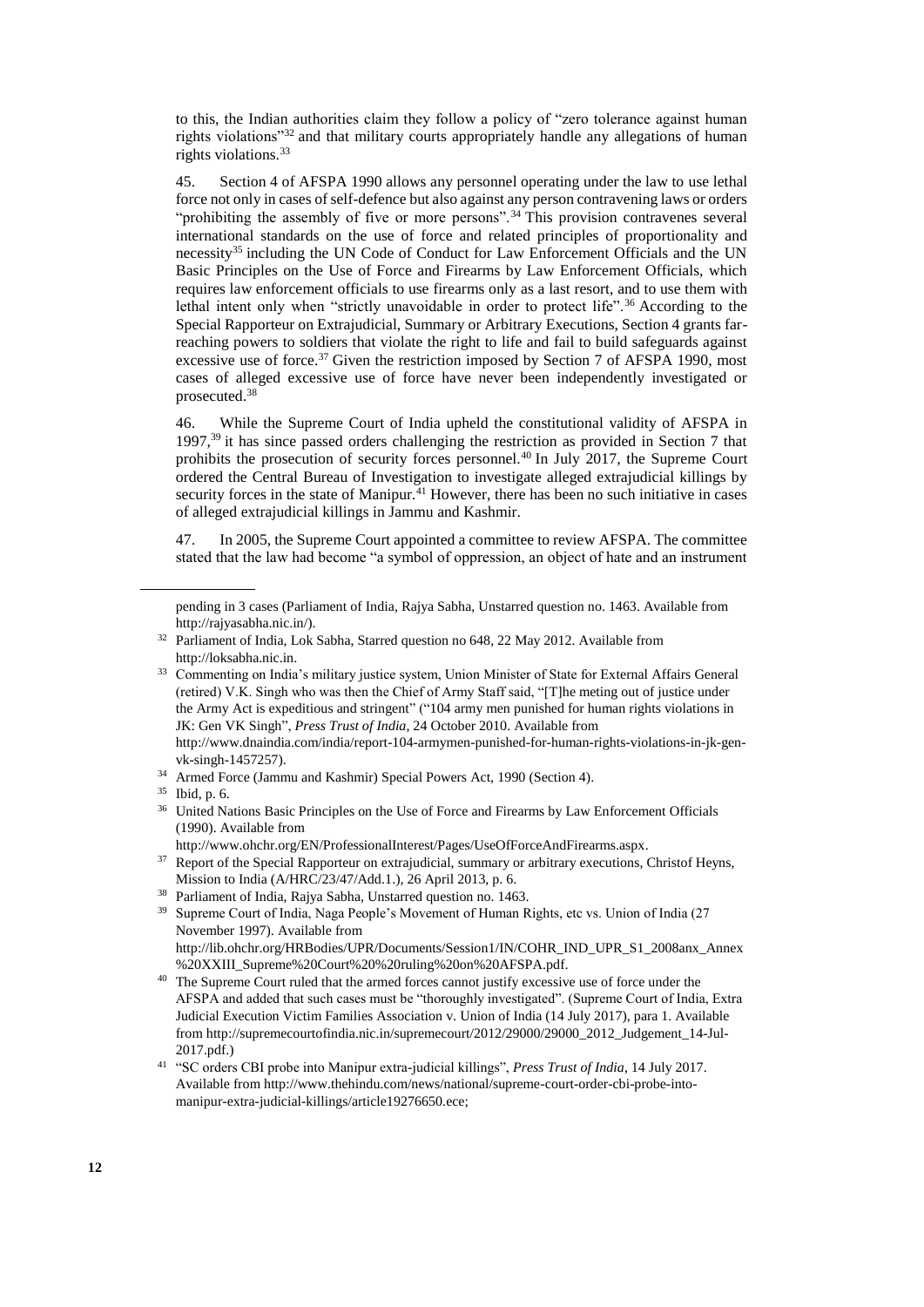to this, the Indian authorities claim they follow a policy of "zero tolerance against human rights violations"[32] and that military courts appropriately handle any allegations of human rights violations.[33]

45. Section 4 of AFSPA 1990 allows any personnel operating under the law to use lethal force not only in cases of self-defence but also against any person contravening laws or orders "prohibiting the assembly of five or more persons".[34] This provision contravenes several international standards on the use of force and related principles of proportionality and necessity[35] including the UN Code of Conduct for Law Enforcement Officials and the UN Basic Principles on the Use of Force and Firearms by Law Enforcement Officials, which requires law enforcement officials to use firearms only as a last resort, and to use them with lethal intent only when "strictly unavoidable in order to protect life".[36] According to the Special Rapporteur on Extrajudicial, Summary or Arbitrary Executions, Section 4 grants far-reaching powers to soldiers that violate the right to life and fail to build safeguards against excessive use of force.[37] Given the restriction imposed by Section 7 of AFSPA 1990, most cases of alleged excessive use of force have never been independently investigated or prosecuted.[38]

46. While the Supreme Court of India upheld the constitutional validity of AFSPA in 1997,[39] it has since passed orders challenging the restriction as provided in Section 7 that prohibits the prosecution of security forces personnel.[40] In July 2017, the Supreme Court ordered the Central Bureau of Investigation to investigate alleged extrajudicial killings by security forces in the state of Manipur.[41] However, there has been no such initiative in cases of alleged extrajudicial killings in Jammu and Kashmir.

47. In 2005, the Supreme Court appointed a committee to review AFSPA. The committee stated that the law had become "a symbol of oppression, an object of hate and an instrument

---

pending in 3 cases (Parliament of India, Rajya Sabha, Unstarred question no. 1463. Available from http://rajyasabha.nic.in/).

[32] Parliament of India, Lok Sabha, Starred question no 648, 22 May 2012. Available from http://loksabha.nic.in.

[33] Commenting on India's military justice system, Union Minister of State for External Affairs General (retired) V.K. Singh who was then the Chief of Army Staff said, "[T]he meting out of justice under the Army Act is expeditious and stringent" ("104 army men punished for human rights violations in JK: Gen VK Singh", *Press Trust of India*, 24 October 2010. Available from http://www.dnaindia.com/india/report-104-armymen-punished-for-human-rights-violations-in-jk-gen-vk-singh-1457257).

[34] Armed Force (Jammu and Kashmir) Special Powers Act, 1990 (Section 4).

[35] Ibid, p. 6.

[36] United Nations Basic Principles on the Use of Force and Firearms by Law Enforcement Officials (1990). Available from http://www.ohchr.org/EN/ProfessionalInterest/Pages/UseOfForceAndFirearms.aspx.

[37] Report of the Special Rapporteur on extrajudicial, summary or arbitrary executions, Christof Heyns, Mission to India (A/HRC/23/47/Add.1.), 26 April 2013, p. 6.

[38] Parliament of India, Rajya Sabha, Unstarred question no. 1463.

[39] Supreme Court of India, Naga People's Movement of Human Rights, etc vs. Union of India (27 November 1997). Available from http://lib.ohchr.org/HRBodies/UPR/Documents/Session1/IN/COHR_IND_UPR_S1_2008anx_Annex%20XXIII_Supreme%20Court%20%20ruling%20on%20AFSPA.pdf.

[40] The Supreme Court ruled that the armed forces cannot justify excessive use of force under the AFSPA and added that such cases must be "thoroughly investigated". (Supreme Court of India, Extra Judicial Execution Victim Families Association v. Union of India (14 July 2017), para 1. Available from http://supremecourtofindia.nic.in/supremecourt/2012/29000/29000_2012_Judgement_14-Jul-2017.pdf.)

[41] "SC orders CBI probe into Manipur extra-judicial killings", *Press Trust of India*, 14 July 2017. Available from http://www.thehindu.com/news/national/supreme-court-order-cbi-probe-into-manipur-extra-judicial-killings/article19276650.ece;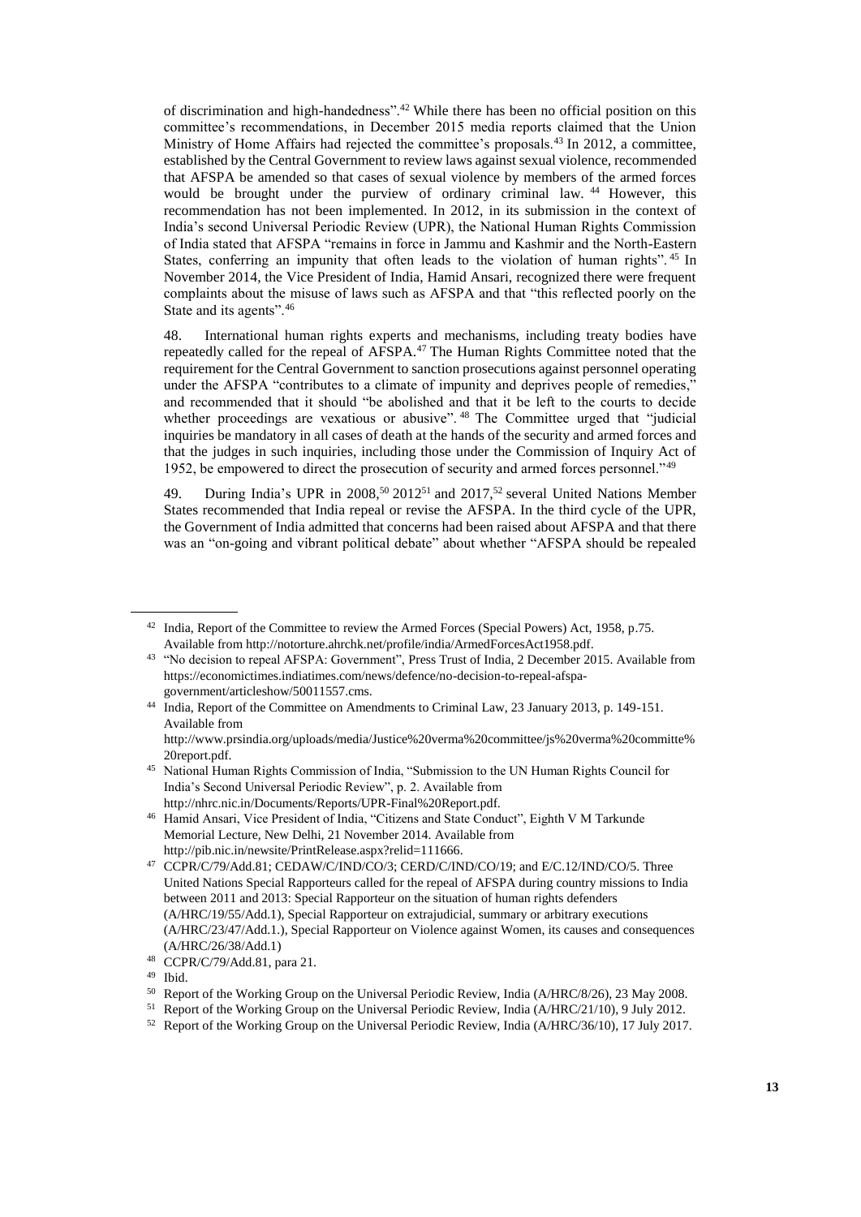of discrimination and high-handedness".[42] While there has been no official position on this committee's recommendations, in December 2015 media reports claimed that the Union Ministry of Home Affairs had rejected the committee's proposals.[43] In 2012, a committee, established by the Central Government to review laws against sexual violence, recommended that AFSPA be amended so that cases of sexual violence by members of the armed forces would be brought under the purview of ordinary criminal law.[44] However, this recommendation has not been implemented. In 2012, in its submission in the context of India's second Universal Periodic Review (UPR), the National Human Rights Commission of India stated that AFSPA "remains in force in Jammu and Kashmir and the North-Eastern States, conferring an impunity that often leads to the violation of human rights".[45] In November 2014, the Vice President of India, Hamid Ansari, recognized there were frequent complaints about the misuse of laws such as AFSPA and that "this reflected poorly on the State and its agents".[46]

48. International human rights experts and mechanisms, including treaty bodies have repeatedly called for the repeal of AFSPA.[47] The Human Rights Committee noted that the requirement for the Central Government to sanction prosecutions against personnel operating under the AFSPA "contributes to a climate of impunity and deprives people of remedies," and recommended that it should "be abolished and that it be left to the courts to decide whether proceedings are vexatious or abusive".[48] The Committee urged that "judicial inquiries be mandatory in all cases of death at the hands of the security and armed forces and that the judges in such inquiries, including those under the Commission of Inquiry Act of 1952, be empowered to direct the prosecution of security and armed forces personnel."[49]

49. During India's UPR in 2008,[50] 2012[51] and 2017,[52] several United Nations Member States recommended that India repeal or revise the AFSPA. In the third cycle of the UPR, the Government of India admitted that concerns had been raised about AFSPA and that there was an "on-going and vibrant political debate" about whether "AFSPA should be repealed

---

[42] India, Report of the Committee to review the Armed Forces (Special Powers) Act, 1958, p.75. Available from http://notorture.ahrchk.net/profile/india/ArmedForcesAct1958.pdf.

[43] "No decision to repeal AFSPA: Government", Press Trust of India, 2 December 2015. Available from https://economictimes.indiatimes.com/news/defence/no-decision-to-repeal-afspa-government/articleshow/50011557.cms.

[44] India, Report of the Committee on Amendments to Criminal Law, 23 January 2013, p. 149-151. Available from http://www.prsindia.org/uploads/media/Justice%20verma%20committee/js%20verma%20committe%20report.pdf.

[45] National Human Rights Commission of India, "Submission to the UN Human Rights Council for India's Second Universal Periodic Review", p. 2. Available from http://nhrc.nic.in/Documents/Reports/UPR-Final%20Report.pdf.

[46] Hamid Ansari, Vice President of India, "Citizens and State Conduct", Eighth V M Tarkunde Memorial Lecture, New Delhi, 21 November 2014. Available from http://pib.nic.in/newsite/PrintRelease.aspx?relid=111666.

[47] CCPR/C/79/Add.81; CEDAW/C/IND/CO/3; CERD/C/IND/CO/19; and E/C.12/IND/CO/5. Three United Nations Special Rapporteurs called for the repeal of AFSPA during country missions to India between 2011 and 2013: Special Rapporteur on the situation of human rights defenders (A/HRC/19/55/Add.1), Special Rapporteur on extrajudicial, summary or arbitrary executions (A/HRC/23/47/Add.1.), Special Rapporteur on Violence against Women, its causes and consequences (A/HRC/26/38/Add.1)

[48] CCPR/C/79/Add.81, para 21.

[49] Ibid.

[50] Report of the Working Group on the Universal Periodic Review, India (A/HRC/8/26), 23 May 2008.

[51] Report of the Working Group on the Universal Periodic Review, India (A/HRC/21/10), 9 July 2012.

[52] Report of the Working Group on the Universal Periodic Review, India (A/HRC/36/10), 17 July 2017.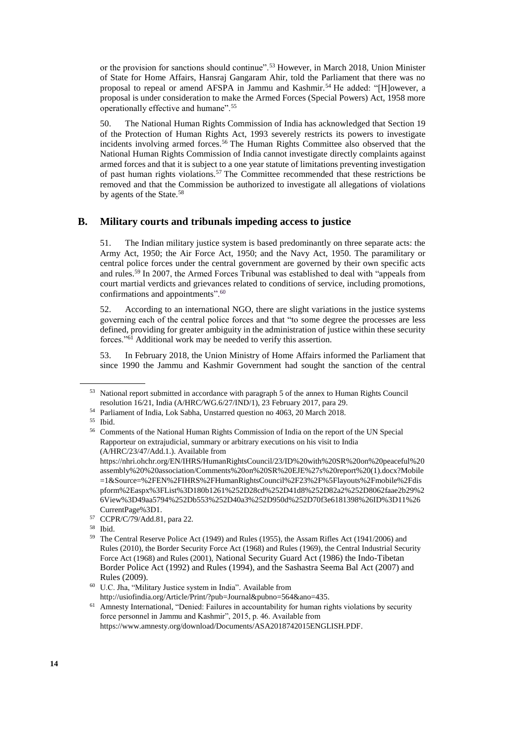or the provision for sanctions should continue".[53] However, in March 2018, Union Minister of State for Home Affairs, Hansraj Gangaram Ahir, told the Parliament that there was no proposal to repeal or amend AFSPA in Jammu and Kashmir.[54] He added: "[H]owever, a proposal is under consideration to make the Armed Forces (Special Powers) Act, 1958 more operationally effective and humane".[55]

50. The National Human Rights Commission of India has acknowledged that Section 19 of the Protection of Human Rights Act, 1993 severely restricts its powers to investigate incidents involving armed forces.[56] The Human Rights Committee also observed that the National Human Rights Commission of India cannot investigate directly complaints against armed forces and that it is subject to a one year statute of limitations preventing investigation of past human rights violations.[57] The Committee recommended that these restrictions be removed and that the Commission be authorized to investigate all allegations of violations by agents of the State.[58]

## B. Military courts and tribunals impeding access to justice

51. The Indian military justice system is based predominantly on three separate acts: the Army Act, 1950; the Air Force Act, 1950; and the Navy Act, 1950. The paramilitary or central police forces under the central government are governed by their own specific acts and rules.[59] In 2007, the Armed Forces Tribunal was established to deal with "appeals from court martial verdicts and grievances related to conditions of service, including promotions, confirmations and appointments".[60]

52. According to an international NGO, there are slight variations in the justice systems governing each of the central police forces and that "to some degree the processes are less defined, providing for greater ambiguity in the administration of justice within these security forces."[61] Additional work may be needed to verify this assertion.

53. In February 2018, the Union Ministry of Home Affairs informed the Parliament that since 1990 the Jammu and Kashmir Government had sought the sanction of the central

---

[53] National report submitted in accordance with paragraph 5 of the annex to Human Rights Council resolution 16/21, India (A/HRC/WG.6/27/IND/1), 23 February 2017, para 29.

[54] Parliament of India, Lok Sabha, Unstarred question no 4063, 20 March 2018.

[55] Ibid.

[56] Comments of the National Human Rights Commission of India on the report of the UN Special Rapporteur on extrajudicial, summary or arbitrary executions on his visit to India (A/HRC/23/47/Add.1.). Available from https://nhri.ohchr.org/EN/IHRS/HumanRightsCouncil/23/ID%20with%20SR%20on%20peaceful%20assembly%20%20association/Comments%20on%20SR%20EJE%27s%20report%20(1).docx?Mobile=1&Source=%2FEN%2FIHRS%2FHumanRightsCouncil%2F23%2F%5Flayouts%2Fmobile%2Fdispform%2Easpx%3FList%3D180b1261%252D28cd%252D41d8%252D82a2%252D8062faae2b29%26View%3D49aa5794%252Db553%252D40a3%252D950d%252D70f3e6181398%26ID%3D11%26CurrentPage%3D1.

[57] CCPR/C/79/Add.81, para 22.

[58] Ibid.

[59] The Central Reserve Police Act (1949) and Rules (1955), the Assam Rifles Act (1941/2006) and Rules (2010), the Border Security Force Act (1968) and Rules (1969), the Central Industrial Security Force Act (1968) and Rules (2001), National Security Guard Act (1986) the Indo-Tibetan Border Police Act (1992) and Rules (1994), and the Sashastra Seema Bal Act (2007) and Rules (2009).

[60] U.C. Jha, "Military Justice system in India". Available from http://usiofindia.org/Article/Print/?pub=Journal&pubno=564&ano=435.

[61] Amnesty International, "Denied: Failures in accountability for human rights violations by security force personnel in Jammu and Kashmir", 2015, p. 46. Available from https://www.amnesty.org/download/Documents/ASA2018742015ENGLISH.PDF.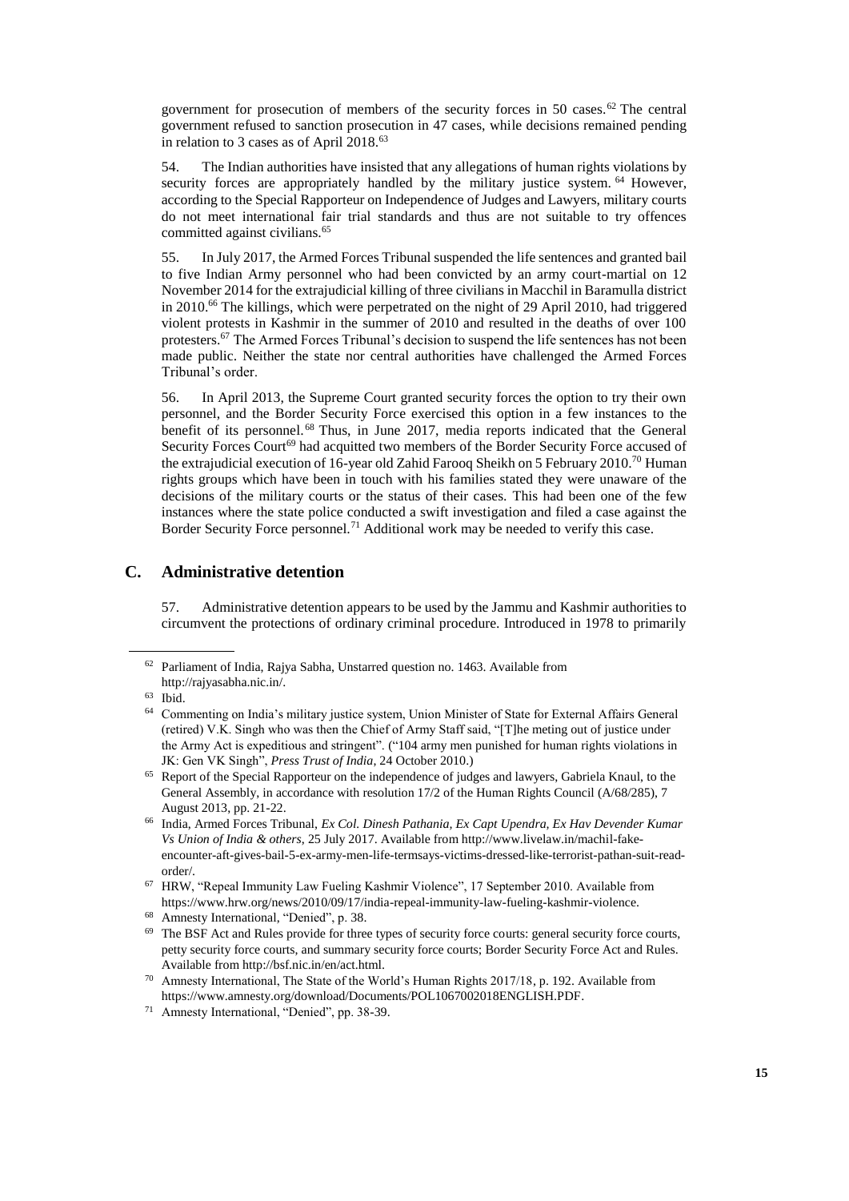government for prosecution of members of the security forces in 50 cases.[62] The central government refused to sanction prosecution in 47 cases, while decisions remained pending in relation to 3 cases as of April 2018.[63]

54. The Indian authorities have insisted that any allegations of human rights violations by security forces are appropriately handled by the military justice system.[64] However, according to the Special Rapporteur on Independence of Judges and Lawyers, military courts do not meet international fair trial standards and thus are not suitable to try offences committed against civilians.[65]

55. In July 2017, the Armed Forces Tribunal suspended the life sentences and granted bail to five Indian Army personnel who had been convicted by an army court-martial on 12 November 2014 for the extrajudicial killing of three civilians in Macchil in Baramulla district in 2010.[66] The killings, which were perpetrated on the night of 29 April 2010, had triggered violent protests in Kashmir in the summer of 2010 and resulted in the deaths of over 100 protesters.[67] The Armed Forces Tribunal's decision to suspend the life sentences has not been made public. Neither the state nor central authorities have challenged the Armed Forces Tribunal's order.

56. In April 2013, the Supreme Court granted security forces the option to try their own personnel, and the Border Security Force exercised this option in a few instances to the benefit of its personnel.[68] Thus, in June 2017, media reports indicated that the General Security Forces Court[69] had acquitted two members of the Border Security Force accused of the extrajudicial execution of 16-year old Zahid Farooq Sheikh on 5 February 2010.[70] Human rights groups which have been in touch with his families stated they were unaware of the decisions of the military courts or the status of their cases. This had been one of the few instances where the state police conducted a swift investigation and filed a case against the Border Security Force personnel.[71] Additional work may be needed to verify this case.

## C. Administrative detention

57. Administrative detention appears to be used by the Jammu and Kashmir authorities to circumvent the protections of ordinary criminal procedure. Introduced in 1978 to primarily

---

[62] Parliament of India, Rajya Sabha, Unstarred question no. 1463. Available from http://rajyasabha.nic.in/.

[63] Ibid.

[64] Commenting on India's military justice system, Union Minister of State for External Affairs General (retired) V.K. Singh who was then the Chief of Army Staff said, "[T]he meting out of justice under the Army Act is expeditious and stringent". ("104 army men punished for human rights violations in JK: Gen VK Singh", *Press Trust of India*, 24 October 2010.)

[65] Report of the Special Rapporteur on the independence of judges and lawyers, Gabriela Knaul, to the General Assembly, in accordance with resolution 17/2 of the Human Rights Council (A/68/285), 7 August 2013, pp. 21-22.

[66] India, Armed Forces Tribunal, *Ex Col. Dinesh Pathania, Ex Capt Upendra, Ex Hav Devender Kumar Vs Union of India & others*, 25 July 2017. Available from http://www.livelaw.in/machil-fake-encounter-aft-gives-bail-5-ex-army-men-life-termsays-victims-dressed-like-terrorist-pathan-suit-read-order/.

[67] HRW, "Repeal Immunity Law Fueling Kashmir Violence", 17 September 2010. Available from https://www.hrw.org/news/2010/09/17/india-repeal-immunity-law-fueling-kashmir-violence.

[68] Amnesty International, "Denied", p. 38.

[69] The BSF Act and Rules provide for three types of security force courts: general security force courts, petty security force courts, and summary security force courts; Border Security Force Act and Rules. Available from http://bsf.nic.in/en/act.html.

[70] Amnesty International, The State of the World's Human Rights 2017/18, p. 192. Available from https://www.amnesty.org/download/Documents/POL1067002018ENGLISH.PDF.

[71] Amnesty International, "Denied", pp. 38-39.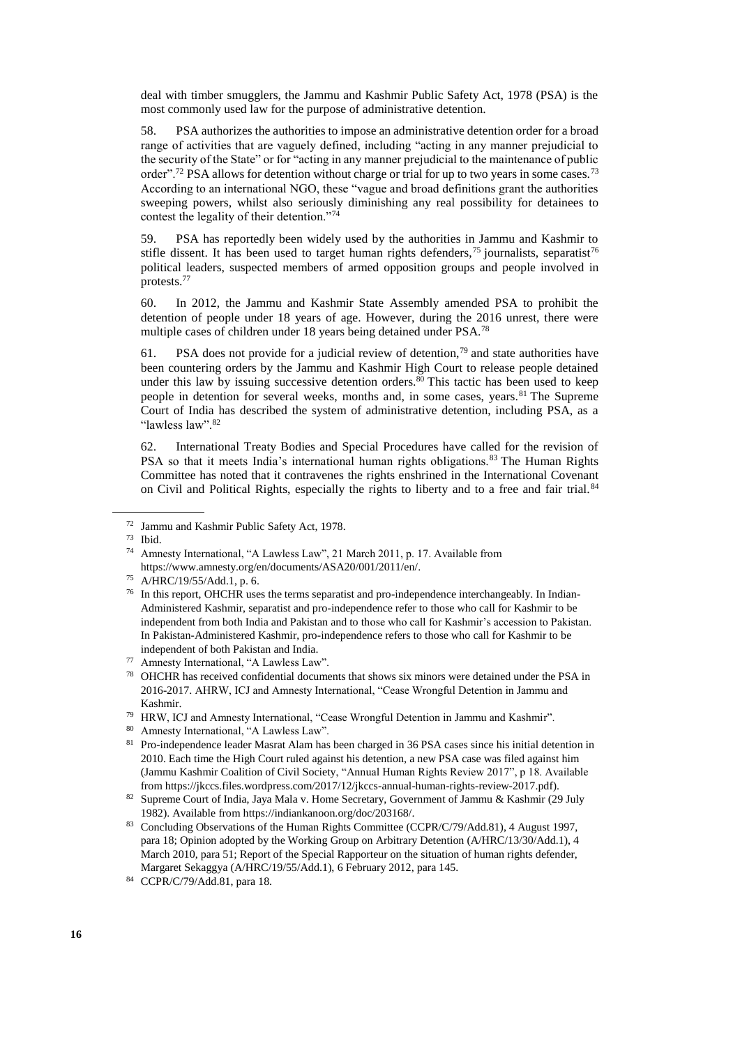deal with timber smugglers, the Jammu and Kashmir Public Safety Act, 1978 (PSA) is the most commonly used law for the purpose of administrative detention.

58. PSA authorizes the authorities to impose an administrative detention order for a broad range of activities that are vaguely defined, including "acting in any manner prejudicial to the security of the State" or for "acting in any manner prejudicial to the maintenance of public order".[72] PSA allows for detention without charge or trial for up to two years in some cases.[73] According to an international NGO, these "vague and broad definitions grant the authorities sweeping powers, whilst also seriously diminishing any real possibility for detainees to contest the legality of their detention."[74]

59. PSA has reportedly been widely used by the authorities in Jammu and Kashmir to stifle dissent. It has been used to target human rights defenders,[75] journalists, separatist[76] political leaders, suspected members of armed opposition groups and people involved in protests.[77]

60. In 2012, the Jammu and Kashmir State Assembly amended PSA to prohibit the detention of people under 18 years of age. However, during the 2016 unrest, there were multiple cases of children under 18 years being detained under PSA.[78]

61. PSA does not provide for a judicial review of detention,[79] and state authorities have been countering orders by the Jammu and Kashmir High Court to release people detained under this law by issuing successive detention orders.[80] This tactic has been used to keep people in detention for several weeks, months and, in some cases, years.[81] The Supreme Court of India has described the system of administrative detention, including PSA, as a "lawless law".[82]

62. International Treaty Bodies and Special Procedures have called for the revision of PSA so that it meets India's international human rights obligations.[83] The Human Rights Committee has noted that it contravenes the rights enshrined in the International Covenant on Civil and Political Rights, especially the rights to liberty and to a free and fair trial.[84]

---

[72] Jammu and Kashmir Public Safety Act, 1978.

[73] Ibid.

[74] Amnesty International, "A Lawless Law", 21 March 2011, p. 17. Available from https://www.amnesty.org/en/documents/ASA20/001/2011/en/.

[75] A/HRC/19/55/Add.1, p. 6.

[76] In this report, OHCHR uses the terms separatist and pro-independence interchangeably. In Indian-Administered Kashmir, separatist and pro-independence refer to those who call for Kashmir to be independent from both India and Pakistan and to those who call for Kashmir's accession to Pakistan. In Pakistan-Administered Kashmir, pro-independence refers to those who call for Kashmir to be independent of both Pakistan and India.

[77] Amnesty International, "A Lawless Law".

[78] OHCHR has received confidential documents that shows six minors were detained under the PSA in 2016-2017. AHRW, ICJ and Amnesty International, "Cease Wrongful Detention in Jammu and Kashmir.

[79] HRW, ICJ and Amnesty International, "Cease Wrongful Detention in Jammu and Kashmir".

[80] Amnesty International, "A Lawless Law".

[81] Pro-independence leader Masrat Alam has been charged in 36 PSA cases since his initial detention in 2010. Each time the High Court ruled against his detention, a new PSA case was filed against him (Jammu Kashmir Coalition of Civil Society, "Annual Human Rights Review 2017", p 18. Available from https://jkccs.files.wordpress.com/2017/12/jkccs-annual-human-rights-review-2017.pdf).

[82] Supreme Court of India, Jaya Mala v. Home Secretary, Government of Jammu & Kashmir (29 July 1982). Available from https://indiankanoon.org/doc/203168/.

[83] Concluding Observations of the Human Rights Committee (CCPR/C/79/Add.81), 4 August 1997, para 18; Opinion adopted by the Working Group on Arbitrary Detention (A/HRC/13/30/Add.1), 4 March 2010, para 51; Report of the Special Rapporteur on the situation of human rights defender, Margaret Sekaggya (A/HRC/19/55/Add.1), 6 February 2012, para 145.

[84] CCPR/C/79/Add.81, para 18.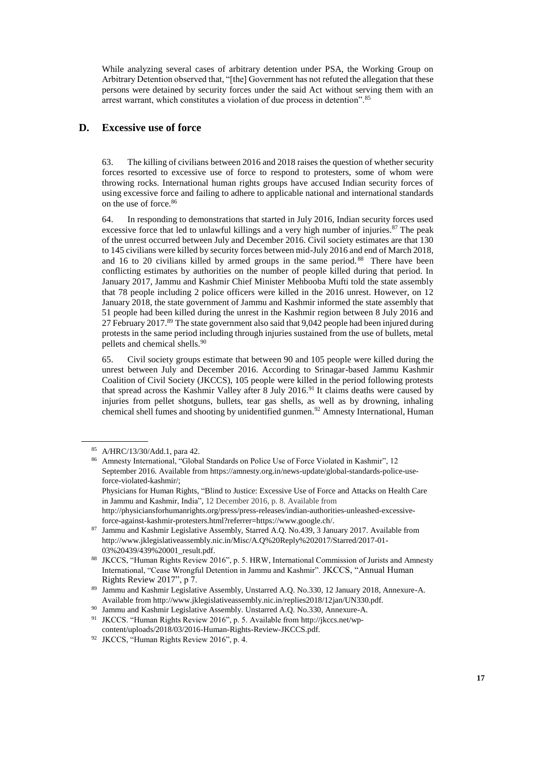While analyzing several cases of arbitrary detention under PSA, the Working Group on Arbitrary Detention observed that, "[the] Government has not refuted the allegation that these persons were detained by security forces under the said Act without serving them with an arrest warrant, which constitutes a violation of due process in detention".[85]

## D. Excessive use of force

63. The killing of civilians between 2016 and 2018 raises the question of whether security forces resorted to excessive use of force to respond to protesters, some of whom were throwing rocks. International human rights groups have accused Indian security forces of using excessive force and failing to adhere to applicable national and international standards on the use of force.[86]

64. In responding to demonstrations that started in July 2016, Indian security forces used excessive force that led to unlawful killings and a very high number of injuries.[87] The peak of the unrest occurred between July and December 2016. Civil society estimates are that 130 to 145 civilians were killed by security forces between mid-July 2016 and end of March 2018, and 16 to 20 civilians killed by armed groups in the same period.[88] There have been conflicting estimates by authorities on the number of people killed during that period. In January 2017, Jammu and Kashmir Chief Minister Mehbooba Mufti told the state assembly that 78 people including 2 police officers were killed in the 2016 unrest. However, on 12 January 2018, the state government of Jammu and Kashmir informed the state assembly that 51 people had been killed during the unrest in the Kashmir region between 8 July 2016 and 27 February 2017.[89] The state government also said that 9,042 people had been injured during protests in the same period including through injuries sustained from the use of bullets, metal pellets and chemical shells.[90]

65. Civil society groups estimate that between 90 and 105 people were killed during the unrest between July and December 2016. According to Srinagar-based Jammu Kashmir Coalition of Civil Society (JKCCS), 105 people were killed in the period following protests that spread across the Kashmir Valley after 8 July 2016.[91] It claims deaths were caused by injuries from pellet shotguns, bullets, tear gas shells, as well as by drowning, inhaling chemical shell fumes and shooting by unidentified gunmen.[92] Amnesty International, Human

---

[85] A/HRC/13/30/Add.1, para 42.

[86] Amnesty International, "Global Standards on Police Use of Force Violated in Kashmir", 12 September 2016. Available from https://amnesty.org.in/news-update/global-standards-police-use-force-violated-kashmir/;
Physicians for Human Rights, "Blind to Justice: Excessive Use of Force and Attacks on Health Care in Jammu and Kashmir, India", 12 December 2016, p. 8. Available from http://physiciansforhumanrights.org/press/press-releases/indian-authorities-unleashed-excessive-force-against-kashmir-protesters.html?referrer=https://www.google.ch/.

[87] Jammu and Kashmir Legislative Assembly, Starred A.Q. No.439, 3 January 2017. Available from http://www.jklegislativeassembly.nic.in/Misc/A.Q%20Reply%202017/Starred/2017-01-03%20439/439%20001_result.pdf.

[88] JKCCS, "Human Rights Review 2016", p. 5. HRW, International Commission of Jurists and Amnesty International, "Cease Wrongful Detention in Jammu and Kashmir". JKCCS, "Annual Human Rights Review 2017", p 7.

[89] Jammu and Kashmir Legislative Assembly, Unstarred A.Q. No.330, 12 January 2018, Annexure-A. Available from http://www.jklegislativeassembly.nic.in/replies2018/12jan/UN330.pdf.

[90] Jammu and Kashmir Legislative Assembly. Unstarred A.Q. No.330, Annexure-A.

[91] JKCCS. "Human Rights Review 2016", p. 5. Available from http://jkccs.net/wp-content/uploads/2018/03/2016-Human-Rights-Review-JKCCS.pdf.

[92] JKCCS, "Human Rights Review 2016", p. 4.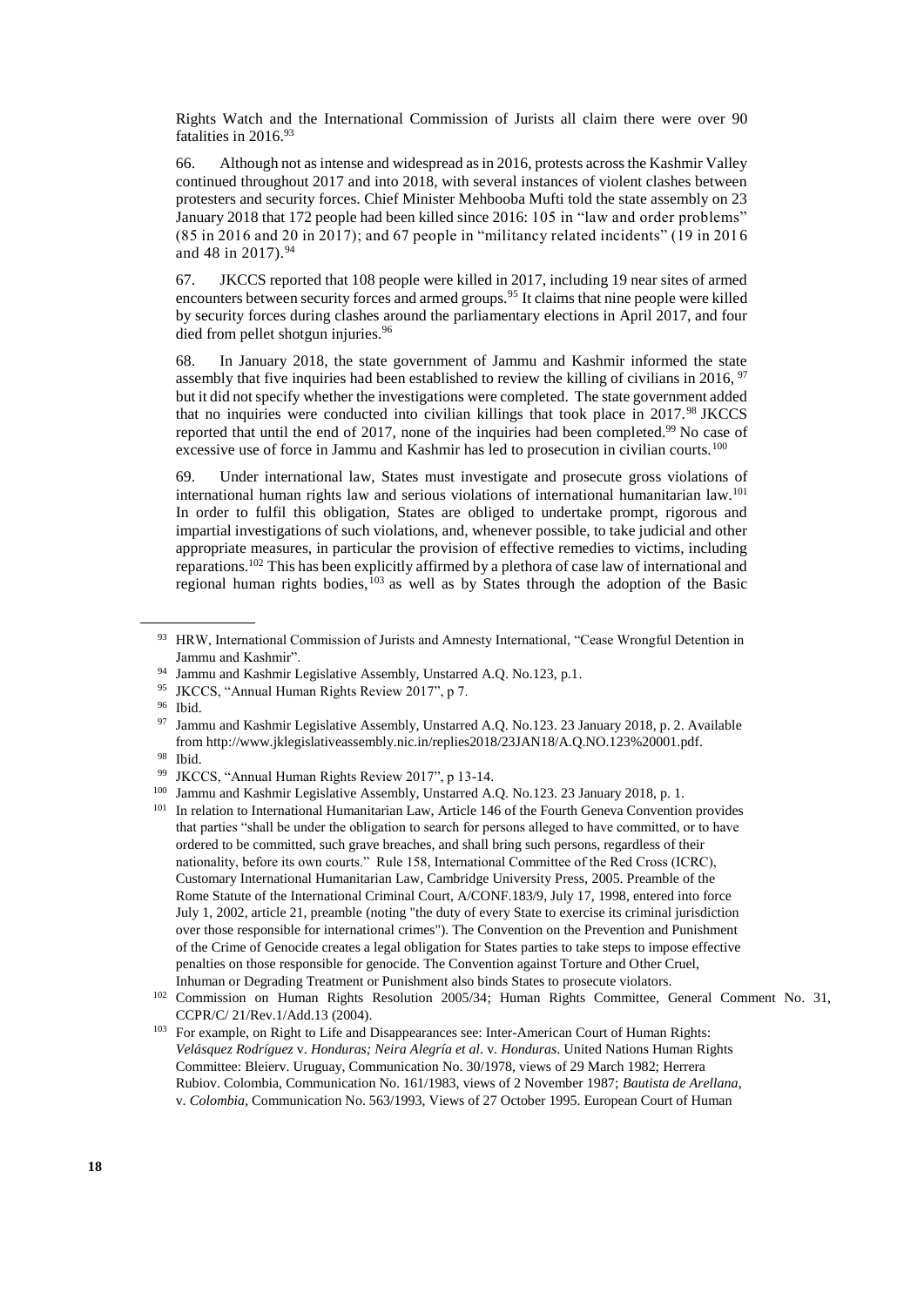Rights Watch and the International Commission of Jurists all claim there were over 90 fatalities in 2016.[93]

66. Although not as intense and widespread as in 2016, protests across the Kashmir Valley continued throughout 2017 and into 2018, with several instances of violent clashes between protesters and security forces. Chief Minister Mehbooba Mufti told the state assembly on 23 January 2018 that 172 people had been killed since 2016: 105 in "law and order problems" (85 in 2016 and 20 in 2017); and 67 people in "militancy related incidents" (19 in 2016 and 48 in 2017).[94]

67. JKCCS reported that 108 people were killed in 2017, including 19 near sites of armed encounters between security forces and armed groups.[95] It claims that nine people were killed by security forces during clashes around the parliamentary elections in April 2017, and four died from pellet shotgun injuries.[96]

68. In January 2018, the state government of Jammu and Kashmir informed the state assembly that five inquiries had been established to review the killing of civilians in 2016, [97] but it did not specify whether the investigations were completed. The state government added that no inquiries were conducted into civilian killings that took place in 2017.[98] JKCCS reported that until the end of 2017, none of the inquiries had been completed.[99] No case of excessive use of force in Jammu and Kashmir has led to prosecution in civilian courts.[100]

69. Under international law, States must investigate and prosecute gross violations of international human rights law and serious violations of international humanitarian law.[101] In order to fulfil this obligation, States are obliged to undertake prompt, rigorous and impartial investigations of such violations, and, whenever possible, to take judicial and other appropriate measures, in particular the provision of effective remedies to victims, including reparations.[102] This has been explicitly affirmed by a plethora of case law of international and regional human rights bodies,[103] as well as by States through the adoption of the Basic

---

[93] HRW, International Commission of Jurists and Amnesty International, "Cease Wrongful Detention in Jammu and Kashmir".

[94] Jammu and Kashmir Legislative Assembly, Unstarred A.Q. No.123, p.1.

[95] JKCCS, "Annual Human Rights Review 2017", p 7.

[96] Ibid.

[97] Jammu and Kashmir Legislative Assembly, Unstarred A.Q. No.123. 23 January 2018, p. 2. Available from http://www.jklegislativeassembly.nic.in/replies2018/23JAN18/A.Q.NO.123%20001.pdf.

[98] Ibid.

[99] JKCCS, "Annual Human Rights Review 2017", p 13-14.

[100] Jammu and Kashmir Legislative Assembly, Unstarred A.Q. No.123. 23 January 2018, p. 1.

[101] In relation to International Humanitarian Law, Article 146 of the Fourth Geneva Convention provides that parties "shall be under the obligation to search for persons alleged to have committed, or to have ordered to be committed, such grave breaches, and shall bring such persons, regardless of their nationality, before its own courts." Rule 158, International Committee of the Red Cross (ICRC), Customary International Humanitarian Law, Cambridge University Press, 2005. Preamble of the Rome Statute of the International Criminal Court, A/CONF.183/9, July 17, 1998, entered into force July 1, 2002, article 21, preamble (noting "the duty of every State to exercise its criminal jurisdiction over those responsible for international crimes"). The Convention on the Prevention and Punishment of the Crime of Genocide creates a legal obligation for States parties to take steps to impose effective penalties on those responsible for genocide. The Convention against Torture and Other Cruel, Inhuman or Degrading Treatment or Punishment also binds States to prosecute violators.

[102] Commission on Human Rights Resolution 2005/34; Human Rights Committee, General Comment No. 31, CCPR/C/ 21/Rev.1/Add.13 (2004).

[103] For example, on Right to Life and Disappearances see: Inter-American Court of Human Rights: *Velásquez Rodríguez* v. *Honduras; Neira Alegría et al*. v. *Honduras*. United Nations Human Rights Committee: Bleierv. Uruguay, Communication No. 30/1978, views of 29 March 1982; Herrera Rubiov. Colombia, Communication No. 161/1983, views of 2 November 1987; *Bautista de Arellana*, v. *Colombia*, Communication No. 563/1993, Views of 27 October 1995. European Court of Human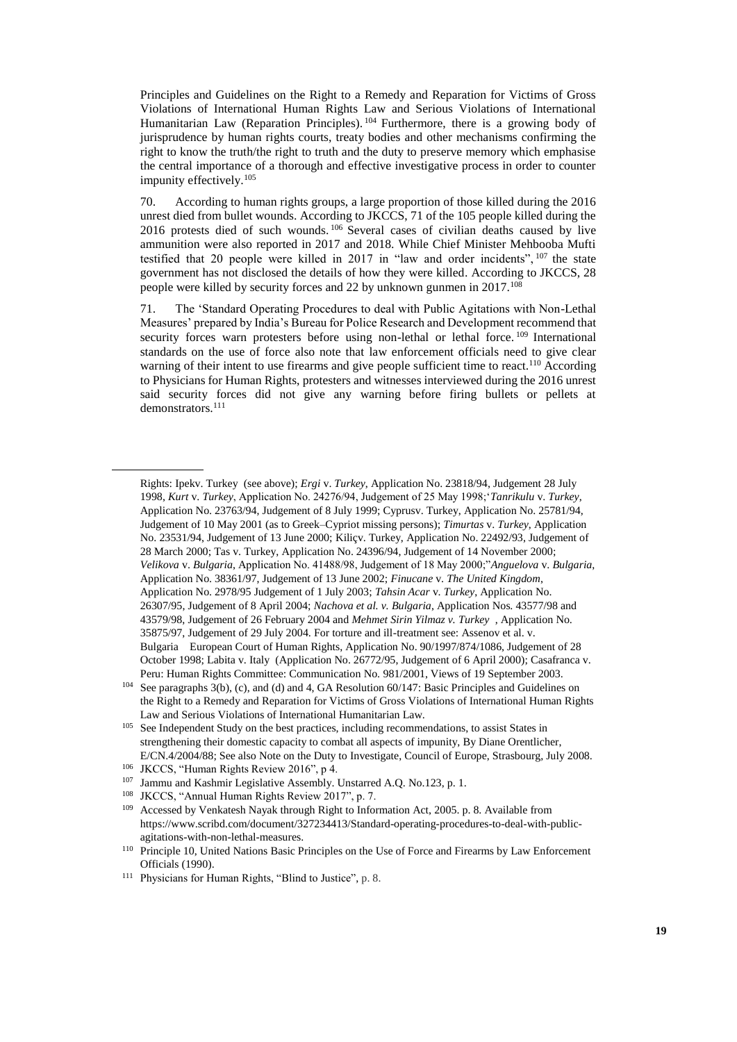Principles and Guidelines on the Right to a Remedy and Reparation for Victims of Gross Violations of International Human Rights Law and Serious Violations of International Humanitarian Law (Reparation Principles).[104] Furthermore, there is a growing body of jurisprudence by human rights courts, treaty bodies and other mechanisms confirming the right to know the truth/the right to truth and the duty to preserve memory which emphasise the central importance of a thorough and effective investigative process in order to counter impunity effectively.[105]

70. According to human rights groups, a large proportion of those killed during the 2016 unrest died from bullet wounds. According to JKCCS, 71 of the 105 people killed during the 2016 protests died of such wounds.[106] Several cases of civilian deaths caused by live ammunition were also reported in 2017 and 2018. While Chief Minister Mehbooba Mufti testified that 20 people were killed in 2017 in "law and order incidents",[107] the state government has not disclosed the details of how they were killed. According to JKCCS, 28 people were killed by security forces and 22 by unknown gunmen in 2017.[108]

71. The 'Standard Operating Procedures to deal with Public Agitations with Non-Lethal Measures' prepared by India's Bureau for Police Research and Development recommend that security forces warn protesters before using non-lethal or lethal force.[109] International standards on the use of force also note that law enforcement officials need to give clear warning of their intent to use firearms and give people sufficient time to react.[110] According to Physicians for Human Rights, protesters and witnesses interviewed during the 2016 unrest said security forces did not give any warning before firing bullets or pellets at demonstrators.[111]

---

Rights: Ipekv. Turkey (see above); *Ergi* v. *Turkey*, Application No. 23818/94, Judgement 28 July 1998, *Kurt* v. *Turkey*, Application No. 24276/94, Judgement of 25 May 1998;'*Tanrikulu* v. *Turkey*, Application No. 23763/94, Judgement of 8 July 1999; Cyprusv. Turkey, Application No. 25781/94, Judgement of 10 May 2001 (as to Greek–Cypriot missing persons); *Timurtas* v. *Turkey*, Application No. 23531/94, Judgement of 13 June 2000; Kiliçv. Turkey, Application No. 22492/93, Judgement of 28 March 2000; Tas v. Turkey, Application No. 24396/94, Judgement of 14 November 2000; *Velikova* v. *Bulgaria*, Application No. 41488/98, Judgement of 18 May 2000;"*Anguelova* v. *Bulgaria*, Application No. 38361/97, Judgement of 13 June 2002; *Finucane* v. *The United Kingdom*, Application No. 2978/95 Judgement of 1 July 2003; *Tahsin Acar* v. *Turkey*, Application No. 26307/95, Judgement of 8 April 2004; *Nachova et al. v. Bulgaria*, Application Nos. 43577/98 and 43579/98, Judgement of 26 February 2004 and *Mehmet Sirin Yilmaz v. Turkey* , Application No. 35875/97, Judgement of 29 July 2004. For torture and ill-treatment see: Assenov et al. v. Bulgaria European Court of Human Rights, Application No. 90/1997/874/1086, Judgement of 28 October 1998; Labita v. Italy (Application No. 26772/95, Judgement of 6 April 2000); Casafranca v. Peru: Human Rights Committee: Communication No. 981/2001, Views of 19 September 2003.

[104] See paragraphs 3(b), (c), and (d) and 4, GA Resolution 60/147: Basic Principles and Guidelines on the Right to a Remedy and Reparation for Victims of Gross Violations of International Human Rights Law and Serious Violations of International Humanitarian Law.

[105] See Independent Study on the best practices, including recommendations, to assist States in strengthening their domestic capacity to combat all aspects of impunity, By Diane Orentlicher, E/CN.4/2004/88; See also Note on the Duty to Investigate, Council of Europe, Strasbourg, July 2008.

[106] JKCCS, "Human Rights Review 2016", p 4.

[107] Jammu and Kashmir Legislative Assembly. Unstarred A.Q. No.123, p. 1.

[108] JKCCS, "Annual Human Rights Review 2017", p. 7.

[109] Accessed by Venkatesh Nayak through Right to Information Act, 2005. p. 8. Available from https://www.scribd.com/document/327234413/Standard-operating-procedures-to-deal-with-public-agitations-with-non-lethal-measures.

[110] Principle 10, United Nations Basic Principles on the Use of Force and Firearms by Law Enforcement Officials (1990).

[111] Physicians for Human Rights, "Blind to Justice", p. 8.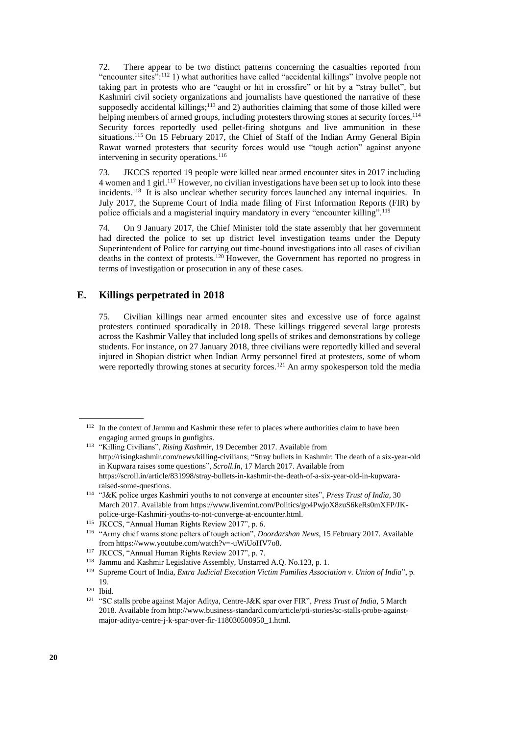72. There appear to be two distinct patterns concerning the casualties reported from "encounter sites":[112] 1) what authorities have called "accidental killings" involve people not taking part in protests who are "caught or hit in crossfire" or hit by a "stray bullet", but Kashmiri civil society organizations and journalists have questioned the narrative of these supposedly accidental killings;[113] and 2) authorities claiming that some of those killed were helping members of armed groups, including protesters throwing stones at security forces.[114] Security forces reportedly used pellet-firing shotguns and live ammunition in these situations.[115] On 15 February 2017, the Chief of Staff of the Indian Army General Bipin Rawat warned protesters that security forces would use "tough action" against anyone intervening in security operations.[116]

73. JKCCS reported 19 people were killed near armed encounter sites in 2017 including 4 women and 1 girl.[117] However, no civilian investigations have been set up to look into these incidents.[118] It is also unclear whether security forces launched any internal inquiries. In July 2017, the Supreme Court of India made filing of First Information Reports (FIR) by police officials and a magisterial inquiry mandatory in every "encounter killing".[119]

74. On 9 January 2017, the Chief Minister told the state assembly that her government had directed the police to set up district level investigation teams under the Deputy Superintendent of Police for carrying out time-bound investigations into all cases of civilian deaths in the context of protests.[120] However, the Government has reported no progress in terms of investigation or prosecution in any of these cases.

## E. Killings perpetrated in 2018

75. Civilian killings near armed encounter sites and excessive use of force against protesters continued sporadically in 2018. These killings triggered several large protests across the Kashmir Valley that included long spells of strikes and demonstrations by college students. For instance, on 27 January 2018, three civilians were reportedly killed and several injured in Shopian district when Indian Army personnel fired at protesters, some of whom were reportedly throwing stones at security forces.[121] An army spokesperson told the media

---

[112] In the context of Jammu and Kashmir these refer to places where authorities claim to have been engaging armed groups in gunfights.

[113] "Killing Civilians", *Rising Kashmir*, 19 December 2017. Available from http://risingkashmir.com/news/killing-civilians; "Stray bullets in Kashmir: The death of a six-year-old in Kupwara raises some questions", *Scroll.In*, 17 March 2017. Available from https://scroll.in/article/831998/stray-bullets-in-kashmir-the-death-of-a-six-year-old-in-kupwara-raised-some-questions.

[114] "J&K police urges Kashmiri youths to not converge at encounter sites", *Press Trust of India*, 30 March 2017. Available from https://www.livemint.com/Politics/go4PwjoX8zuS6keRs0mXFP/JK-police-urge-Kashmiri-youths-to-not-converge-at-encounter.html.

[115] JKCCS, "Annual Human Rights Review 2017", p. 6.

[116] "Army chief warns stone pelters of tough action", *Doordarshan News*, 15 February 2017. Available from https://www.youtube.com/watch?v=-uWiUoHV7o8.

[117] JKCCS, "Annual Human Rights Review 2017", p. 7.

[118] Jammu and Kashmir Legislative Assembly, Unstarred A.Q. No.123, p. 1.

[119] Supreme Court of India, *Extra Judicial Execution Victim Families Association v. Union of India*", p. 19.

[120] Ibid.

[121] "SC stalls probe against Major Aditya, Centre-J&K spar over FIR", *Press Trust of India*, 5 March 2018. Available from http://www.business-standard.com/article/pti-stories/sc-stalls-probe-against-major-aditya-centre-j-k-spar-over-fir-118030500950_1.html.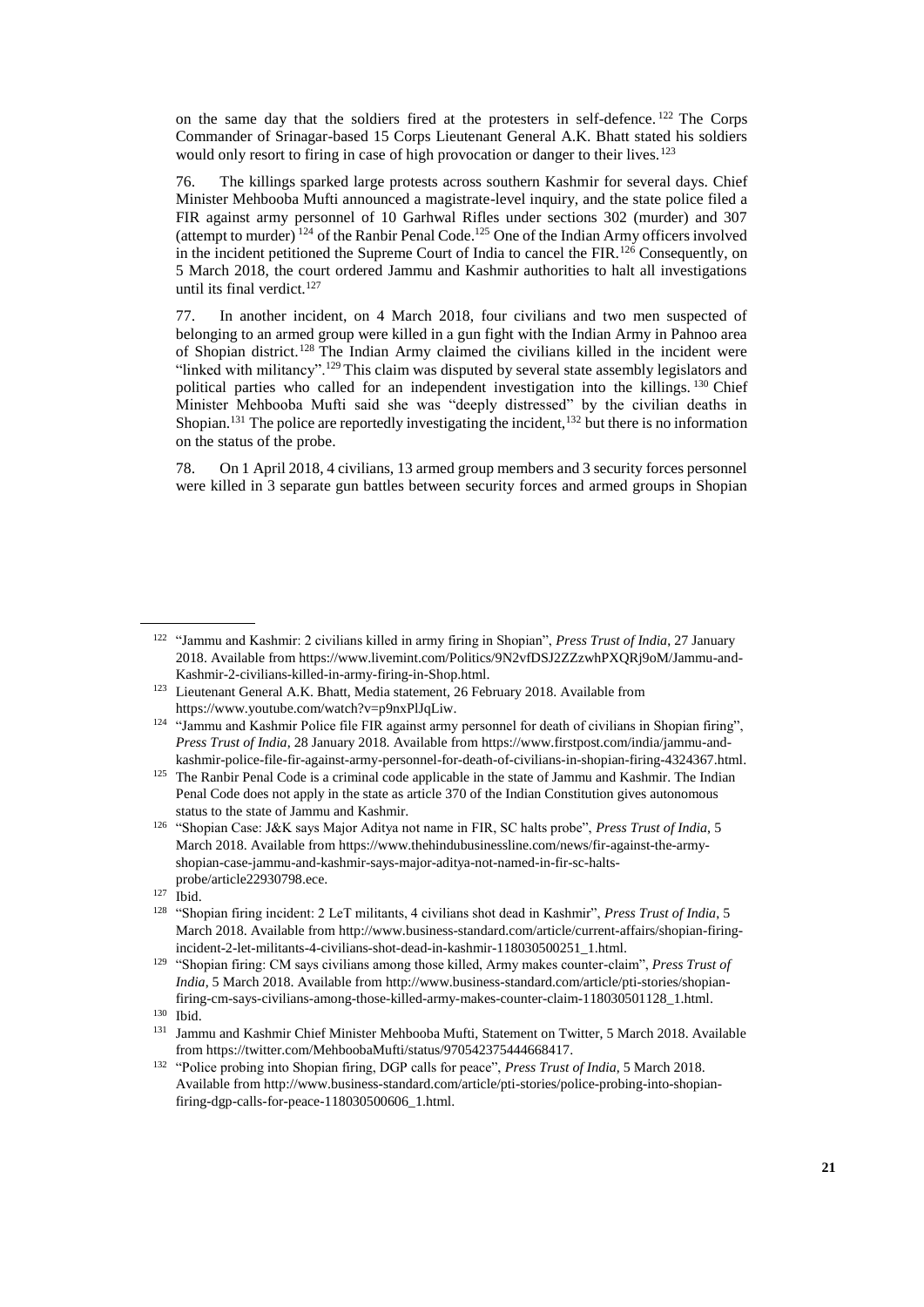on the same day that the soldiers fired at the protesters in self-defence.[122] The Corps Commander of Srinagar-based 15 Corps Lieutenant General A.K. Bhatt stated his soldiers would only resort to firing in case of high provocation or danger to their lives.[123]

76. The killings sparked large protests across southern Kashmir for several days. Chief Minister Mehbooba Mufti announced a magistrate-level inquiry, and the state police filed a FIR against army personnel of 10 Garhwal Rifles under sections 302 (murder) and 307 (attempt to murder)[124] of the Ranbir Penal Code.[125] One of the Indian Army officers involved in the incident petitioned the Supreme Court of India to cancel the FIR.[126] Consequently, on 5 March 2018, the court ordered Jammu and Kashmir authorities to halt all investigations until its final verdict.[127]

77. In another incident, on 4 March 2018, four civilians and two men suspected of belonging to an armed group were killed in a gun fight with the Indian Army in Pahnoo area of Shopian district.[128] The Indian Army claimed the civilians killed in the incident were "linked with militancy".[129] This claim was disputed by several state assembly legislators and political parties who called for an independent investigation into the killings.[130] Chief Minister Mehbooba Mufti said she was "deeply distressed" by the civilian deaths in Shopian.[131] The police are reportedly investigating the incident,[132] but there is no information on the status of the probe.

78. On 1 April 2018, 4 civilians, 13 armed group members and 3 security forces personnel were killed in 3 separate gun battles between security forces and armed groups in Shopian

---

[122] "Jammu and Kashmir: 2 civilians killed in army firing in Shopian", *Press Trust of India*, 27 January 2018. Available from https://www.livemint.com/Politics/9N2vfDSJ2ZZzwhPXQRj9oM/Jammu-and-Kashmir-2-civilians-killed-in-army-firing-in-Shop.html.

[123] Lieutenant General A.K. Bhatt, Media statement, 26 February 2018. Available from https://www.youtube.com/watch?v=p9nxPlJqLiw.

[124] "Jammu and Kashmir Police file FIR against army personnel for death of civilians in Shopian firing", *Press Trust of India*, 28 January 2018. Available from https://www.firstpost.com/india/jammu-and-kashmir-police-file-fir-against-army-personnel-for-death-of-civilians-in-shopian-firing-4324367.html.

[125] The Ranbir Penal Code is a criminal code applicable in the state of Jammu and Kashmir. The Indian Penal Code does not apply in the state as article 370 of the Indian Constitution gives autonomous status to the state of Jammu and Kashmir.

[126] "Shopian Case: J&K says Major Aditya not name in FIR, SC halts probe", *Press Trust of India*, 5 March 2018. Available from https://www.thehindubusinessline.com/news/fir-against-the-army-shopian-case-jammu-and-kashmir-says-major-aditya-not-named-in-fir-sc-halts-probe/article22930798.ece.

[127] Ibid.

[128] "Shopian firing incident: 2 LeT militants, 4 civilians shot dead in Kashmir", *Press Trust of India*, 5 March 2018. Available from http://www.business-standard.com/article/current-affairs/shopian-firing-incident-2-let-militants-4-civilians-shot-dead-in-kashmir-118030500251_1.html.

[129] "Shopian firing: CM says civilians among those killed, Army makes counter-claim", *Press Trust of India*, 5 March 2018. Available from http://www.business-standard.com/article/pti-stories/shopian-firing-cm-says-civilians-among-those-killed-army-makes-counter-claim-118030501128_1.html.

[130] Ibid.

[131] Jammu and Kashmir Chief Minister Mehbooba Mufti, Statement on Twitter, 5 March 2018. Available from https://twitter.com/MehboobaMufti/status/970542375444668417.

[132] "Police probing into Shopian firing, DGP calls for peace", *Press Trust of India*, 5 March 2018. Available from http://www.business-standard.com/article/pti-stories/police-probing-into-shopian-firing-dgp-calls-for-peace-118030500606_1.html.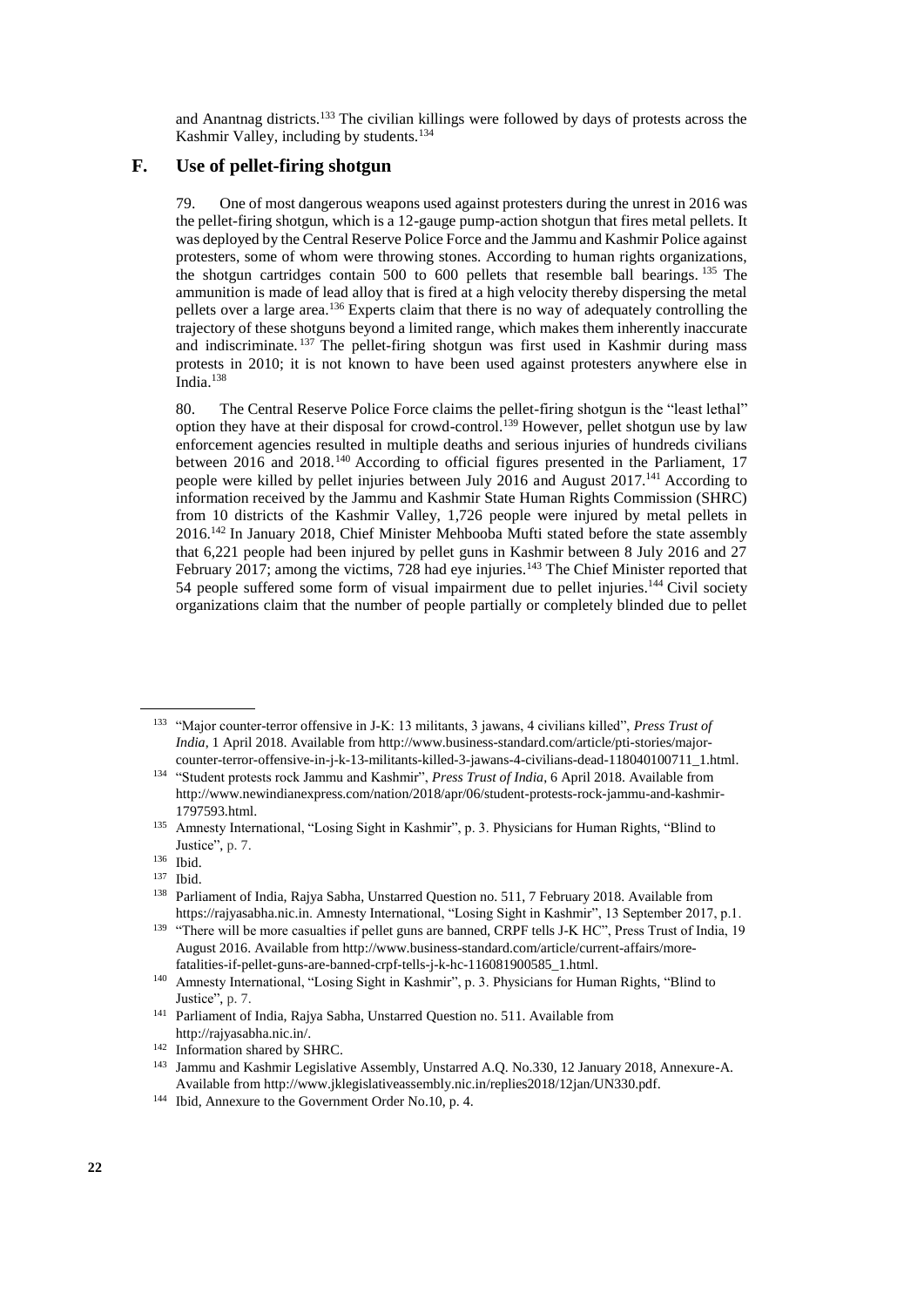and Anantnag districts.[133] The civilian killings were followed by days of protests across the Kashmir Valley, including by students.[134]

## F. Use of pellet-firing shotgun

79. One of most dangerous weapons used against protesters during the unrest in 2016 was the pellet-firing shotgun, which is a 12-gauge pump-action shotgun that fires metal pellets. It was deployed by the Central Reserve Police Force and the Jammu and Kashmir Police against protesters, some of whom were throwing stones. According to human rights organizations, the shotgun cartridges contain 500 to 600 pellets that resemble ball bearings.[135] The ammunition is made of lead alloy that is fired at a high velocity thereby dispersing the metal pellets over a large area.[136] Experts claim that there is no way of adequately controlling the trajectory of these shotguns beyond a limited range, which makes them inherently inaccurate and indiscriminate.[137] The pellet-firing shotgun was first used in Kashmir during mass protests in 2010; it is not known to have been used against protesters anywhere else in India.[138]

80. The Central Reserve Police Force claims the pellet-firing shotgun is the "least lethal" option they have at their disposal for crowd-control.[139] However, pellet shotgun use by law enforcement agencies resulted in multiple deaths and serious injuries of hundreds civilians between 2016 and 2018.[140] According to official figures presented in the Parliament, 17 people were killed by pellet injuries between July 2016 and August 2017.[141] According to information received by the Jammu and Kashmir State Human Rights Commission (SHRC) from 10 districts of the Kashmir Valley, 1,726 people were injured by metal pellets in 2016.[142] In January 2018, Chief Minister Mehbooba Mufti stated before the state assembly that 6,221 people had been injured by pellet guns in Kashmir between 8 July 2016 and 27 February 2017; among the victims, 728 had eye injuries.[143] The Chief Minister reported that 54 people suffered some form of visual impairment due to pellet injuries.[144] Civil society organizations claim that the number of people partially or completely blinded due to pellet

---

[133] "Major counter-terror offensive in J-K: 13 militants, 3 jawans, 4 civilians killed", *Press Trust of India*, 1 April 2018. Available from http://www.business-standard.com/article/pti-stories/major-counter-terror-offensive-in-j-k-13-militants-killed-3-jawans-4-civilians-dead-118040100711_1.html.

[134] "Student protests rock Jammu and Kashmir", *Press Trust of India*, 6 April 2018. Available from http://www.newindianexpress.com/nation/2018/apr/06/student-protests-rock-jammu-and-kashmir-1797593.html.

[135] Amnesty International, "Losing Sight in Kashmir", p. 3. Physicians for Human Rights, "Blind to Justice", p. 7.

[136] Ibid.

[137] Ibid.

[138] Parliament of India, Rajya Sabha, Unstarred Question no. 511, 7 February 2018. Available from https://rajyasabha.nic.in. Amnesty International, "Losing Sight in Kashmir", 13 September 2017, p.1.

[139] "There will be more casualties if pellet guns are banned, CRPF tells J-K HC", Press Trust of India, 19 August 2016. Available from http://www.business-standard.com/article/current-affairs/more-fatalities-if-pellet-guns-are-banned-crpf-tells-j-k-hc-116081900585_1.html.

[140] Amnesty International, "Losing Sight in Kashmir", p. 3. Physicians for Human Rights, "Blind to Justice", p. 7.

[141] Parliament of India, Rajya Sabha, Unstarred Question no. 511. Available from http://rajyasabha.nic.in/.

[142] Information shared by SHRC.

[143] Jammu and Kashmir Legislative Assembly, Unstarred A.Q. No.330, 12 January 2018, Annexure-A. Available from http://www.jklegislativeassembly.nic.in/replies2018/12jan/UN330.pdf.

[144] Ibid, Annexure to the Government Order No.10, p. 4.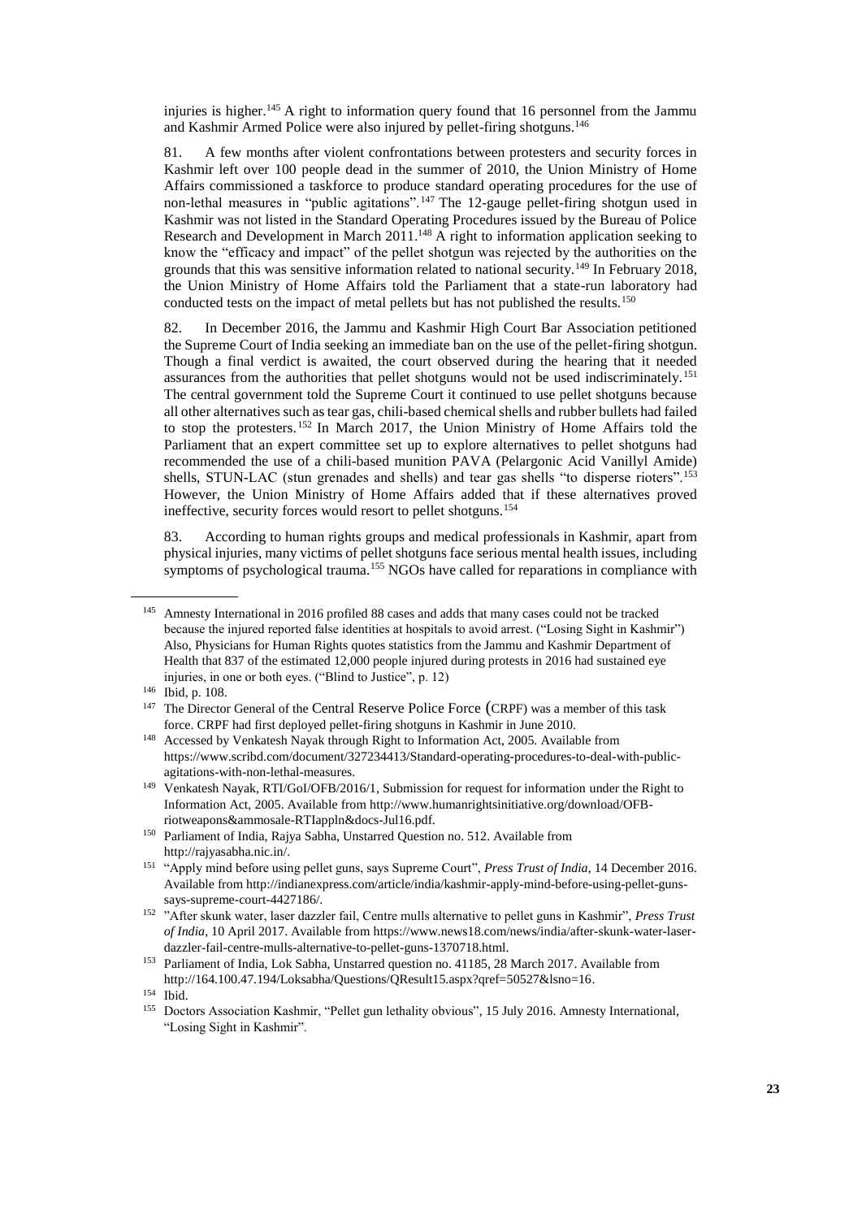injuries is higher.[145] A right to information query found that 16 personnel from the Jammu and Kashmir Armed Police were also injured by pellet-firing shotguns.[146]

81. A few months after violent confrontations between protesters and security forces in Kashmir left over 100 people dead in the summer of 2010, the Union Ministry of Home Affairs commissioned a taskforce to produce standard operating procedures for the use of non-lethal measures in "public agitations".[147] The 12-gauge pellet-firing shotgun used in Kashmir was not listed in the Standard Operating Procedures issued by the Bureau of Police Research and Development in March 2011.[148] A right to information application seeking to know the "efficacy and impact" of the pellet shotgun was rejected by the authorities on the grounds that this was sensitive information related to national security.[149] In February 2018, the Union Ministry of Home Affairs told the Parliament that a state-run laboratory had conducted tests on the impact of metal pellets but has not published the results.[150]

82. In December 2016, the Jammu and Kashmir High Court Bar Association petitioned the Supreme Court of India seeking an immediate ban on the use of the pellet-firing shotgun. Though a final verdict is awaited, the court observed during the hearing that it needed assurances from the authorities that pellet shotguns would not be used indiscriminately.[151] The central government told the Supreme Court it continued to use pellet shotguns because all other alternatives such as tear gas, chili-based chemical shells and rubber bullets had failed to stop the protesters.[152] In March 2017, the Union Ministry of Home Affairs told the Parliament that an expert committee set up to explore alternatives to pellet shotguns had recommended the use of a chili-based munition PAVA (Pelargonic Acid Vanillyl Amide) shells, STUN-LAC (stun grenades and shells) and tear gas shells "to disperse rioters".[153] However, the Union Ministry of Home Affairs added that if these alternatives proved ineffective, security forces would resort to pellet shotguns.[154]

83. According to human rights groups and medical professionals in Kashmir, apart from physical injuries, many victims of pellet shotguns face serious mental health issues, including symptoms of psychological trauma.[155] NGOs have called for reparations in compliance with

---

[145] Amnesty International in 2016 profiled 88 cases and adds that many cases could not be tracked because the injured reported false identities at hospitals to avoid arrest. ("Losing Sight in Kashmir") Also, Physicians for Human Rights quotes statistics from the Jammu and Kashmir Department of Health that 837 of the estimated 12,000 people injured during protests in 2016 had sustained eye injuries, in one or both eyes. ("Blind to Justice", p. 12)

[146] Ibid, p. 108.

[147] The Director General of the Central Reserve Police Force (CRPF) was a member of this task force. CRPF had first deployed pellet-firing shotguns in Kashmir in June 2010.

[148] Accessed by Venkatesh Nayak through Right to Information Act, 2005. Available from https://www.scribd.com/document/327234413/Standard-operating-procedures-to-deal-with-public-agitations-with-non-lethal-measures.

[149] Venkatesh Nayak, RTI/GoI/OFB/2016/1, Submission for request for information under the Right to Information Act, 2005. Available from http://www.humanrightsinitiative.org/download/OFB-riotweapons&ammosale-RTIappln&docs-Jul16.pdf.

[150] Parliament of India, Rajya Sabha, Unstarred Question no. 512. Available from http://rajyasabha.nic.in/.

[151] "Apply mind before using pellet guns, says Supreme Court", *Press Trust of India*, 14 December 2016. Available from http://indianexpress.com/article/india/kashmir-apply-mind-before-using-pellet-guns-says-supreme-court-4427186/.

[152] "After skunk water, laser dazzler fail, Centre mulls alternative to pellet guns in Kashmir", *Press Trust of India*, 10 April 2017. Available from https://www.news18.com/news/india/after-skunk-water-laser-dazzler-fail-centre-mulls-alternative-to-pellet-guns-1370718.html.

[153] Parliament of India, Lok Sabha, Unstarred question no. 41185, 28 March 2017. Available from http://164.100.47.194/Loksabha/Questions/QResult15.aspx?qref=50527&lsno=16.

[154] Ibid.

[155] Doctors Association Kashmir, "Pellet gun lethality obvious", 15 July 2016. Amnesty International, "Losing Sight in Kashmir".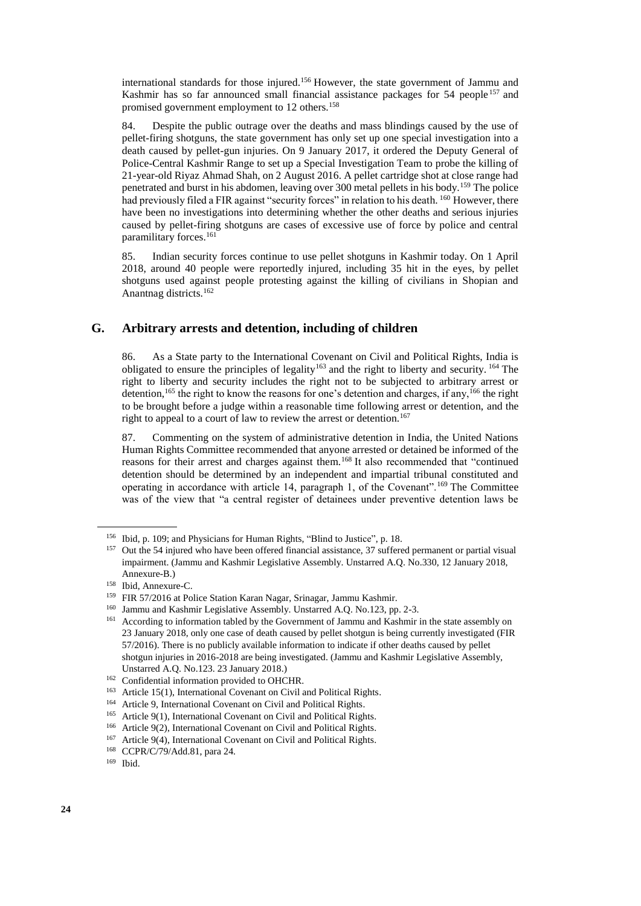international standards for those injured.[156] However, the state government of Jammu and Kashmir has so far announced small financial assistance packages for 54 people[157] and promised government employment to 12 others.[158]

84. Despite the public outrage over the deaths and mass blindings caused by the use of pellet-firing shotguns, the state government has only set up one special investigation into a death caused by pellet-gun injuries. On 9 January 2017, it ordered the Deputy General of Police-Central Kashmir Range to set up a Special Investigation Team to probe the killing of 21-year-old Riyaz Ahmad Shah, on 2 August 2016. A pellet cartridge shot at close range had penetrated and burst in his abdomen, leaving over 300 metal pellets in his body.[159] The police had previously filed a FIR against "security forces" in relation to his death. [160] However, there have been no investigations into determining whether the other deaths and serious injuries caused by pellet-firing shotguns are cases of excessive use of force by police and central paramilitary forces.[161]

85. Indian security forces continue to use pellet shotguns in Kashmir today. On 1 April 2018, around 40 people were reportedly injured, including 35 hit in the eyes, by pellet shotguns used against people protesting against the killing of civilians in Shopian and Anantnag districts.[162]

## G. Arbitrary arrests and detention, including of children

86. As a State party to the International Covenant on Civil and Political Rights, India is obligated to ensure the principles of legality[163] and the right to liberty and security. [164] The right to liberty and security includes the right not to be subjected to arbitrary arrest or detention,[165] the right to know the reasons for one's detention and charges, if any,[166] the right to be brought before a judge within a reasonable time following arrest or detention, and the right to appeal to a court of law to review the arrest or detention.[167]

87. Commenting on the system of administrative detention in India, the United Nations Human Rights Committee recommended that anyone arrested or detained be informed of the reasons for their arrest and charges against them.[168] It also recommended that "continued detention should be determined by an independent and impartial tribunal constituted and operating in accordance with article 14, paragraph 1, of the Covenant".[169] The Committee was of the view that "a central register of detainees under preventive detention laws be

---

[156] Ibid, p. 109; and Physicians for Human Rights, "Blind to Justice", p. 18.

[157] Out the 54 injured who have been offered financial assistance, 37 suffered permanent or partial visual impairment. (Jammu and Kashmir Legislative Assembly. Unstarred A.Q. No.330, 12 January 2018, Annexure-B.)

[158] Ibid, Annexure-C.

[159] FIR 57/2016 at Police Station Karan Nagar, Srinagar, Jammu Kashmir.

[160] Jammu and Kashmir Legislative Assembly. Unstarred A.Q. No.123, pp. 2-3.

[161] According to information tabled by the Government of Jammu and Kashmir in the state assembly on 23 January 2018, only one case of death caused by pellet shotgun is being currently investigated (FIR 57/2016). There is no publicly available information to indicate if other deaths caused by pellet shotgun injuries in 2016-2018 are being investigated. (Jammu and Kashmir Legislative Assembly, Unstarred A.Q. No.123. 23 January 2018.)

[162] Confidential information provided to OHCHR.

[163] Article 15(1), International Covenant on Civil and Political Rights.

[164] Article 9, International Covenant on Civil and Political Rights.

[165] Article 9(1), International Covenant on Civil and Political Rights.

[166] Article 9(2), International Covenant on Civil and Political Rights.

[167] Article 9(4), International Covenant on Civil and Political Rights.

[168] CCPR/C/79/Add.81, para 24.

[169] Ibid.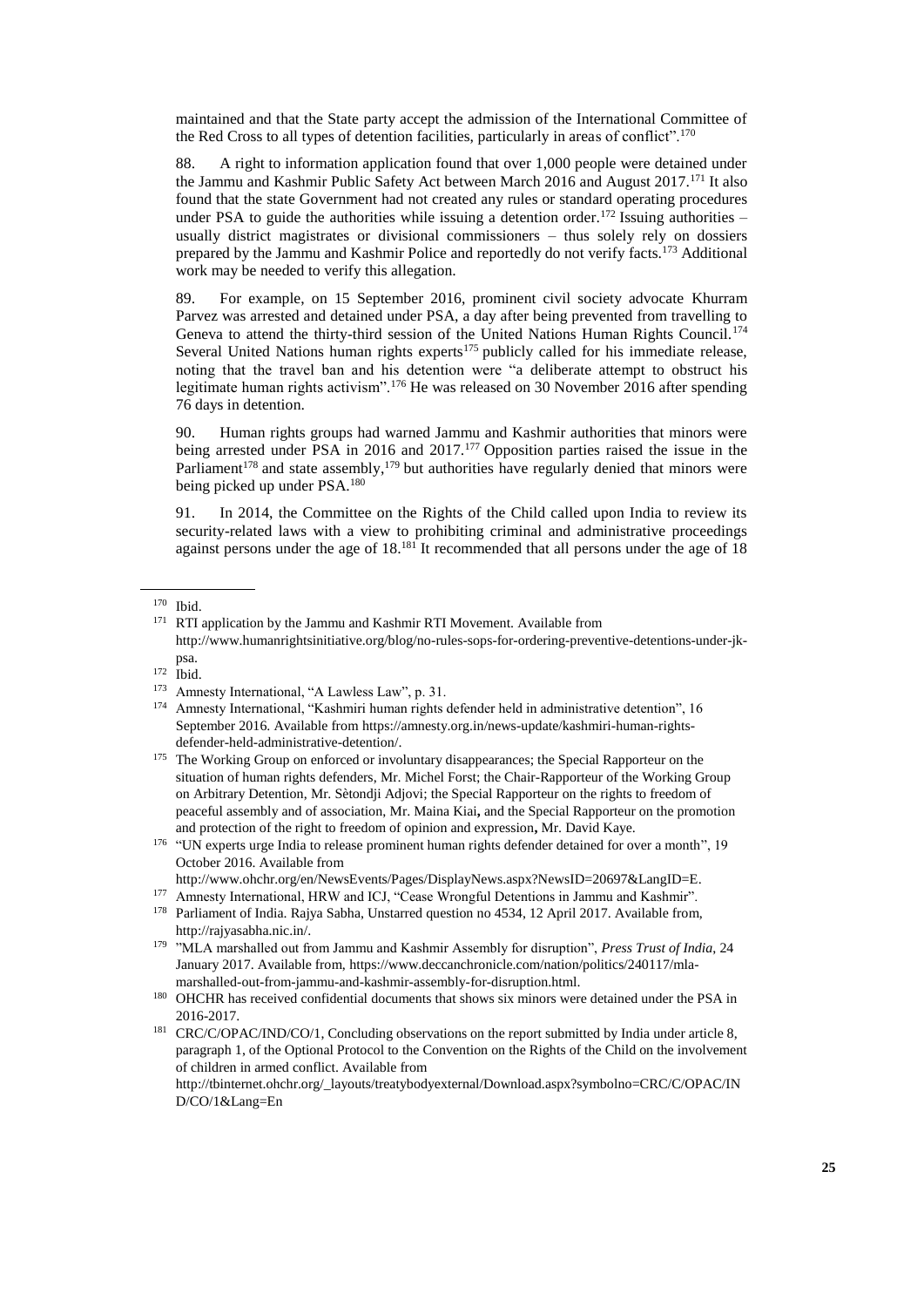maintained and that the State party accept the admission of the International Committee of the Red Cross to all types of detention facilities, particularly in areas of conflict".[170]

88. A right to information application found that over 1,000 people were detained under the Jammu and Kashmir Public Safety Act between March 2016 and August 2017.[171] It also found that the state Government had not created any rules or standard operating procedures under PSA to guide the authorities while issuing a detention order.[172] Issuing authorities – usually district magistrates or divisional commissioners – thus solely rely on dossiers prepared by the Jammu and Kashmir Police and reportedly do not verify facts.[173] Additional work may be needed to verify this allegation.

89. For example, on 15 September 2016, prominent civil society advocate Khurram Parvez was arrested and detained under PSA, a day after being prevented from travelling to Geneva to attend the thirty-third session of the United Nations Human Rights Council.[174] Several United Nations human rights experts[175] publicly called for his immediate release, noting that the travel ban and his detention were "a deliberate attempt to obstruct his legitimate human rights activism".[176] He was released on 30 November 2016 after spending 76 days in detention.

90. Human rights groups had warned Jammu and Kashmir authorities that minors were being arrested under PSA in 2016 and 2017.[177] Opposition parties raised the issue in the Parliament[178] and state assembly,[179] but authorities have regularly denied that minors were being picked up under PSA.[180]

91. In 2014, the Committee on the Rights of the Child called upon India to review its security-related laws with a view to prohibiting criminal and administrative proceedings against persons under the age of 18.[181] It recommended that all persons under the age of 18

---

[170] Ibid.

[171] RTI application by the Jammu and Kashmir RTI Movement. Available from http://www.humanrightsinitiative.org/blog/no-rules-sops-for-ordering-preventive-detentions-under-jk-psa.

[172] Ibid.

[173] Amnesty International, "A Lawless Law", p. 31.

[174] Amnesty International, "Kashmiri human rights defender held in administrative detention", 16 September 2016. Available from https://amnesty.org.in/news-update/kashmiri-human-rights-defender-held-administrative-detention/.

[175] The Working Group on enforced or involuntary disappearances; the Special Rapporteur on the situation of human rights defenders, Mr. Michel Forst; the Chair-Rapporteur of the Working Group on Arbitrary Detention, Mr. Sètondji Adjovi; the Special Rapporteur on the rights to freedom of peaceful assembly and of association, Mr. Maina Kiai**,** and the Special Rapporteur on the promotion and protection of the right to freedom of opinion and expression**,** Mr. David Kaye.

[176] "UN experts urge India to release prominent human rights defender detained for over a month", 19 October 2016. Available from http://www.ohchr.org/en/NewsEvents/Pages/DisplayNews.aspx?NewsID=20697&LangID=E.

[177] Amnesty International, HRW and ICJ, "Cease Wrongful Detentions in Jammu and Kashmir".

[178] Parliament of India. Rajya Sabha, Unstarred question no 4534, 12 April 2017. Available from, http://rajyasabha.nic.in/.

[179] "MLA marshalled out from Jammu and Kashmir Assembly for disruption", *Press Trust of India*, 24 January 2017. Available from, https://www.deccanchronicle.com/nation/politics/240117/mla-marshalled-out-from-jammu-and-kashmir-assembly-for-disruption.html.

[180] OHCHR has received confidential documents that shows six minors were detained under the PSA in 2016-2017.

[181] CRC/C/OPAC/IND/CO/1, Concluding observations on the report submitted by India under article 8, paragraph 1, of the Optional Protocol to the Convention on the Rights of the Child on the involvement of children in armed conflict. Available from http://tbinternet.ohchr.org/_layouts/treatybodyexternal/Download.aspx?symbolno=CRC/C/OPAC/IND/CO/1&Lang=En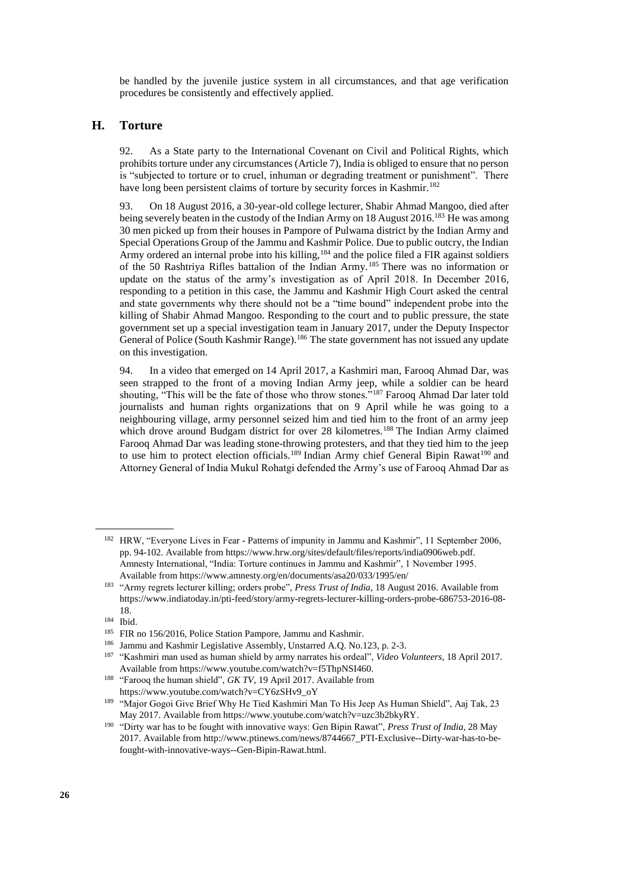be handled by the juvenile justice system in all circumstances, and that age verification procedures be consistently and effectively applied.

## H. Torture

92. As a State party to the International Covenant on Civil and Political Rights, which prohibits torture under any circumstances (Article 7), India is obliged to ensure that no person is "subjected to torture or to cruel, inhuman or degrading treatment or punishment". There have long been persistent claims of torture by security forces in Kashmir.[182]

93. On 18 August 2016, a 30-year-old college lecturer, Shabir Ahmad Mangoo, died after being severely beaten in the custody of the Indian Army on 18 August 2016.[183] He was among 30 men picked up from their houses in Pampore of Pulwama district by the Indian Army and Special Operations Group of the Jammu and Kashmir Police. Due to public outcry, the Indian Army ordered an internal probe into his killing,[184] and the police filed a FIR against soldiers of the 50 Rashtriya Rifles battalion of the Indian Army.[185] There was no information or update on the status of the army's investigation as of April 2018. In December 2016, responding to a petition in this case, the Jammu and Kashmir High Court asked the central and state governments why there should not be a "time bound" independent probe into the killing of Shabir Ahmad Mangoo. Responding to the court and to public pressure, the state government set up a special investigation team in January 2017, under the Deputy Inspector General of Police (South Kashmir Range).[186] The state government has not issued any update on this investigation.

94. In a video that emerged on 14 April 2017, a Kashmiri man, Farooq Ahmad Dar, was seen strapped to the front of a moving Indian Army jeep, while a soldier can be heard shouting, "This will be the fate of those who throw stones."[187] Farooq Ahmad Dar later told journalists and human rights organizations that on 9 April while he was going to a neighbouring village, army personnel seized him and tied him to the front of an army jeep which drove around Budgam district for over 28 kilometres.[188] The Indian Army claimed Farooq Ahmad Dar was leading stone-throwing protesters, and that they tied him to the jeep to use him to protect election officials.[189] Indian Army chief General Bipin Rawat[190] and Attorney General of India Mukul Rohatgi defended the Army's use of Farooq Ahmad Dar as

---

[182] HRW, "Everyone Lives in Fear - Patterns of impunity in Jammu and Kashmir", 11 September 2006, pp. 94-102. Available from https://www.hrw.org/sites/default/files/reports/india0906web.pdf. Amnesty International, "India: Torture continues in Jammu and Kashmir", 1 November 1995. Available from https://www.amnesty.org/en/documents/asa20/033/1995/en/

[183] "Army regrets lecturer killing; orders probe", *Press Trust of India*, 18 August 2016. Available from https://www.indiatoday.in/pti-feed/story/army-regrets-lecturer-killing-orders-probe-686753-2016-08-18.

[184] Ibid.

[185] FIR no 156/2016, Police Station Pampore, Jammu and Kashmir.

[186] Jammu and Kashmir Legislative Assembly, Unstarred A.Q. No.123, p. 2-3.

[187] "Kashmiri man used as human shield by army narrates his ordeal", *Video Volunteers*, 18 April 2017. Available from https://www.youtube.com/watch?v=f5ThpNSI460.

[188] "Farooq the human shield", *GK TV*, 19 April 2017. Available from https://www.youtube.com/watch?v=CY6zSHv9_oY

[189] "Major Gogoi Give Brief Why He Tied Kashmiri Man To His Jeep As Human Shield", Aaj Tak, 23 May 2017. Available from https://www.youtube.com/watch?v=uzc3b2bkyRY.

[190] "Dirty war has to be fought with innovative ways: Gen Bipin Rawat", *Press Trust of India*, 28 May 2017. Available from http://www.ptinews.com/news/8744667_PTI-Exclusive--Dirty-war-has-to-be-fought-with-innovative-ways--Gen-Bipin-Rawat.html.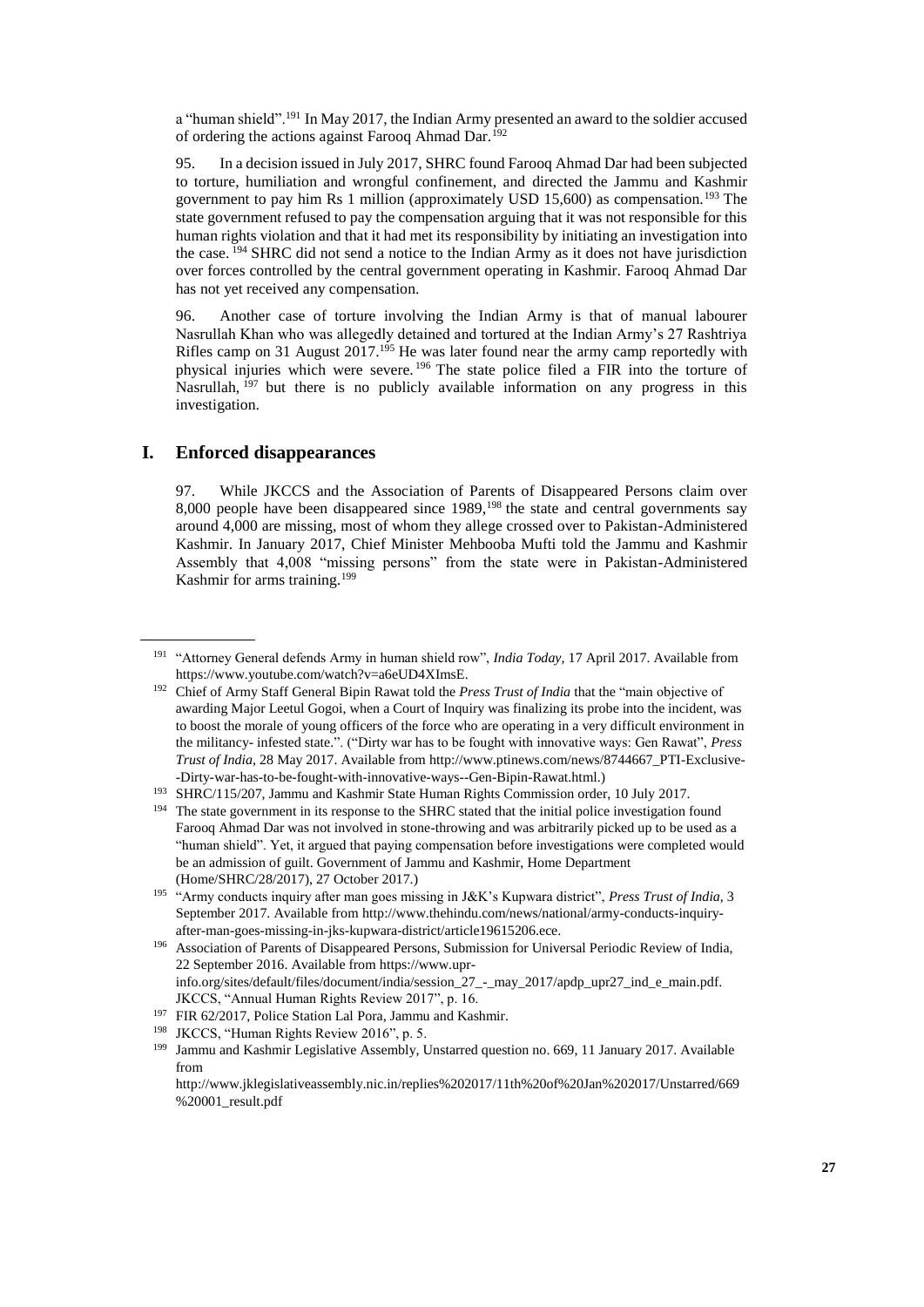a "human shield".[191] In May 2017, the Indian Army presented an award to the soldier accused of ordering the actions against Farooq Ahmad Dar.[192]

95. In a decision issued in July 2017, SHRC found Farooq Ahmad Dar had been subjected to torture, humiliation and wrongful confinement, and directed the Jammu and Kashmir government to pay him Rs 1 million (approximately USD 15,600) as compensation.[193] The state government refused to pay the compensation arguing that it was not responsible for this human rights violation and that it had met its responsibility by initiating an investigation into the case.[194] SHRC did not send a notice to the Indian Army as it does not have jurisdiction over forces controlled by the central government operating in Kashmir. Farooq Ahmad Dar has not yet received any compensation.

96. Another case of torture involving the Indian Army is that of manual labourer Nasrullah Khan who was allegedly detained and tortured at the Indian Army's 27 Rashtriya Rifles camp on 31 August 2017.[195] He was later found near the army camp reportedly with physical injuries which were severe.[196] The state police filed a FIR into the torture of Nasrullah,[197] but there is no publicly available information on any progress in this investigation.

## I. Enforced disappearances

97. While JKCCS and the Association of Parents of Disappeared Persons claim over 8,000 people have been disappeared since 1989,[198] the state and central governments say around 4,000 are missing, most of whom they allege crossed over to Pakistan-Administered Kashmir. In January 2017, Chief Minister Mehbooba Mufti told the Jammu and Kashmir Assembly that 4,008 "missing persons" from the state were in Pakistan-Administered Kashmir for arms training.[199]

---

[191] "Attorney General defends Army in human shield row", *India Today*, 17 April 2017. Available from https://www.youtube.com/watch?v=a6eUD4XImsE.

[192] Chief of Army Staff General Bipin Rawat told the *Press Trust of India* that the "main objective of awarding Major Leetul Gogoi, when a Court of Inquiry was finalizing its probe into the incident, was to boost the morale of young officers of the force who are operating in a very difficult environment in the militancy- infested state.". ("Dirty war has to be fought with innovative ways: Gen Rawat", *Press Trust of India*, 28 May 2017. Available from http://www.ptinews.com/news/8744667_PTI-Exclusive--Dirty-war-has-to-be-fought-with-innovative-ways--Gen-Bipin-Rawat.html.)

[193] SHRC/115/207, Jammu and Kashmir State Human Rights Commission order, 10 July 2017.

[194] The state government in its response to the SHRC stated that the initial police investigation found Farooq Ahmad Dar was not involved in stone-throwing and was arbitrarily picked up to be used as a "human shield". Yet, it argued that paying compensation before investigations were completed would be an admission of guilt. Government of Jammu and Kashmir, Home Department (Home/SHRC/28/2017), 27 October 2017.)

[195] "Army conducts inquiry after man goes missing in J&K's Kupwara district", *Press Trust of India*, 3 September 2017. Available from http://www.thehindu.com/news/national/army-conducts-inquiry-after-man-goes-missing-in-jks-kupwara-district/article19615206.ece.

[196] Association of Parents of Disappeared Persons, Submission for Universal Periodic Review of India, 22 September 2016. Available from https://www.upr-info.org/sites/default/files/document/india/session_27_-_may_2017/apdp_upr27_ind_e_main.pdf. JKCCS, "Annual Human Rights Review 2017", p. 16.

[197] FIR 62/2017, Police Station Lal Pora, Jammu and Kashmir.

[198] JKCCS, "Human Rights Review 2016", p. 5.

[199] Jammu and Kashmir Legislative Assembly, Unstarred question no. 669, 11 January 2017. Available from http://www.jklegislativeassembly.nic.in/replies%202017/11th%20of%20Jan%202017/Unstarred/669%20001_result.pdf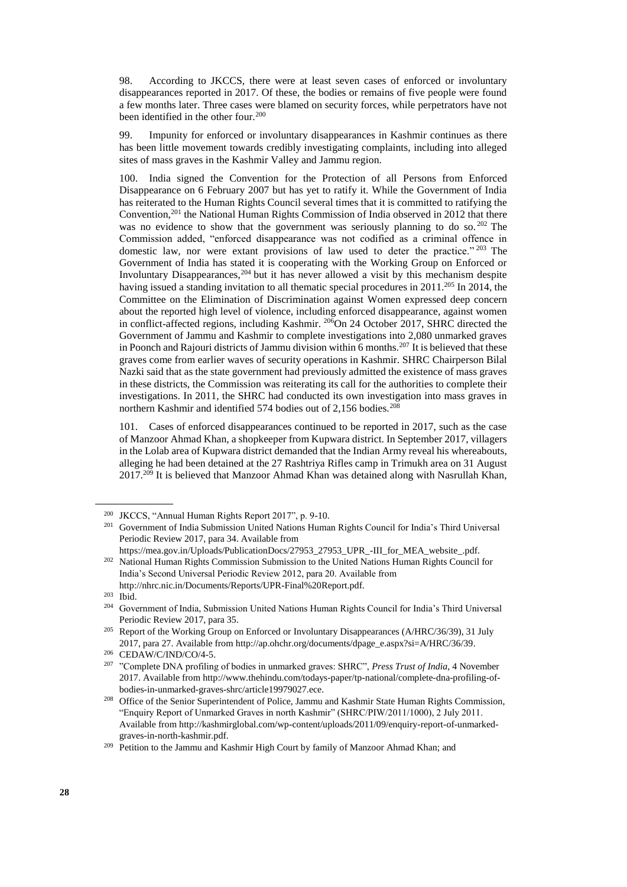98. According to JKCCS, there were at least seven cases of enforced or involuntary disappearances reported in 2017. Of these, the bodies or remains of five people were found a few months later. Three cases were blamed on security forces, while perpetrators have not been identified in the other four.[200]

99. Impunity for enforced or involuntary disappearances in Kashmir continues as there has been little movement towards credibly investigating complaints, including into alleged sites of mass graves in the Kashmir Valley and Jammu region.

100. India signed the Convention for the Protection of all Persons from Enforced Disappearance on 6 February 2007 but has yet to ratify it. While the Government of India has reiterated to the Human Rights Council several times that it is committed to ratifying the Convention,[201] the National Human Rights Commission of India observed in 2012 that there was no evidence to show that the government was seriously planning to do so.[202] The Commission added, "enforced disappearance was not codified as a criminal offence in domestic law, nor were extant provisions of law used to deter the practice."[203] The Government of India has stated it is cooperating with the Working Group on Enforced or Involuntary Disappearances,[204] but it has never allowed a visit by this mechanism despite having issued a standing invitation to all thematic special procedures in 2011.[205] In 2014, the Committee on the Elimination of Discrimination against Women expressed deep concern about the reported high level of violence, including enforced disappearance, against women in conflict-affected regions, including Kashmir.[206] On 24 October 2017, SHRC directed the Government of Jammu and Kashmir to complete investigations into 2,080 unmarked graves in Poonch and Rajouri districts of Jammu division within 6 months.[207] It is believed that these graves come from earlier waves of security operations in Kashmir. SHRC Chairperson Bilal Nazki said that as the state government had previously admitted the existence of mass graves in these districts, the Commission was reiterating its call for the authorities to complete their investigations. In 2011, the SHRC had conducted its own investigation into mass graves in northern Kashmir and identified 574 bodies out of 2,156 bodies.[208]

101. Cases of enforced disappearances continued to be reported in 2017, such as the case of Manzoor Ahmad Khan, a shopkeeper from Kupwara district. In September 2017, villagers in the Lolab area of Kupwara district demanded that the Indian Army reveal his whereabouts, alleging he had been detained at the 27 Rashtriya Rifles camp in Trimukh area on 31 August 2017.[209] It is believed that Manzoor Ahmad Khan was detained along with Nasrullah Khan,

---

[200] JKCCS, "Annual Human Rights Report 2017", p. 9-10.

[201] Government of India Submission United Nations Human Rights Council for India's Third Universal Periodic Review 2017, para 34. Available from https://mea.gov.in/Uploads/PublicationDocs/27953_27953_UPR_-III_for_MEA_website_.pdf.

[202] National Human Rights Commission Submission to the United Nations Human Rights Council for India's Second Universal Periodic Review 2012, para 20. Available from http://nhrc.nic.in/Documents/Reports/UPR-Final%20Report.pdf.

[203] Ibid.

[204] Government of India, Submission United Nations Human Rights Council for India's Third Universal Periodic Review 2017, para 35.

[205] Report of the Working Group on Enforced or Involuntary Disappearances (A/HRC/36/39), 31 July 2017, para 27. Available from http://ap.ohchr.org/documents/dpage_e.aspx?si=A/HRC/36/39.

[206] CEDAW/C/IND/CO/4-5.

[207] "Complete DNA profiling of bodies in unmarked graves: SHRC", *Press Trust of India*, 4 November 2017. Available from http://www.thehindu.com/todays-paper/tp-national/complete-dna-profiling-of-bodies-in-unmarked-graves-shrc/article19979027.ece.

[208] Office of the Senior Superintendent of Police, Jammu and Kashmir State Human Rights Commission, "Enquiry Report of Unmarked Graves in north Kashmir" (SHRC/PIW/2011/1000), 2 July 2011. Available from http://kashmirglobal.com/wp-content/uploads/2011/09/enquiry-report-of-unmarked-graves-in-north-kashmir.pdf.

[209] Petition to the Jammu and Kashmir High Court by family of Manzoor Ahmad Khan; and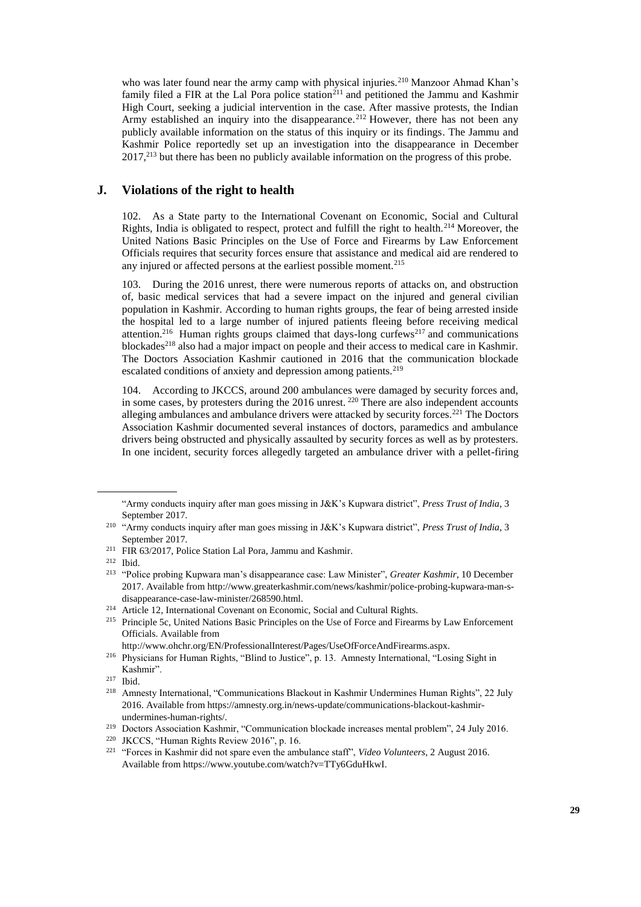who was later found near the army camp with physical injuries.[210] Manzoor Ahmad Khan's family filed a FIR at the Lal Pora police station[211] and petitioned the Jammu and Kashmir High Court, seeking a judicial intervention in the case. After massive protests, the Indian Army established an inquiry into the disappearance.[212] However, there has not been any publicly available information on the status of this inquiry or its findings. The Jammu and Kashmir Police reportedly set up an investigation into the disappearance in December 2017,[213] but there has been no publicly available information on the progress of this probe.

## J. Violations of the right to health

102. As a State party to the International Covenant on Economic, Social and Cultural Rights, India is obligated to respect, protect and fulfill the right to health.[214] Moreover, the United Nations Basic Principles on the Use of Force and Firearms by Law Enforcement Officials requires that security forces ensure that assistance and medical aid are rendered to any injured or affected persons at the earliest possible moment.[215]

103. During the 2016 unrest, there were numerous reports of attacks on, and obstruction of, basic medical services that had a severe impact on the injured and general civilian population in Kashmir. According to human rights groups, the fear of being arrested inside the hospital led to a large number of injured patients fleeing before receiving medical attention.[216] Human rights groups claimed that days-long curfews[217] and communications blockades[218] also had a major impact on people and their access to medical care in Kashmir. The Doctors Association Kashmir cautioned in 2016 that the communication blockade escalated conditions of anxiety and depression among patients.[219]

104. According to JKCCS, around 200 ambulances were damaged by security forces and, in some cases, by protesters during the 2016 unrest.[220] There are also independent accounts alleging ambulances and ambulance drivers were attacked by security forces.[221] The Doctors Association Kashmir documented several instances of doctors, paramedics and ambulance drivers being obstructed and physically assaulted by security forces as well as by protesters. In one incident, security forces allegedly targeted an ambulance driver with a pellet-firing

---

"Army conducts inquiry after man goes missing in J&K's Kupwara district", *Press Trust of India*, 3 September 2017.

[210] "Army conducts inquiry after man goes missing in J&K's Kupwara district", *Press Trust of India*, 3 September 2017.

[211] FIR 63/2017, Police Station Lal Pora, Jammu and Kashmir.

[212] Ibid.

[213] "Police probing Kupwara man's disappearance case: Law Minister", *Greater Kashmir*, 10 December 2017. Available from http://www.greaterkashmir.com/news/kashmir/police-probing-kupwara-man-s-disappearance-case-law-minister/268590.html.

[214] Article 12, International Covenant on Economic, Social and Cultural Rights.

[215] Principle 5c, United Nations Basic Principles on the Use of Force and Firearms by Law Enforcement Officials. Available from http://www.ohchr.org/EN/ProfessionalInterest/Pages/UseOfForceAndFirearms.aspx.

[216] Physicians for Human Rights, "Blind to Justice", p. 13. Amnesty International, "Losing Sight in Kashmir".

[217] Ibid.

[218] Amnesty International, "Communications Blackout in Kashmir Undermines Human Rights", 22 July 2016. Available from https://amnesty.org.in/news-update/communications-blackout-kashmir-undermines-human-rights/.

[219] Doctors Association Kashmir, "Communication blockade increases mental problem", 24 July 2016.

[220] JKCCS, "Human Rights Review 2016", p. 16.

[221] "Forces in Kashmir did not spare even the ambulance staff", *Video Volunteers*, 2 August 2016. Available from https://www.youtube.com/watch?v=TTy6GduHkwI.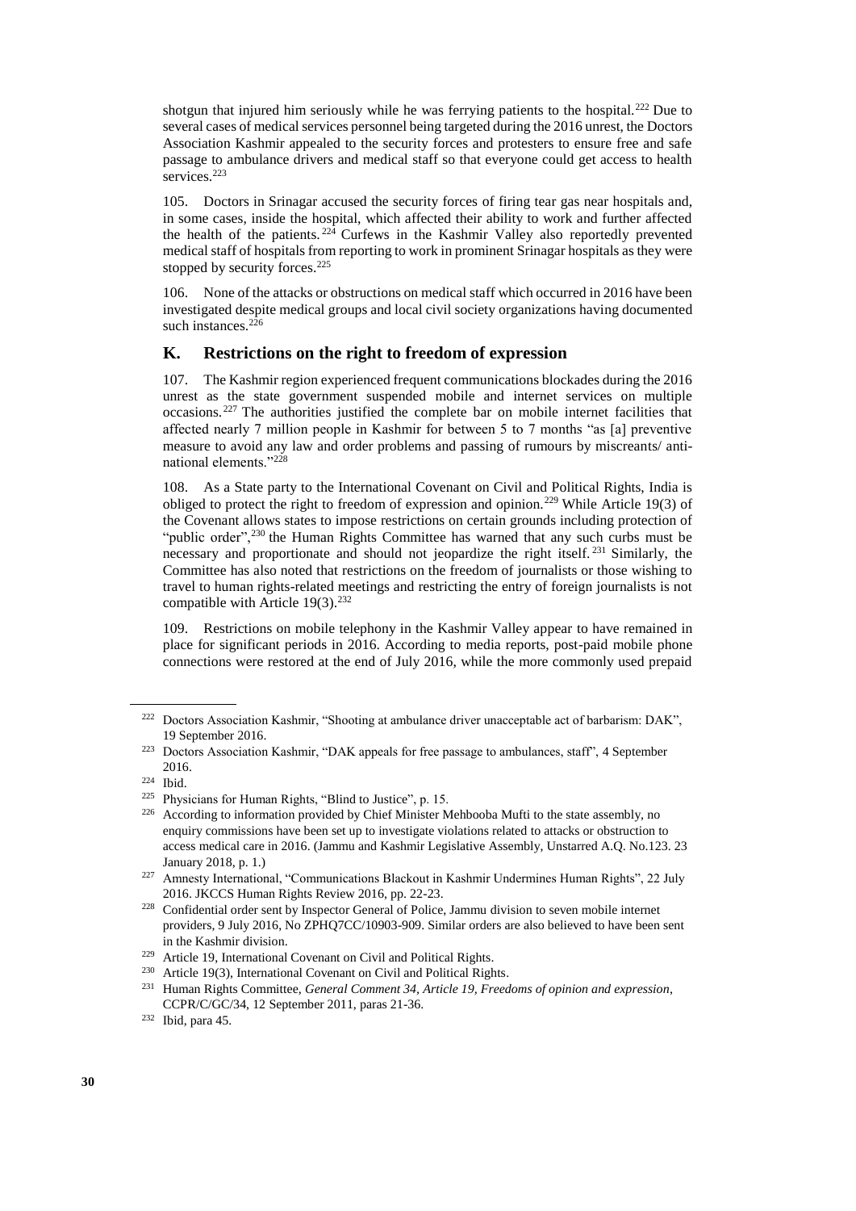shotgun that injured him seriously while he was ferrying patients to the hospital.[222] Due to several cases of medical services personnel being targeted during the 2016 unrest, the Doctors Association Kashmir appealed to the security forces and protesters to ensure free and safe passage to ambulance drivers and medical staff so that everyone could get access to health services.[223]

105. Doctors in Srinagar accused the security forces of firing tear gas near hospitals and, in some cases, inside the hospital, which affected their ability to work and further affected the health of the patients.[224] Curfews in the Kashmir Valley also reportedly prevented medical staff of hospitals from reporting to work in prominent Srinagar hospitals as they were stopped by security forces.[225]

106. None of the attacks or obstructions on medical staff which occurred in 2016 have been investigated despite medical groups and local civil society organizations having documented such instances.[226]

## K. Restrictions on the right to freedom of expression

107. The Kashmir region experienced frequent communications blockades during the 2016 unrest as the state government suspended mobile and internet services on multiple occasions.[227] The authorities justified the complete bar on mobile internet facilities that affected nearly 7 million people in Kashmir for between 5 to 7 months "as [a] preventive measure to avoid any law and order problems and passing of rumours by miscreants/ anti-national elements."[228]

108. As a State party to the International Covenant on Civil and Political Rights, India is obliged to protect the right to freedom of expression and opinion.[229] While Article 19(3) of the Covenant allows states to impose restrictions on certain grounds including protection of "public order",[230] the Human Rights Committee has warned that any such curbs must be necessary and proportionate and should not jeopardize the right itself.[231] Similarly, the Committee has also noted that restrictions on the freedom of journalists or those wishing to travel to human rights-related meetings and restricting the entry of foreign journalists is not compatible with Article 19(3).[232]

109. Restrictions on mobile telephony in the Kashmir Valley appear to have remained in place for significant periods in 2016. According to media reports, post-paid mobile phone connections were restored at the end of July 2016, while the more commonly used prepaid

---

[222] Doctors Association Kashmir, "Shooting at ambulance driver unacceptable act of barbarism: DAK", 19 September 2016.

[223] Doctors Association Kashmir, "DAK appeals for free passage to ambulances, staff", 4 September 2016.

[224] Ibid.

[225] Physicians for Human Rights, "Blind to Justice", p. 15.

[226] According to information provided by Chief Minister Mehbooba Mufti to the state assembly, no enquiry commissions have been set up to investigate violations related to attacks or obstruction to access medical care in 2016. (Jammu and Kashmir Legislative Assembly, Unstarred A.Q. No.123. 23 January 2018, p. 1.)

[227] Amnesty International, "Communications Blackout in Kashmir Undermines Human Rights", 22 July 2016. JKCCS Human Rights Review 2016, pp. 22-23.

[228] Confidential order sent by Inspector General of Police, Jammu division to seven mobile internet providers, 9 July 2016, No ZPHQ7CC/10903-909. Similar orders are also believed to have been sent in the Kashmir division.

[229] Article 19, International Covenant on Civil and Political Rights.

[230] Article 19(3), International Covenant on Civil and Political Rights.

[231] Human Rights Committee, *General Comment 34, Article 19, Freedoms of opinion and expression*, CCPR/C/GC/34, 12 September 2011, paras 21-36.

[232] Ibid, para 45.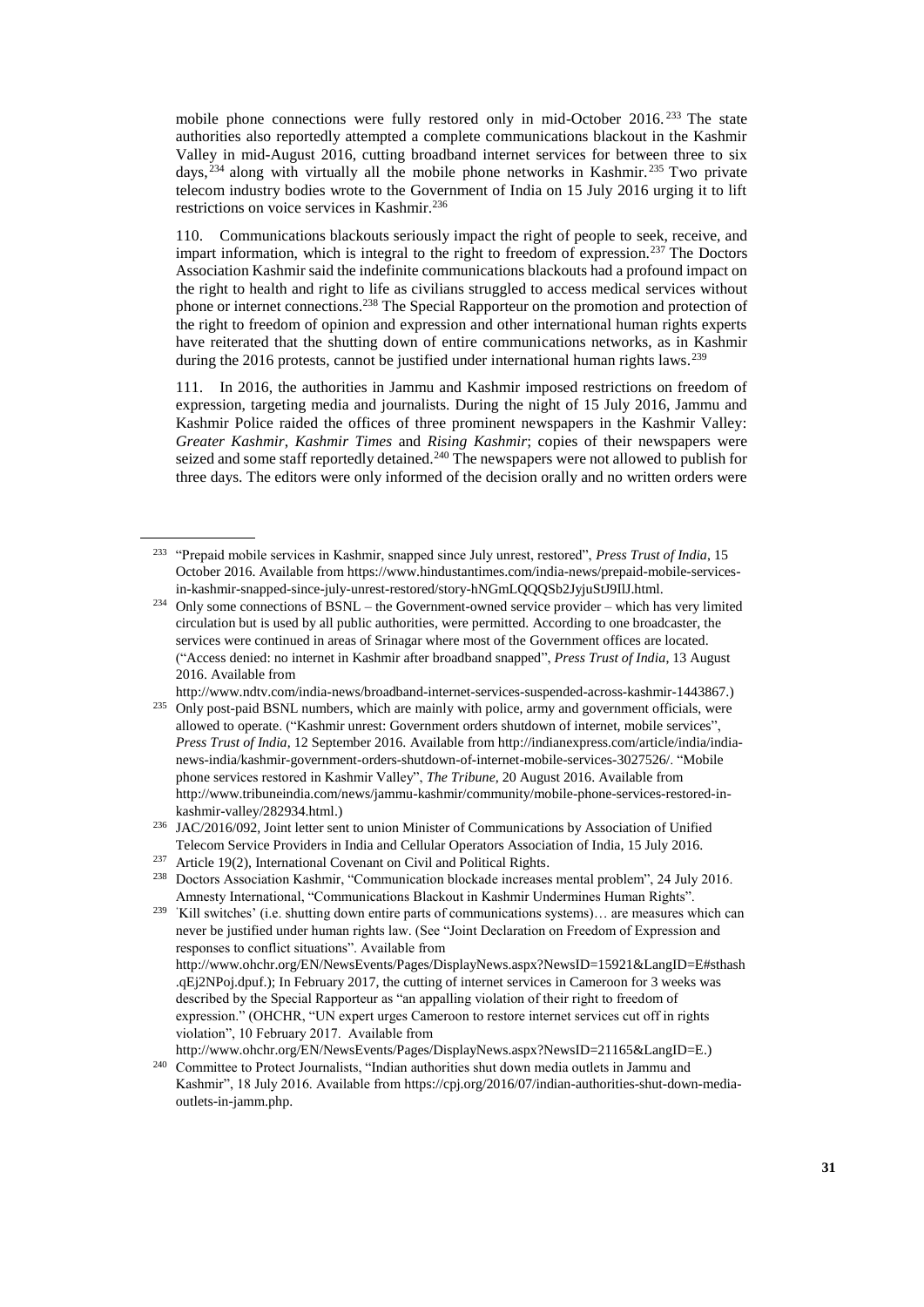mobile phone connections were fully restored only in mid-October 2016.[233] The state authorities also reportedly attempted a complete communications blackout in the Kashmir Valley in mid-August 2016, cutting broadband internet services for between three to six days,[234] along with virtually all the mobile phone networks in Kashmir.[235] Two private telecom industry bodies wrote to the Government of India on 15 July 2016 urging it to lift restrictions on voice services in Kashmir.[236]

110. Communications blackouts seriously impact the right of people to seek, receive, and impart information, which is integral to the right to freedom of expression.[237] The Doctors Association Kashmir said the indefinite communications blackouts had a profound impact on the right to health and right to life as civilians struggled to access medical services without phone or internet connections.[238] The Special Rapporteur on the promotion and protection of the right to freedom of opinion and expression and other international human rights experts have reiterated that the shutting down of entire communications networks, as in Kashmir during the 2016 protests, cannot be justified under international human rights laws.[239]

111. In 2016, the authorities in Jammu and Kashmir imposed restrictions on freedom of expression, targeting media and journalists. During the night of 15 July 2016, Jammu and Kashmir Police raided the offices of three prominent newspapers in the Kashmir Valley: *Greater Kashmir*, *Kashmir Times* and *Rising Kashmir*; copies of their newspapers were seized and some staff reportedly detained.[240] The newspapers were not allowed to publish for three days. The editors were only informed of the decision orally and no written orders were

---

[233] "Prepaid mobile services in Kashmir, snapped since July unrest, restored", *Press Trust of India*, 15 October 2016. Available from https://www.hindustantimes.com/india-news/prepaid-mobile-services-in-kashmir-snapped-since-july-unrest-restored/story-hNGmLQQQSb2JyjuStJ9IlJ.html.

[234] Only some connections of BSNL – the Government-owned service provider – which has very limited circulation but is used by all public authorities, were permitted. According to one broadcaster, the services were continued in areas of Srinagar where most of the Government offices are located. ("Access denied: no internet in Kashmir after broadband snapped", *Press Trust of India*, 13 August 2016. Available from http://www.ndtv.com/india-news/broadband-internet-services-suspended-across-kashmir-1443867.)

[235] Only post-paid BSNL numbers, which are mainly with police, army and government officials, were allowed to operate. ("Kashmir unrest: Government orders shutdown of internet, mobile services", *Press Trust of India*, 12 September 2016. Available from http://indianexpress.com/article/india/india-news-india/kashmir-government-orders-shutdown-of-internet-mobile-services-3027526/. "Mobile phone services restored in Kashmir Valley", *The Tribune*, 20 August 2016. Available from http://www.tribuneindia.com/news/jammu-kashmir/community/mobile-phone-services-restored-in-kashmir-valley/282934.html.)

[236] JAC/2016/092, Joint letter sent to union Minister of Communications by Association of Unified Telecom Service Providers in India and Cellular Operators Association of India, 15 July 2016.

[237] Article 19(2), International Covenant on Civil and Political Rights.

[238] Doctors Association Kashmir, "Communication blockade increases mental problem", 24 July 2016. Amnesty International, "Communications Blackout in Kashmir Undermines Human Rights".

[239] 'Kill switches' (i.e. shutting down entire parts of communications systems)… are measures which can never be justified under human rights law. (See "Joint Declaration on Freedom of Expression and responses to conflict situations". Available from http://www.ohchr.org/EN/NewsEvents/Pages/DisplayNews.aspx?NewsID=15921&LangID=E#sthash.qEj2NPoj.dpuf.); In February 2017, the cutting of internet services in Cameroon for 3 weeks was described by the Special Rapporteur as "an appalling violation of their right to freedom of expression." (OHCHR, "UN expert urges Cameroon to restore internet services cut off in rights violation", 10 February 2017. Available from http://www.ohchr.org/EN/NewsEvents/Pages/DisplayNews.aspx?NewsID=21165&LangID=E.)

[240] Committee to Protect Journalists, "Indian authorities shut down media outlets in Jammu and Kashmir", 18 July 2016. Available from https://cpj.org/2016/07/indian-authorities-shut-down-media-outlets-in-jamm.php.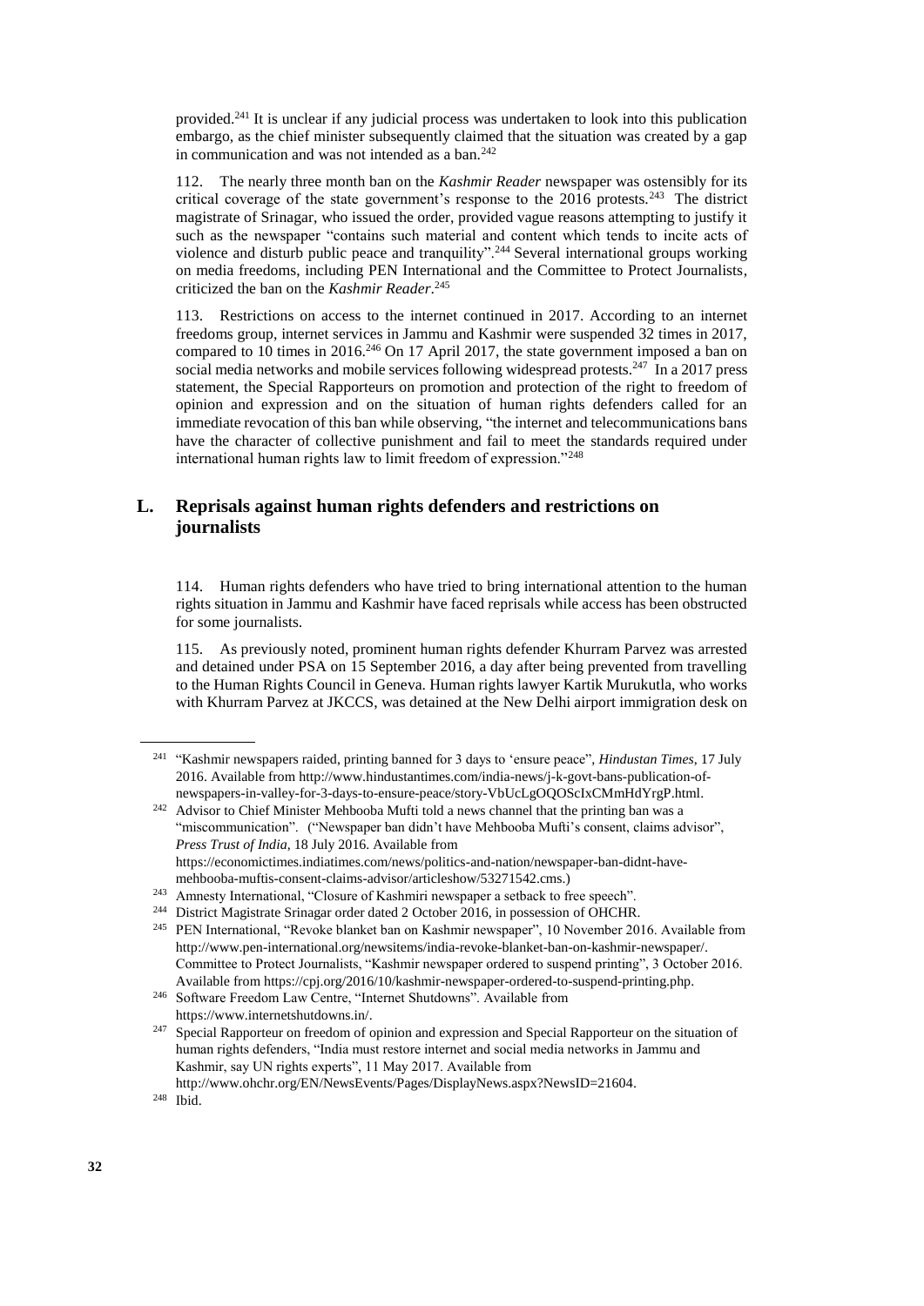provided.[241] It is unclear if any judicial process was undertaken to look into this publication embargo, as the chief minister subsequently claimed that the situation was created by a gap in communication and was not intended as a ban.[242]

112. The nearly three month ban on the *Kashmir Reader* newspaper was ostensibly for its critical coverage of the state government's response to the 2016 protests.[243] The district magistrate of Srinagar, who issued the order, provided vague reasons attempting to justify it such as the newspaper "contains such material and content which tends to incite acts of violence and disturb public peace and tranquility".[244] Several international groups working on media freedoms, including PEN International and the Committee to Protect Journalists, criticized the ban on the *Kashmir Reader*.[245]

113. Restrictions on access to the internet continued in 2017. According to an internet freedoms group, internet services in Jammu and Kashmir were suspended 32 times in 2017, compared to 10 times in 2016.[246] On 17 April 2017, the state government imposed a ban on social media networks and mobile services following widespread protests.[247] In a 2017 press statement, the Special Rapporteurs on promotion and protection of the right to freedom of opinion and expression and on the situation of human rights defenders called for an immediate revocation of this ban while observing, "the internet and telecommunications bans have the character of collective punishment and fail to meet the standards required under international human rights law to limit freedom of expression."[248]

## L. Reprisals against human rights defenders and restrictions on journalists

114. Human rights defenders who have tried to bring international attention to the human rights situation in Jammu and Kashmir have faced reprisals while access has been obstructed for some journalists.

115. As previously noted, prominent human rights defender Khurram Parvez was arrested and detained under PSA on 15 September 2016, a day after being prevented from travelling to the Human Rights Council in Geneva. Human rights lawyer Kartik Murukutla, who works with Khurram Parvez at JKCCS, was detained at the New Delhi airport immigration desk on

---

[241] "Kashmir newspapers raided, printing banned for 3 days to 'ensure peace'", *Hindustan Times*, 17 July 2016. Available from http://www.hindustantimes.com/india-news/j-k-govt-bans-publication-of-newspapers-in-valley-for-3-days-to-ensure-peace/story-VbUcLgOQOScIxCMmHdYrgP.html.

[242] Advisor to Chief Minister Mehbooba Mufti told a news channel that the printing ban was a "miscommunication". ("Newspaper ban didn't have Mehbooba Mufti's consent, claims advisor", *Press Trust of India*, 18 July 2016. Available from https://economictimes.indiatimes.com/news/politics-and-nation/newspaper-ban-didnt-have-mehbooba-muftis-consent-claims-advisor/articleshow/53271542.cms.)

[243] Amnesty International, "Closure of Kashmiri newspaper a setback to free speech".

[244] District Magistrate Srinagar order dated 2 October 2016, in possession of OHCHR.

[245] PEN International, "Revoke blanket ban on Kashmir newspaper", 10 November 2016. Available from http://www.pen-international.org/newsitems/india-revoke-blanket-ban-on-kashmir-newspaper/. Committee to Protect Journalists, "Kashmir newspaper ordered to suspend printing", 3 October 2016. Available from https://cpj.org/2016/10/kashmir-newspaper-ordered-to-suspend-printing.php.

[246] Software Freedom Law Centre, "Internet Shutdowns". Available from https://www.internetshutdowns.in/.

[247] Special Rapporteur on freedom of opinion and expression and Special Rapporteur on the situation of human rights defenders, "India must restore internet and social media networks in Jammu and Kashmir, say UN rights experts", 11 May 2017. Available from http://www.ohchr.org/EN/NewsEvents/Pages/DisplayNews.aspx?NewsID=21604.

[248] Ibid.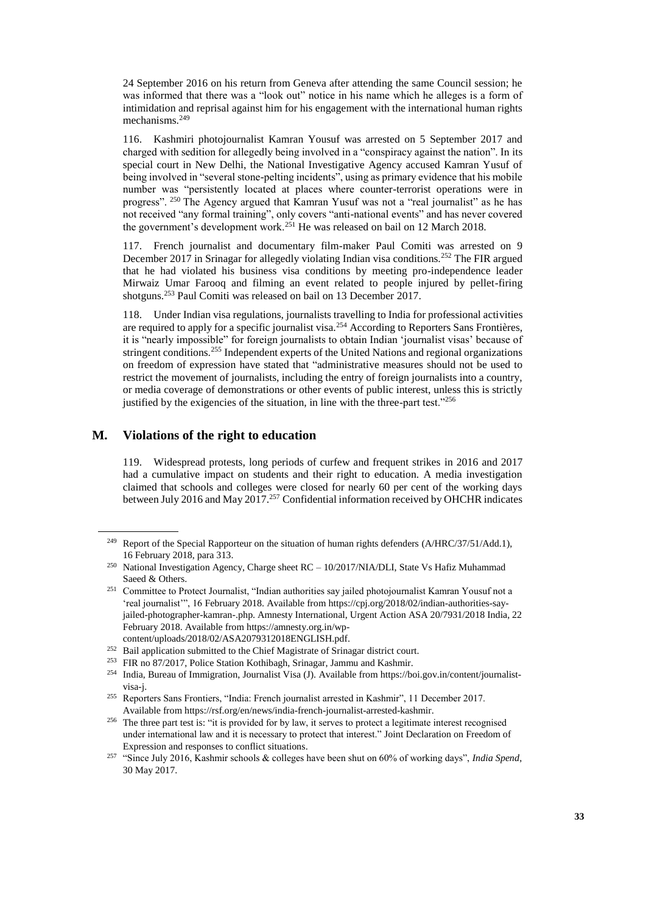24 September 2016 on his return from Geneva after attending the same Council session; he was informed that there was a "look out" notice in his name which he alleges is a form of intimidation and reprisal against him for his engagement with the international human rights mechanisms.[249]

116. Kashmiri photojournalist Kamran Yousuf was arrested on 5 September 2017 and charged with sedition for allegedly being involved in a "conspiracy against the nation". In its special court in New Delhi, the National Investigative Agency accused Kamran Yusuf of being involved in "several stone-pelting incidents", using as primary evidence that his mobile number was "persistently located at places where counter-terrorist operations were in progress". [250] The Agency argued that Kamran Yusuf was not a "real journalist" as he has not received "any formal training", only covers "anti-national events" and has never covered the government's development work.[251] He was released on bail on 12 March 2018.

117. French journalist and documentary film-maker Paul Comiti was arrested on 9 December 2017 in Srinagar for allegedly violating Indian visa conditions.[252] The FIR argued that he had violated his business visa conditions by meeting pro-independence leader Mirwaiz Umar Farooq and filming an event related to people injured by pellet-firing shotguns.[253] Paul Comiti was released on bail on 13 December 2017.

118. Under Indian visa regulations, journalists travelling to India for professional activities are required to apply for a specific journalist visa.[254] According to Reporters Sans Frontières, it is "nearly impossible" for foreign journalists to obtain Indian 'journalist visas' because of stringent conditions.[255] Independent experts of the United Nations and regional organizations on freedom of expression have stated that "administrative measures should not be used to restrict the movement of journalists, including the entry of foreign journalists into a country, or media coverage of demonstrations or other events of public interest, unless this is strictly justified by the exigencies of the situation, in line with the three-part test."[256]

## M. Violations of the right to education

119. Widespread protests, long periods of curfew and frequent strikes in 2016 and 2017 had a cumulative impact on students and their right to education. A media investigation claimed that schools and colleges were closed for nearly 60 per cent of the working days between July 2016 and May 2017.[257] Confidential information received by OHCHR indicates

---

[249] Report of the Special Rapporteur on the situation of human rights defenders (A/HRC/37/51/Add.1), 16 February 2018, para 313.

[250] National Investigation Agency, Charge sheet RC – 10/2017/NIA/DLI, State Vs Hafiz Muhammad Saeed & Others.

[251] Committee to Protect Journalist, "Indian authorities say jailed photojournalist Kamran Yousuf not a 'real journalist'", 16 February 2018. Available from https://cpj.org/2018/02/indian-authorities-say-jailed-photographer-kamran-.php. Amnesty International, Urgent Action ASA 20/7931/2018 India, 22 February 2018. Available from https://amnesty.org.in/wp-content/uploads/2018/02/ASA2079312018ENGLISH.pdf.

[252] Bail application submitted to the Chief Magistrate of Srinagar district court.

[253] FIR no 87/2017, Police Station Kothibagh, Srinagar, Jammu and Kashmir.

[254] India, Bureau of Immigration, Journalist Visa (J). Available from https://boi.gov.in/content/journalist-visa-j.

[255] Reporters Sans Frontiers, "India: French journalist arrested in Kashmir", 11 December 2017. Available from https://rsf.org/en/news/india-french-journalist-arrested-kashmir.

[256] The three part test is: "it is provided for by law, it serves to protect a legitimate interest recognised under international law and it is necessary to protect that interest." Joint Declaration on Freedom of Expression and responses to conflict situations.

[257] "Since July 2016, Kashmir schools & colleges have been shut on 60% of working days", *India Spend*, 30 May 2017.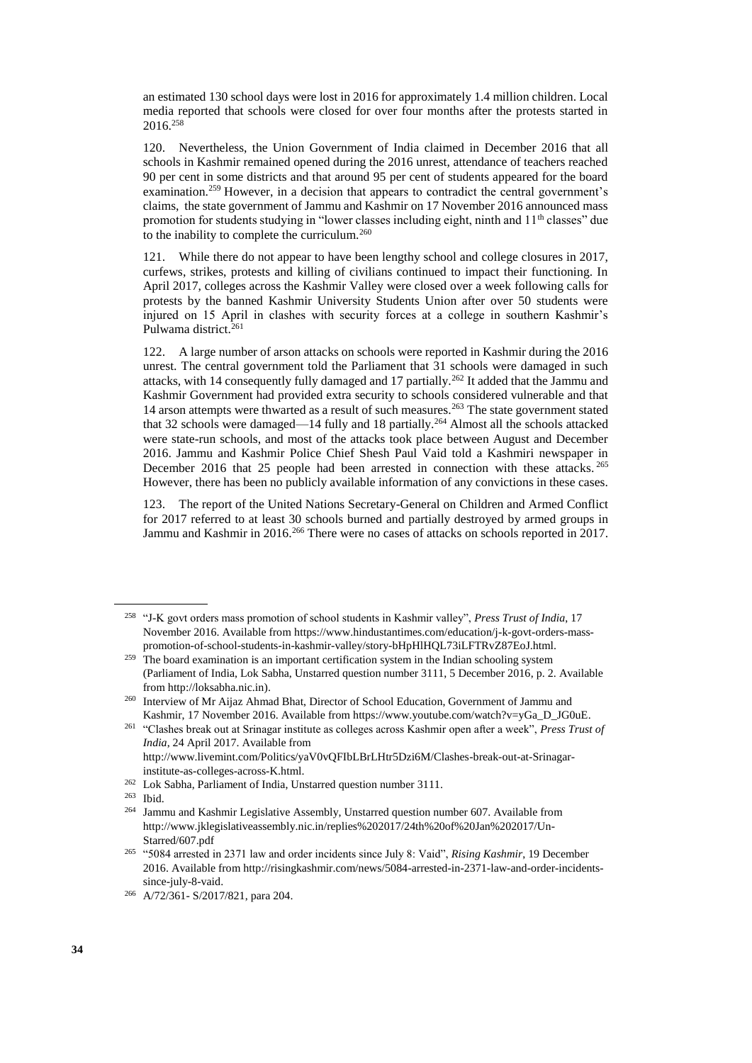an estimated 130 school days were lost in 2016 for approximately 1.4 million children. Local media reported that schools were closed for over four months after the protests started in 2016.[258]

120. Nevertheless, the Union Government of India claimed in December 2016 that all schools in Kashmir remained opened during the 2016 unrest, attendance of teachers reached 90 per cent in some districts and that around 95 per cent of students appeared for the board examination.[259] However, in a decision that appears to contradict the central government's claims, the state government of Jammu and Kashmir on 17 November 2016 announced mass promotion for students studying in "lower classes including eight, ninth and 11th classes" due to the inability to complete the curriculum.[260]

121. While there do not appear to have been lengthy school and college closures in 2017, curfews, strikes, protests and killing of civilians continued to impact their functioning. In April 2017, colleges across the Kashmir Valley were closed over a week following calls for protests by the banned Kashmir University Students Union after over 50 students were injured on 15 April in clashes with security forces at a college in southern Kashmir's Pulwama district.[261]

122. A large number of arson attacks on schools were reported in Kashmir during the 2016 unrest. The central government told the Parliament that 31 schools were damaged in such attacks, with 14 consequently fully damaged and 17 partially.[262] It added that the Jammu and Kashmir Government had provided extra security to schools considered vulnerable and that 14 arson attempts were thwarted as a result of such measures.[263] The state government stated that 32 schools were damaged—14 fully and 18 partially.[264] Almost all the schools attacked were state-run schools, and most of the attacks took place between August and December 2016. Jammu and Kashmir Police Chief Shesh Paul Vaid told a Kashmiri newspaper in December 2016 that 25 people had been arrested in connection with these attacks.[265] However, there has been no publicly available information of any convictions in these cases.

123. The report of the United Nations Secretary-General on Children and Armed Conflict for 2017 referred to at least 30 schools burned and partially destroyed by armed groups in Jammu and Kashmir in 2016.[266] There were no cases of attacks on schools reported in 2017.

---

[258] "J-K govt orders mass promotion of school students in Kashmir valley", *Press Trust of India*, 17 November 2016. Available from https://www.hindustantimes.com/education/j-k-govt-orders-mass-promotion-of-school-students-in-kashmir-valley/story-bHpHlHQL73iLFTRvZ87EoJ.html.

[259] The board examination is an important certification system in the Indian schooling system (Parliament of India, Lok Sabha, Unstarred question number 3111, 5 December 2016, p. 2. Available from http://loksabha.nic.in).

[260] Interview of Mr Aijaz Ahmad Bhat, Director of School Education, Government of Jammu and Kashmir, 17 November 2016. Available from https://www.youtube.com/watch?v=yGa_D_JG0uE.

[261] "Clashes break out at Srinagar institute as colleges across Kashmir open after a week", *Press Trust of India*, 24 April 2017. Available from http://www.livemint.com/Politics/yaV0vQFIbLBrLHtr5Dzi6M/Clashes-break-out-at-Srinagar-institute-as-colleges-across-K.html.

[262] Lok Sabha, Parliament of India, Unstarred question number 3111.

[263] Ibid.

[264] Jammu and Kashmir Legislative Assembly, Unstarred question number 607. Available from http://www.jklegislativeassembly.nic.in/replies%202017/24th%20of%20Jan%202017/Un-Starred/607.pdf

[265] "5084 arrested in 2371 law and order incidents since July 8: Vaid", *Rising Kashmir*, 19 December 2016. Available from http://risingkashmir.com/news/5084-arrested-in-2371-law-and-order-incidents-since-july-8-vaid.

[266] A/72/361- S/2017/821, para 204.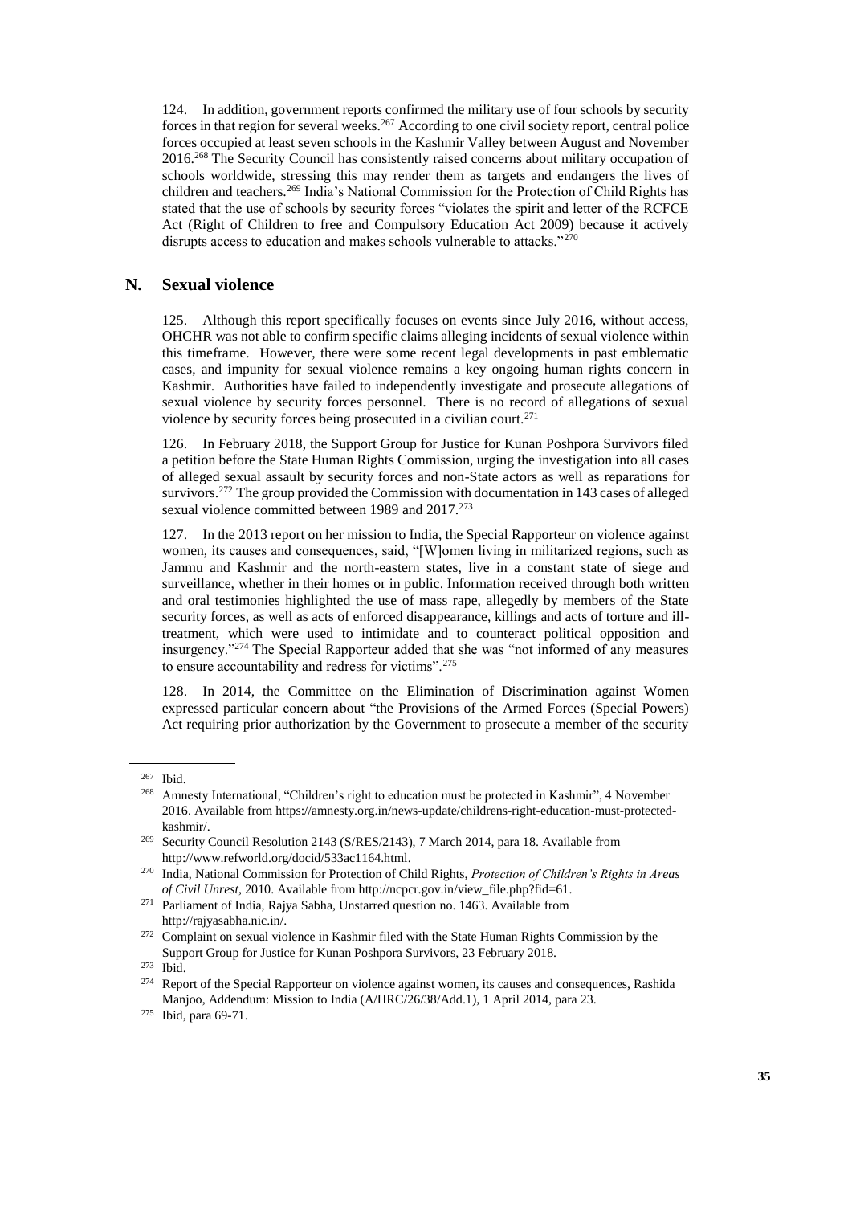124. In addition, government reports confirmed the military use of four schools by security forces in that region for several weeks.[267] According to one civil society report, central police forces occupied at least seven schools in the Kashmir Valley between August and November 2016.[268] The Security Council has consistently raised concerns about military occupation of schools worldwide, stressing this may render them as targets and endangers the lives of children and teachers.[269] India's National Commission for the Protection of Child Rights has stated that the use of schools by security forces "violates the spirit and letter of the RCFCE Act (Right of Children to free and Compulsory Education Act 2009) because it actively disrupts access to education and makes schools vulnerable to attacks."[270]

## N. Sexual violence

125. Although this report specifically focuses on events since July 2016, without access, OHCHR was not able to confirm specific claims alleging incidents of sexual violence within this timeframe. However, there were some recent legal developments in past emblematic cases, and impunity for sexual violence remains a key ongoing human rights concern in Kashmir. Authorities have failed to independently investigate and prosecute allegations of sexual violence by security forces personnel. There is no record of allegations of sexual violence by security forces being prosecuted in a civilian court.[271]

126. In February 2018, the Support Group for Justice for Kunan Poshpora Survivors filed a petition before the State Human Rights Commission, urging the investigation into all cases of alleged sexual assault by security forces and non-State actors as well as reparations for survivors.[272] The group provided the Commission with documentation in 143 cases of alleged sexual violence committed between 1989 and 2017.[273]

127. In the 2013 report on her mission to India, the Special Rapporteur on violence against women, its causes and consequences, said, "[W]omen living in militarized regions, such as Jammu and Kashmir and the north-eastern states, live in a constant state of siege and surveillance, whether in their homes or in public. Information received through both written and oral testimonies highlighted the use of mass rape, allegedly by members of the State security forces, as well as acts of enforced disappearance, killings and acts of torture and ill-treatment, which were used to intimidate and to counteract political opposition and insurgency."[274] The Special Rapporteur added that she was "not informed of any measures to ensure accountability and redress for victims".[275]

128. In 2014, the Committee on the Elimination of Discrimination against Women expressed particular concern about "the Provisions of the Armed Forces (Special Powers) Act requiring prior authorization by the Government to prosecute a member of the security

---

[267] Ibid.

[268] Amnesty International, "Children's right to education must be protected in Kashmir", 4 November 2016. Available from https://amnesty.org.in/news-update/childrens-right-education-must-protected-kashmir/.

[269] Security Council Resolution 2143 (S/RES/2143), 7 March 2014, para 18. Available from http://www.refworld.org/docid/533ac1164.html.

[270] India, National Commission for Protection of Child Rights, *Protection of Children's Rights in Areas of Civil Unrest*, 2010. Available from http://ncpcr.gov.in/view_file.php?fid=61.

[271] Parliament of India, Rajya Sabha, Unstarred question no. 1463. Available from http://rajyasabha.nic.in/.

[272] Complaint on sexual violence in Kashmir filed with the State Human Rights Commission by the Support Group for Justice for Kunan Poshpora Survivors, 23 February 2018.

[273] Ibid.

[274] Report of the Special Rapporteur on violence against women, its causes and consequences, Rashida Manjoo, Addendum: Mission to India (A/HRC/26/38/Add.1), 1 April 2014, para 23.

[275] Ibid, para 69-71.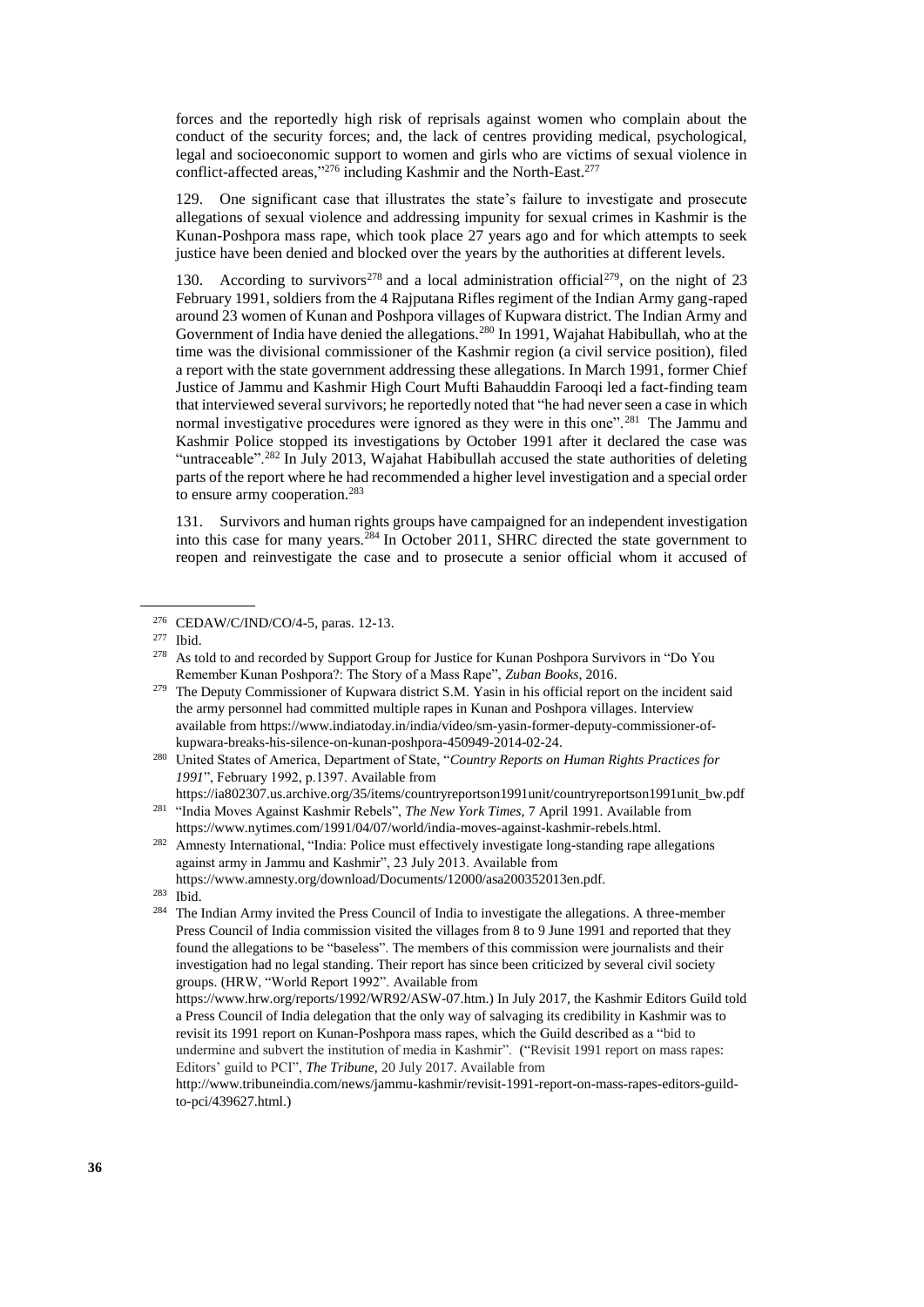forces and the reportedly high risk of reprisals against women who complain about the conduct of the security forces; and, the lack of centres providing medical, psychological, legal and socioeconomic support to women and girls who are victims of sexual violence in conflict-affected areas,"[276] including Kashmir and the North-East.[277]

129. One significant case that illustrates the state's failure to investigate and prosecute allegations of sexual violence and addressing impunity for sexual crimes in Kashmir is the Kunan-Poshpora mass rape, which took place 27 years ago and for which attempts to seek justice have been denied and blocked over the years by the authorities at different levels.

130. According to survivors[278] and a local administration official[279], on the night of 23 February 1991, soldiers from the 4 Rajputana Rifles regiment of the Indian Army gang-raped around 23 women of Kunan and Poshpora villages of Kupwara district. The Indian Army and Government of India have denied the allegations.[280] In 1991, Wajahat Habibullah, who at the time was the divisional commissioner of the Kashmir region (a civil service position), filed a report with the state government addressing these allegations. In March 1991, former Chief Justice of Jammu and Kashmir High Court Mufti Bahauddin Farooqi led a fact-finding team that interviewed several survivors; he reportedly noted that "he had never seen a case in which normal investigative procedures were ignored as they were in this one".[281] The Jammu and Kashmir Police stopped its investigations by October 1991 after it declared the case was "untraceable".[282] In July 2013, Wajahat Habibullah accused the state authorities of deleting parts of the report where he had recommended a higher level investigation and a special order to ensure army cooperation.[283]

131. Survivors and human rights groups have campaigned for an independent investigation into this case for many years.[284] In October 2011, SHRC directed the state government to reopen and reinvestigate the case and to prosecute a senior official whom it accused of

---

[276] CEDAW/C/IND/CO/4-5, paras. 12-13.

[277] Ibid.

[278] As told to and recorded by Support Group for Justice for Kunan Poshpora Survivors in "Do You Remember Kunan Poshpora?: The Story of a Mass Rape", *Zuban Books*, 2016.

[279] The Deputy Commissioner of Kupwara district S.M. Yasin in his official report on the incident said the army personnel had committed multiple rapes in Kunan and Poshpora villages. Interview available from https://www.indiatoday.in/india/video/sm-yasin-former-deputy-commissioner-of-kupwara-breaks-his-silence-on-kunan-poshpora-450949-2014-02-24.

[280] United States of America, Department of State, "*Country Reports on Human Rights Practices for 1991*", February 1992, p.1397. Available from https://ia802307.us.archive.org/35/items/countryreportson1991unit/countryreportson1991unit_bw.pdf

[281] "India Moves Against Kashmir Rebels", *The New York Times*, 7 April 1991. Available from https://www.nytimes.com/1991/04/07/world/india-moves-against-kashmir-rebels.html.

[282] Amnesty International, "India: Police must effectively investigate long-standing rape allegations against army in Jammu and Kashmir", 23 July 2013. Available from https://www.amnesty.org/download/Documents/12000/asa200352013en.pdf.

[283] Ibid.

[284] The Indian Army invited the Press Council of India to investigate the allegations. A three-member Press Council of India commission visited the villages from 8 to 9 June 1991 and reported that they found the allegations to be "baseless". The members of this commission were journalists and their investigation had no legal standing. Their report has since been criticized by several civil society groups. (HRW, "World Report 1992". Available from https://www.hrw.org/reports/1992/WR92/ASW-07.htm.) In July 2017, the Kashmir Editors Guild told a Press Council of India delegation that the only way of salvaging its credibility in Kashmir was to revisit its 1991 report on Kunan-Poshpora mass rapes, which the Guild described as a "bid to undermine and subvert the institution of media in Kashmir". ("Revisit 1991 report on mass rapes: Editors' guild to PCI", *The Tribune*, 20 July 2017. Available from http://www.tribuneindia.com/news/jammu-kashmir/revisit-1991-report-on-mass-rapes-editors-guild-to-pci/439627.html.)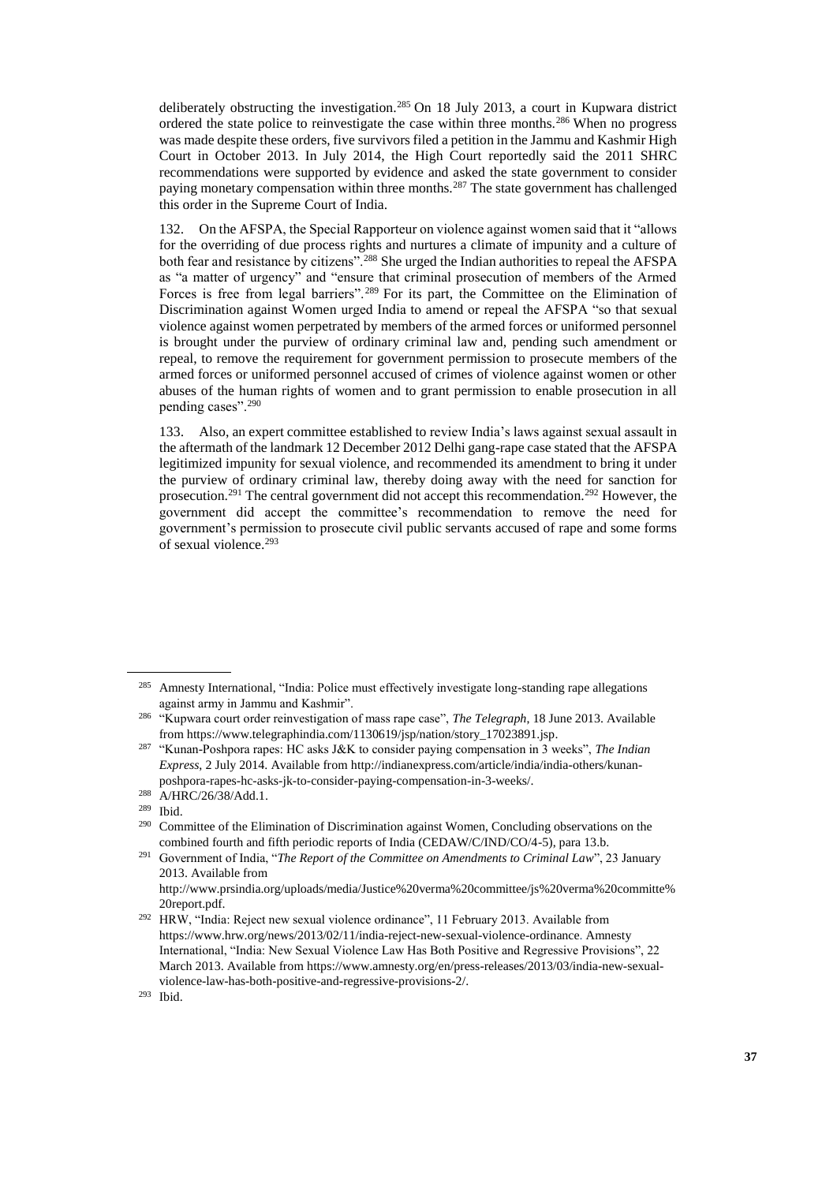deliberately obstructing the investigation.[285] On 18 July 2013, a court in Kupwara district ordered the state police to reinvestigate the case within three months.[286] When no progress was made despite these orders, five survivors filed a petition in the Jammu and Kashmir High Court in October 2013. In July 2014, the High Court reportedly said the 2011 SHRC recommendations were supported by evidence and asked the state government to consider paying monetary compensation within three months.[287] The state government has challenged this order in the Supreme Court of India.

132. On the AFSPA, the Special Rapporteur on violence against women said that it "allows for the overriding of due process rights and nurtures a climate of impunity and a culture of both fear and resistance by citizens".[288] She urged the Indian authorities to repeal the AFSPA as "a matter of urgency" and "ensure that criminal prosecution of members of the Armed Forces is free from legal barriers".[289] For its part, the Committee on the Elimination of Discrimination against Women urged India to amend or repeal the AFSPA "so that sexual violence against women perpetrated by members of the armed forces or uniformed personnel is brought under the purview of ordinary criminal law and, pending such amendment or repeal, to remove the requirement for government permission to prosecute members of the armed forces or uniformed personnel accused of crimes of violence against women or other abuses of the human rights of women and to grant permission to enable prosecution in all pending cases".[290]

133. Also, an expert committee established to review India's laws against sexual assault in the aftermath of the landmark 12 December 2012 Delhi gang-rape case stated that the AFSPA legitimized impunity for sexual violence, and recommended its amendment to bring it under the purview of ordinary criminal law, thereby doing away with the need for sanction for prosecution.[291] The central government did not accept this recommendation.[292] However, the government did accept the committee's recommendation to remove the need for government's permission to prosecute civil public servants accused of rape and some forms of sexual violence.[293]

---

[285] Amnesty International, "India: Police must effectively investigate long-standing rape allegations against army in Jammu and Kashmir".

[286] "Kupwara court order reinvestigation of mass rape case", *The Telegraph*, 18 June 2013. Available from https://www.telegraphindia.com/1130619/jsp/nation/story_17023891.jsp.

[287] "Kunan-Poshpora rapes: HC asks J&K to consider paying compensation in 3 weeks", *The Indian Express*, 2 July 2014. Available from http://indianexpress.com/article/india/india-others/kunan-poshpora-rapes-hc-asks-jk-to-consider-paying-compensation-in-3-weeks/.

[288] A/HRC/26/38/Add.1.

[289] Ibid.

[290] Committee of the Elimination of Discrimination against Women, Concluding observations on the combined fourth and fifth periodic reports of India (CEDAW/C/IND/CO/4-5), para 13.b.

[291] Government of India, "*The Report of the Committee on Amendments to Criminal Law*", 23 January 2013. Available from http://www.prsindia.org/uploads/media/Justice%20verma%20committee/js%20verma%20committe%20report.pdf.

[292] HRW, "India: Reject new sexual violence ordinance", 11 February 2013. Available from https://www.hrw.org/news/2013/02/11/india-reject-new-sexual-violence-ordinance. Amnesty International, "India: New Sexual Violence Law Has Both Positive and Regressive Provisions", 22 March 2013. Available from https://www.amnesty.org/en/press-releases/2013/03/india-new-sexual-violence-law-has-both-positive-and-regressive-provisions-2/.

[293] Ibid.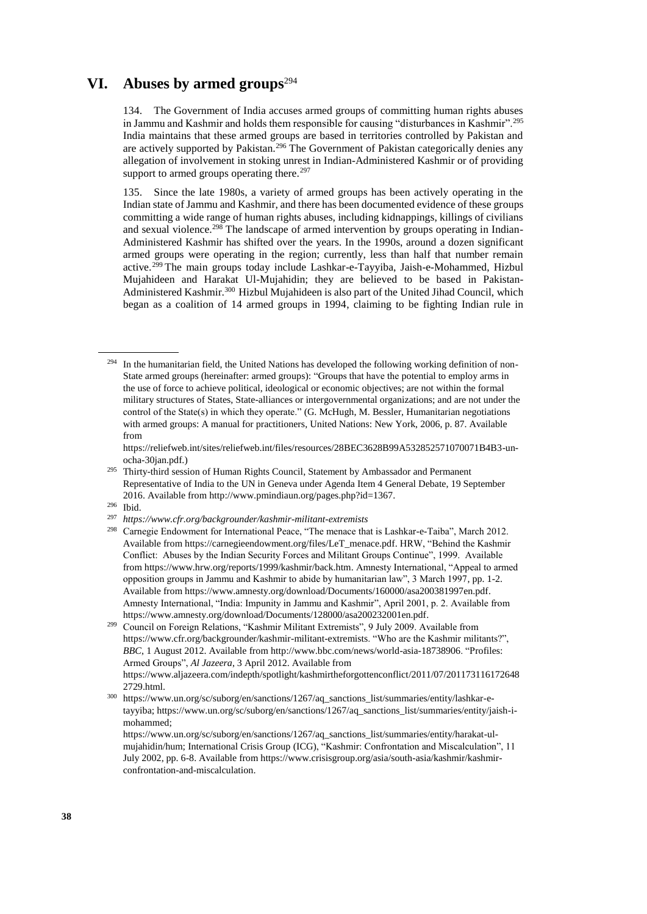# VI. Abuses by armed groups[294]

134. The Government of India accuses armed groups of committing human rights abuses in Jammu and Kashmir and holds them responsible for causing "disturbances in Kashmir".[295] India maintains that these armed groups are based in territories controlled by Pakistan and are actively supported by Pakistan.[296] The Government of Pakistan categorically denies any allegation of involvement in stoking unrest in Indian-Administered Kashmir or of providing support to armed groups operating there.[297]

135. Since the late 1980s, a variety of armed groups has been actively operating in the Indian state of Jammu and Kashmir, and there has been documented evidence of these groups committing a wide range of human rights abuses, including kidnappings, killings of civilians and sexual violence.[298] The landscape of armed intervention by groups operating in Indian-Administered Kashmir has shifted over the years. In the 1990s, around a dozen significant armed groups were operating in the region; currently, less than half that number remain active.[299] The main groups today include Lashkar-e-Tayyiba, Jaish-e-Mohammed, Hizbul Mujahideen and Harakat Ul-Mujahidin; they are believed to be based in Pakistan-Administered Kashmir.[300] Hizbul Mujahideen is also part of the United Jihad Council, which began as a coalition of 14 armed groups in 1994, claiming to be fighting Indian rule in

---

[294] In the humanitarian field, the United Nations has developed the following working definition of non-State armed groups (hereinafter: armed groups): "Groups that have the potential to employ arms in the use of force to achieve political, ideological or economic objectives; are not within the formal military structures of States, State-alliances or intergovernmental organizations; and are not under the control of the State(s) in which they operate." (G. McHugh, M. Bessler, Humanitarian negotiations with armed groups: A manual for practitioners, United Nations: New York, 2006, p. 87. Available from https://reliefweb.int/sites/reliefweb.int/files/resources/28BEC3628B99A532852571070071B4B3-un-ocha-30jan.pdf.)

[295] Thirty-third session of Human Rights Council, Statement by Ambassador and Permanent Representative of India to the UN in Geneva under Agenda Item 4 General Debate, 19 September 2016. Available from http://www.pmindiaun.org/pages.php?id=1367.

[296] Ibid.

[297] *https://www.cfr.org/backgrounder/kashmir-militant-extremists*

[298] Carnegie Endowment for International Peace, "The menace that is Lashkar-e-Taiba", March 2012. Available from https://carnegieendowment.org/files/LeT_menace.pdf. HRW, "Behind the Kashmir Conflict: Abuses by the Indian Security Forces and Militant Groups Continue", 1999. Available from https://www.hrw.org/reports/1999/kashmir/back.htm. Amnesty International, "Appeal to armed opposition groups in Jammu and Kashmir to abide by humanitarian law", 3 March 1997, pp. 1-2. Available from https://www.amnesty.org/download/Documents/160000/asa200381997en.pdf. Amnesty International, "India: Impunity in Jammu and Kashmir", April 2001, p. 2. Available from https://www.amnesty.org/download/Documents/128000/asa200232001en.pdf.

[299] Council on Foreign Relations, "Kashmir Militant Extremists", 9 July 2009. Available from https://www.cfr.org/backgrounder/kashmir-militant-extremists. "Who are the Kashmir militants?", *BBC*, 1 August 2012. Available from http://www.bbc.com/news/world-asia-18738906. "Profiles: Armed Groups", *Al Jazeera*, 3 April 2012. Available from https://www.aljazeera.com/indepth/spotlight/kashmirtheforgottenconflict/2011/07/2011731161726482729.html.

[300] https://www.un.org/sc/suborg/en/sanctions/1267/aq_sanctions_list/summaries/entity/lashkar-e-tayyiba; https://www.un.org/sc/suborg/en/sanctions/1267/aq_sanctions_list/summaries/entity/jaish-i-mohammed; https://www.un.org/sc/suborg/en/sanctions/1267/aq_sanctions_list/summaries/entity/harakat-ul-mujahidin/hum; International Crisis Group (ICG), "Kashmir: Confrontation and Miscalculation", 11 July 2002, pp. 6-8. Available from https://www.crisisgroup.org/asia/south-asia/kashmir/kashmir-confrontation-and-miscalculation.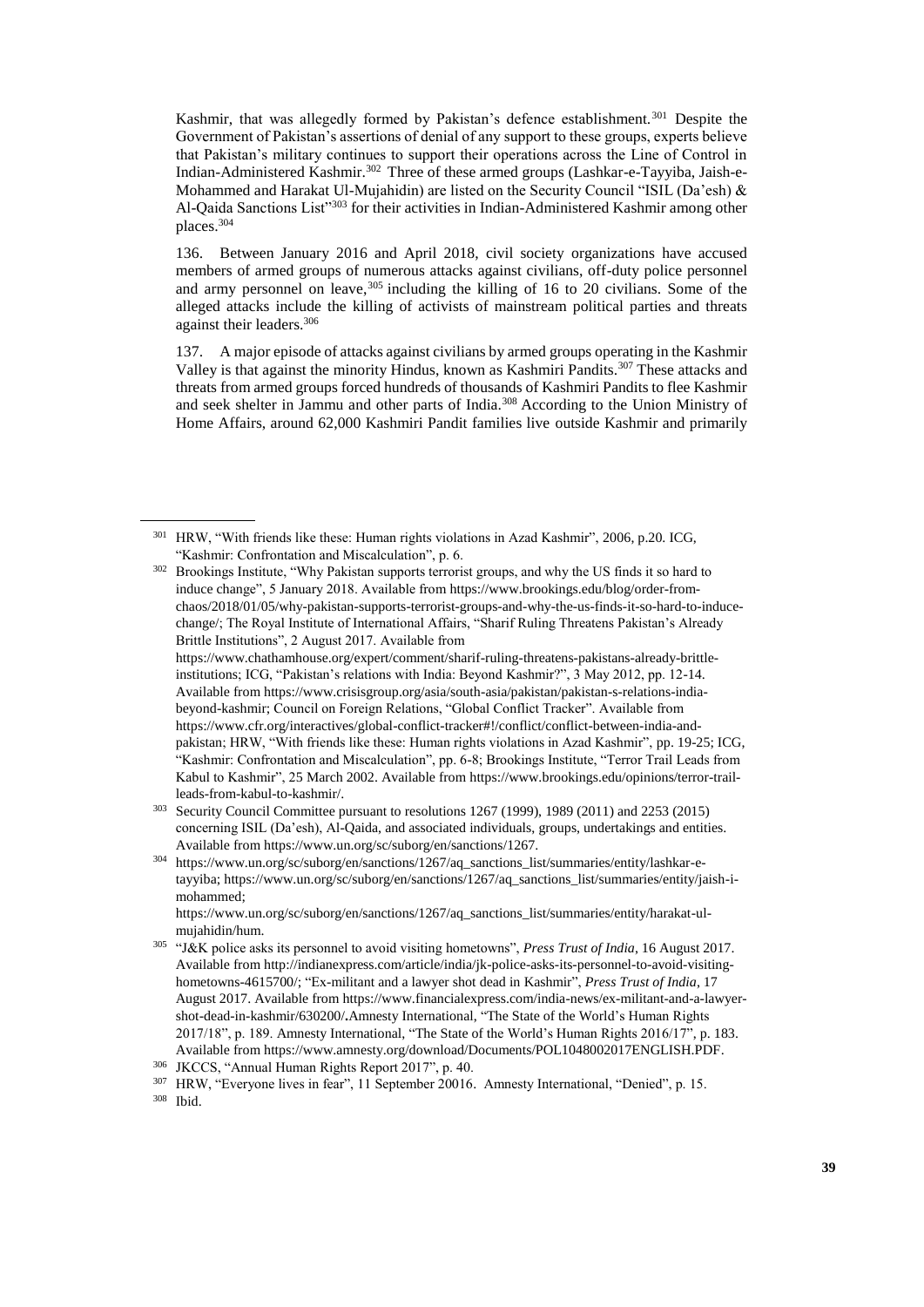Kashmir, that was allegedly formed by Pakistan's defence establishment.[301] Despite the Government of Pakistan's assertions of denial of any support to these groups, experts believe that Pakistan's military continues to support their operations across the Line of Control in Indian-Administered Kashmir.[302] Three of these armed groups (Lashkar-e-Tayyiba, Jaish-e-Mohammed and Harakat Ul-Mujahidin) are listed on the Security Council "ISIL (Da'esh) & Al-Qaida Sanctions List"[303] for their activities in Indian-Administered Kashmir among other places.[304]

136. Between January 2016 and April 2018, civil society organizations have accused members of armed groups of numerous attacks against civilians, off-duty police personnel and army personnel on leave,[305] including the killing of 16 to 20 civilians. Some of the alleged attacks include the killing of activists of mainstream political parties and threats against their leaders.[306]

137. A major episode of attacks against civilians by armed groups operating in the Kashmir Valley is that against the minority Hindus, known as Kashmiri Pandits.[307] These attacks and threats from armed groups forced hundreds of thousands of Kashmiri Pandits to flee Kashmir and seek shelter in Jammu and other parts of India.[308] According to the Union Ministry of Home Affairs, around 62,000 Kashmiri Pandit families live outside Kashmir and primarily

---

[301] HRW, "With friends like these: Human rights violations in Azad Kashmir", 2006, p.20. ICG, "Kashmir: Confrontation and Miscalculation", p. 6.

[302] Brookings Institute, "Why Pakistan supports terrorist groups, and why the US finds it so hard to induce change", 5 January 2018. Available from https://www.brookings.edu/blog/order-from-chaos/2018/01/05/why-pakistan-supports-terrorist-groups-and-why-the-us-finds-it-so-hard-to-induce-change/; The Royal Institute of International Affairs, "Sharif Ruling Threatens Pakistan's Already Brittle Institutions", 2 August 2017. Available from https://www.chathamhouse.org/expert/comment/sharif-ruling-threatens-pakistans-already-brittle-institutions; ICG, "Pakistan's relations with India: Beyond Kashmir?", 3 May 2012, pp. 12-14. Available from https://www.crisisgroup.org/asia/south-asia/pakistan/pakistan-s-relations-india-beyond-kashmir; Council on Foreign Relations, "Global Conflict Tracker". Available from https://www.cfr.org/interactives/global-conflict-tracker#!/conflict/conflict-between-india-and-pakistan; HRW, "With friends like these: Human rights violations in Azad Kashmir", pp. 19-25; ICG, "Kashmir: Confrontation and Miscalculation", pp. 6-8; Brookings Institute, "Terror Trail Leads from Kabul to Kashmir", 25 March 2002. Available from https://www.brookings.edu/opinions/terror-trail-leads-from-kabul-to-kashmir/.

[303] Security Council Committee pursuant to resolutions 1267 (1999), 1989 (2011) and 2253 (2015) concerning ISIL (Da'esh), Al-Qaida, and associated individuals, groups, undertakings and entities. Available from https://www.un.org/sc/suborg/en/sanctions/1267.

[304] https://www.un.org/sc/suborg/en/sanctions/1267/aq_sanctions_list/summaries/entity/lashkar-e-tayyiba; https://www.un.org/sc/suborg/en/sanctions/1267/aq_sanctions_list/summaries/entity/jaish-i-mohammed; https://www.un.org/sc/suborg/en/sanctions/1267/aq_sanctions_list/summaries/entity/harakat-ul-mujahidin/hum.

[305] "J&K police asks its personnel to avoid visiting hometowns", *Press Trust of India*, 16 August 2017. Available from http://indianexpress.com/article/india/jk-police-asks-its-personnel-to-avoid-visiting-hometowns-4615700/; "Ex-militant and a lawyer shot dead in Kashmir", *Press Trust of India*, 17 August 2017. Available from https://www.financialexpress.com/india-news/ex-militant-and-a-lawyer-shot-dead-in-kashmir/630200/**.**Amnesty International, "The State of the World's Human Rights 2017/18", p. 189. Amnesty International, "The State of the World's Human Rights 2016/17", p. 183. Available from https://www.amnesty.org/download/Documents/POL1048002017ENGLISH.PDF.

[306] JKCCS, "Annual Human Rights Report 2017", p. 40.

[307] HRW, "Everyone lives in fear", 11 September 20016. Amnesty International, "Denied", p. 15.

[308] Ibid.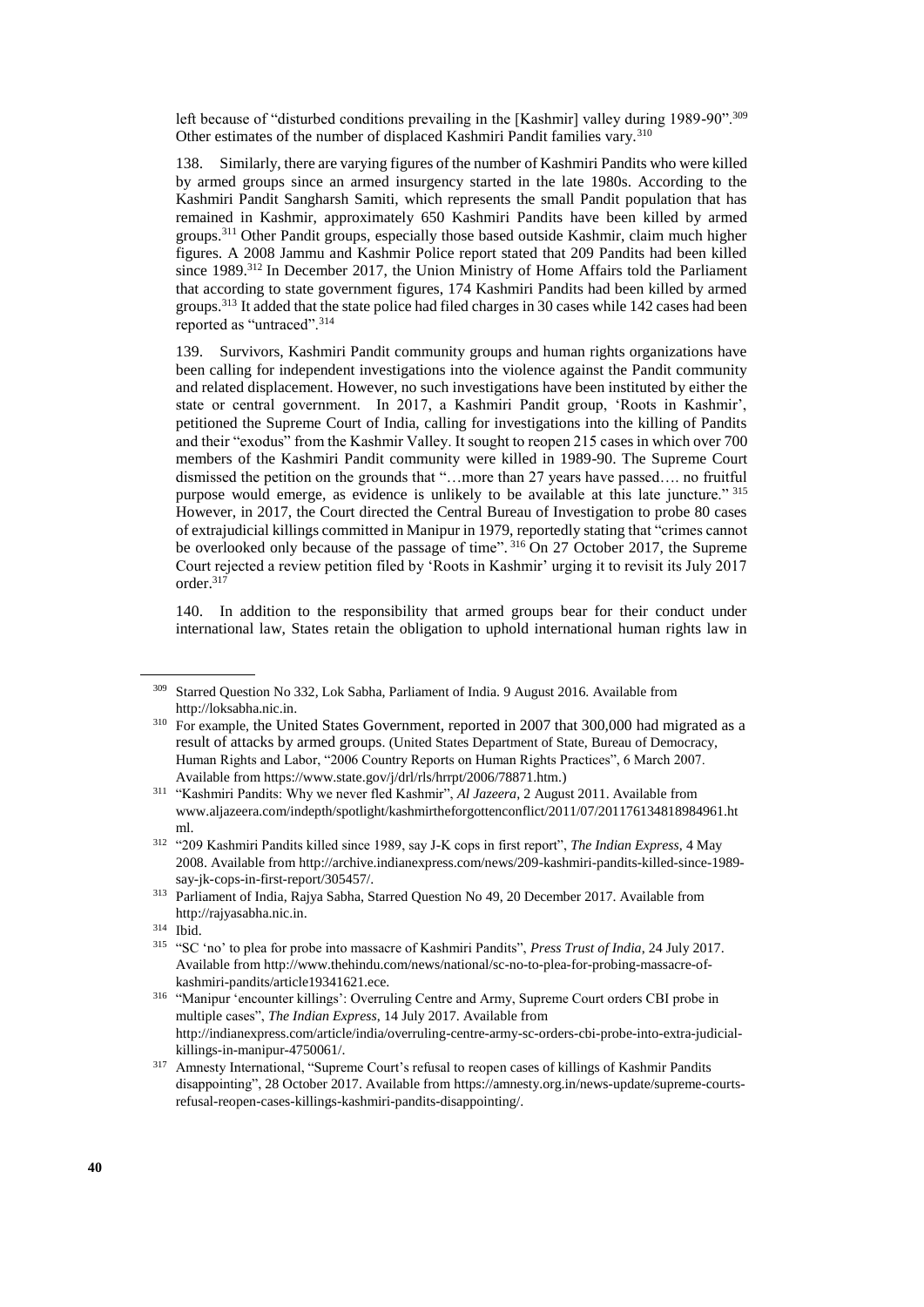left because of "disturbed conditions prevailing in the [Kashmir] valley during 1989-90".[309] Other estimates of the number of displaced Kashmiri Pandit families vary.[310]

138. Similarly, there are varying figures of the number of Kashmiri Pandits who were killed by armed groups since an armed insurgency started in the late 1980s. According to the Kashmiri Pandit Sangharsh Samiti, which represents the small Pandit population that has remained in Kashmir, approximately 650 Kashmiri Pandits have been killed by armed groups.[311] Other Pandit groups, especially those based outside Kashmir, claim much higher figures. A 2008 Jammu and Kashmir Police report stated that 209 Pandits had been killed since 1989.[312] In December 2017, the Union Ministry of Home Affairs told the Parliament that according to state government figures, 174 Kashmiri Pandits had been killed by armed groups.[313] It added that the state police had filed charges in 30 cases while 142 cases had been reported as "untraced".[314]

139. Survivors, Kashmiri Pandit community groups and human rights organizations have been calling for independent investigations into the violence against the Pandit community and related displacement. However, no such investigations have been instituted by either the state or central government. In 2017, a Kashmiri Pandit group, 'Roots in Kashmir', petitioned the Supreme Court of India, calling for investigations into the killing of Pandits and their "exodus" from the Kashmir Valley. It sought to reopen 215 cases in which over 700 members of the Kashmiri Pandit community were killed in 1989-90. The Supreme Court dismissed the petition on the grounds that "…more than 27 years have passed…. no fruitful purpose would emerge, as evidence is unlikely to be available at this late juncture."[315] However, in 2017, the Court directed the Central Bureau of Investigation to probe 80 cases of extrajudicial killings committed in Manipur in 1979, reportedly stating that "crimes cannot be overlooked only because of the passage of time".[316] On 27 October 2017, the Supreme Court rejected a review petition filed by 'Roots in Kashmir' urging it to revisit its July 2017 order.[317]

140. In addition to the responsibility that armed groups bear for their conduct under international law, States retain the obligation to uphold international human rights law in

---

[309] Starred Question No 332, Lok Sabha, Parliament of India. 9 August 2016. Available from http://loksabha.nic.in.

[310] For example, the United States Government, reported in 2007 that 300,000 had migrated as a result of attacks by armed groups. (United States Department of State, Bureau of Democracy, Human Rights and Labor, "2006 Country Reports on Human Rights Practices", 6 March 2007. Available from https://www.state.gov/j/drl/rls/hrrpt/2006/78871.htm.)

[311] "Kashmiri Pandits: Why we never fled Kashmir", *Al Jazeera*, 2 August 2011. Available from www.aljazeera.com/indepth/spotlight/kashmirtheforgottenconflict/2011/07/201176134818984961.html.

[312] "209 Kashmiri Pandits killed since 1989, say J-K cops in first report", *The Indian Express*, 4 May 2008. Available from http://archive.indianexpress.com/news/209-kashmiri-pandits-killed-since-1989-say-jk-cops-in-first-report/305457/.

[313] Parliament of India, Rajya Sabha, Starred Question No 49, 20 December 2017. Available from http://rajyasabha.nic.in.

[314] Ibid.

[315] "SC 'no' to plea for probe into massacre of Kashmiri Pandits", *Press Trust of India*, 24 July 2017. Available from http://www.thehindu.com/news/national/sc-no-to-plea-for-probing-massacre-of-kashmiri-pandits/article19341621.ece.

[316] "Manipur 'encounter killings': Overruling Centre and Army, Supreme Court orders CBI probe in multiple cases", *The Indian Express*, 14 July 2017. Available from http://indianexpress.com/article/india/overruling-centre-army-sc-orders-cbi-probe-into-extra-judicial-killings-in-manipur-4750061/.

[317] Amnesty International, "Supreme Court's refusal to reopen cases of killings of Kashmir Pandits disappointing", 28 October 2017. Available from https://amnesty.org.in/news-update/supreme-courts-refusal-reopen-cases-killings-kashmiri-pandits-disappointing/.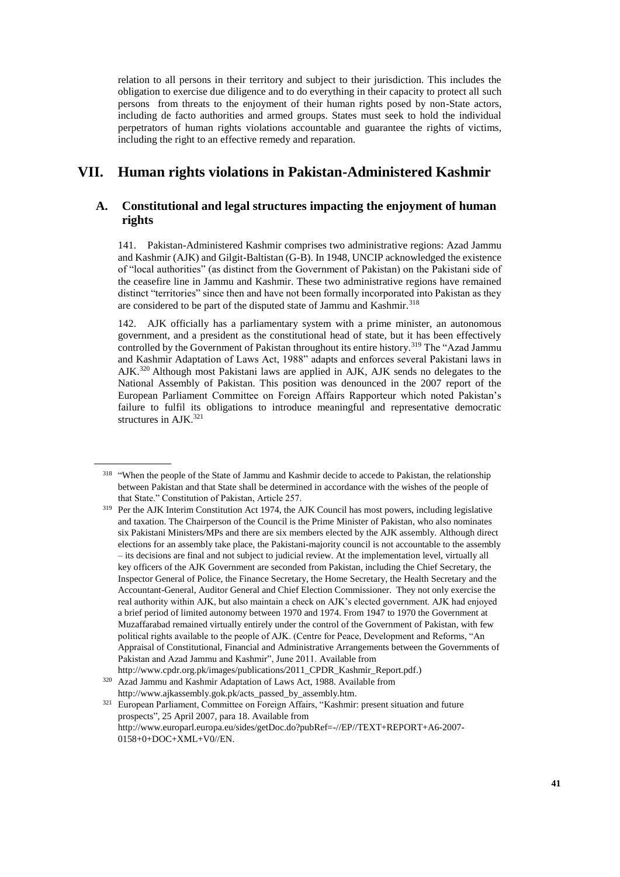relation to all persons in their territory and subject to their jurisdiction. This includes the obligation to exercise due diligence and to do everything in their capacity to protect all such persons from threats to the enjoyment of their human rights posed by non-State actors, including de facto authorities and armed groups. States must seek to hold the individual perpetrators of human rights violations accountable and guarantee the rights of victims, including the right to an effective remedy and reparation.

# VII. Human rights violations in Pakistan-Administered Kashmir

## A. Constitutional and legal structures impacting the enjoyment of human rights

141. Pakistan-Administered Kashmir comprises two administrative regions: Azad Jammu and Kashmir (AJK) and Gilgit-Baltistan (G-B). In 1948, UNCIP acknowledged the existence of "local authorities" (as distinct from the Government of Pakistan) on the Pakistani side of the ceasefire line in Jammu and Kashmir. These two administrative regions have remained distinct "territories" since then and have not been formally incorporated into Pakistan as they are considered to be part of the disputed state of Jammu and Kashmir.[318]

142. AJK officially has a parliamentary system with a prime minister, an autonomous government, and a president as the constitutional head of state, but it has been effectively controlled by the Government of Pakistan throughout its entire history.[319] The "Azad Jammu and Kashmir Adaptation of Laws Act, 1988" adapts and enforces several Pakistani laws in AJK.[320] Although most Pakistani laws are applied in AJK, AJK sends no delegates to the National Assembly of Pakistan. This position was denounced in the 2007 report of the European Parliament Committee on Foreign Affairs Rapporteur which noted Pakistan's failure to fulfil its obligations to introduce meaningful and representative democratic structures in AJK.[321]

---

[318] "When the people of the State of Jammu and Kashmir decide to accede to Pakistan, the relationship between Pakistan and that State shall be determined in accordance with the wishes of the people of that State." Constitution of Pakistan, Article 257.

[319] Per the AJK Interim Constitution Act 1974, the AJK Council has most powers, including legislative and taxation. The Chairperson of the Council is the Prime Minister of Pakistan, who also nominates six Pakistani Ministers/MPs and there are six members elected by the AJK assembly. Although direct elections for an assembly take place, the Pakistani-majority council is not accountable to the assembly – its decisions are final and not subject to judicial review. At the implementation level, virtually all key officers of the AJK Government are seconded from Pakistan, including the Chief Secretary, the Inspector General of Police, the Finance Secretary, the Home Secretary, the Health Secretary and the Accountant-General, Auditor General and Chief Election Commissioner. They not only exercise the real authority within AJK, but also maintain a check on AJK's elected government. AJK had enjoyed a brief period of limited autonomy between 1970 and 1974. From 1947 to 1970 the Government at Muzaffarabad remained virtually entirely under the control of the Government of Pakistan, with few political rights available to the people of AJK. (Centre for Peace, Development and Reforms, "An Appraisal of Constitutional, Financial and Administrative Arrangements between the Governments of Pakistan and Azad Jammu and Kashmir", June 2011. Available from http://www.cpdr.org.pk/images/publications/2011_CPDR_Kashmir_Report.pdf.)

[320] Azad Jammu and Kashmir Adaptation of Laws Act, 1988. Available from http://www.ajkassembly.gok.pk/acts_passed_by_assembly.htm.

[321] European Parliament, Committee on Foreign Affairs, "Kashmir: present situation and future prospects", 25 April 2007, para 18. Available from http://www.europarl.europa.eu/sides/getDoc.do?pubRef=-//EP//TEXT+REPORT+A6-2007-0158+0+DOC+XML+V0//EN.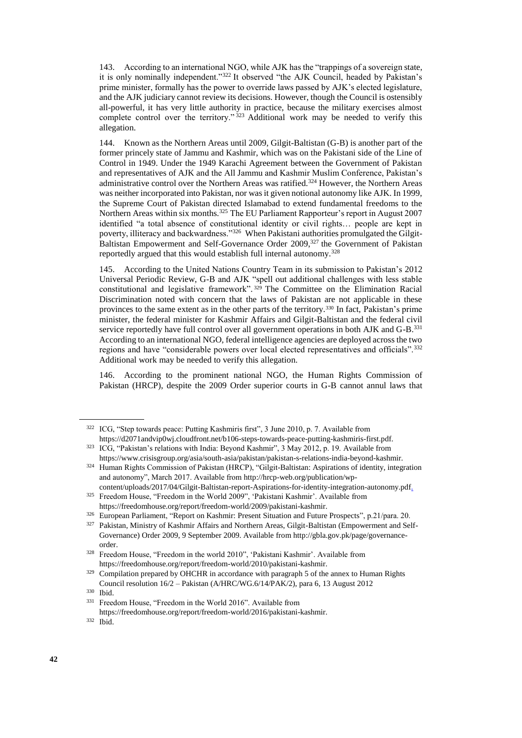143. According to an international NGO, while AJK has the "trappings of a sovereign state, it is only nominally independent."[322] It observed "the AJK Council, headed by Pakistan's prime minister, formally has the power to override laws passed by AJK's elected legislature, and the AJK judiciary cannot review its decisions. However, though the Council is ostensibly all-powerful, it has very little authority in practice, because the military exercises almost complete control over the territory."[323] Additional work may be needed to verify this allegation.

144. Known as the Northern Areas until 2009, Gilgit-Baltistan (G-B) is another part of the former princely state of Jammu and Kashmir, which was on the Pakistani side of the Line of Control in 1949. Under the 1949 Karachi Agreement between the Government of Pakistan and representatives of AJK and the All Jammu and Kashmir Muslim Conference, Pakistan's administrative control over the Northern Areas was ratified.[324] However, the Northern Areas was neither incorporated into Pakistan, nor was it given notional autonomy like AJK. In 1999, the Supreme Court of Pakistan directed Islamabad to extend fundamental freedoms to the Northern Areas within six months.[325] The EU Parliament Rapporteur's report in August 2007 identified "a total absence of constitutional identity or civil rights… people are kept in poverty, illiteracy and backwardness."[326] When Pakistani authorities promulgated the Gilgit-Baltistan Empowerment and Self-Governance Order 2009,[327] the Government of Pakistan reportedly argued that this would establish full internal autonomy.[328]

145. According to the United Nations Country Team in its submission to Pakistan's 2012 Universal Periodic Review, G-B and AJK "spell out additional challenges with less stable constitutional and legislative framework".[329] The Committee on the Elimination Racial Discrimination noted with concern that the laws of Pakistan are not applicable in these provinces to the same extent as in the other parts of the territory.[330] In fact, Pakistan's prime minister, the federal minister for Kashmir Affairs and Gilgit-Baltistan and the federal civil service reportedly have full control over all government operations in both AJK and G-B.[331] According to an international NGO, federal intelligence agencies are deployed across the two regions and have "considerable powers over local elected representatives and officials".[332] Additional work may be needed to verify this allegation.

146. According to the prominent national NGO, the Human Rights Commission of Pakistan (HRCP), despite the 2009 Order superior courts in G-B cannot annul laws that

---

[322] ICG, "Step towards peace: Putting Kashmiris first", 3 June 2010, p. 7. Available from https://d2071andvip0wj.cloudfront.net/b106-steps-towards-peace-putting-kashmiris-first.pdf.

[323] ICG, "Pakistan's relations with India: Beyond Kashmir", 3 May 2012, p. 19. Available from https://www.crisisgroup.org/asia/south-asia/pakistan/pakistan-s-relations-india-beyond-kashmir.

[324] Human Rights Commission of Pakistan (HRCP), "Gilgit-Baltistan: Aspirations of identity, integration and autonomy", March 2017. Available from http://hrcp-web.org/publication/wp-content/uploads/2017/04/Gilgit-Baltistan-report-Aspirations-for-identity-integration-autonomy.pdf.

[325] Freedom House, "Freedom in the World 2009", 'Pakistani Kashmir'. Available from https://freedomhouse.org/report/freedom-world/2009/pakistani-kashmir.

[326] European Parliament, "Report on Kashmir: Present Situation and Future Prospects", p.21/para. 20.

[327] Pakistan, Ministry of Kashmir Affairs and Northern Areas, Gilgit-Baltistan (Empowerment and Self-Governance) Order 2009, 9 September 2009. Available from http://gbla.gov.pk/page/governance-order.

[328] Freedom House, "Freedom in the world 2010", 'Pakistani Kashmir'. Available from https://freedomhouse.org/report/freedom-world/2010/pakistani-kashmir.

[329] Compilation prepared by OHCHR in accordance with paragraph 5 of the annex to Human Rights Council resolution 16/2 – Pakistan (A/HRC/WG.6/14/PAK/2), para 6, 13 August 2012

[330] Ibid.

[331] Freedom House, "Freedom in the World 2016". Available from https://freedomhouse.org/report/freedom-world/2016/pakistani-kashmir.

[332] Ibid.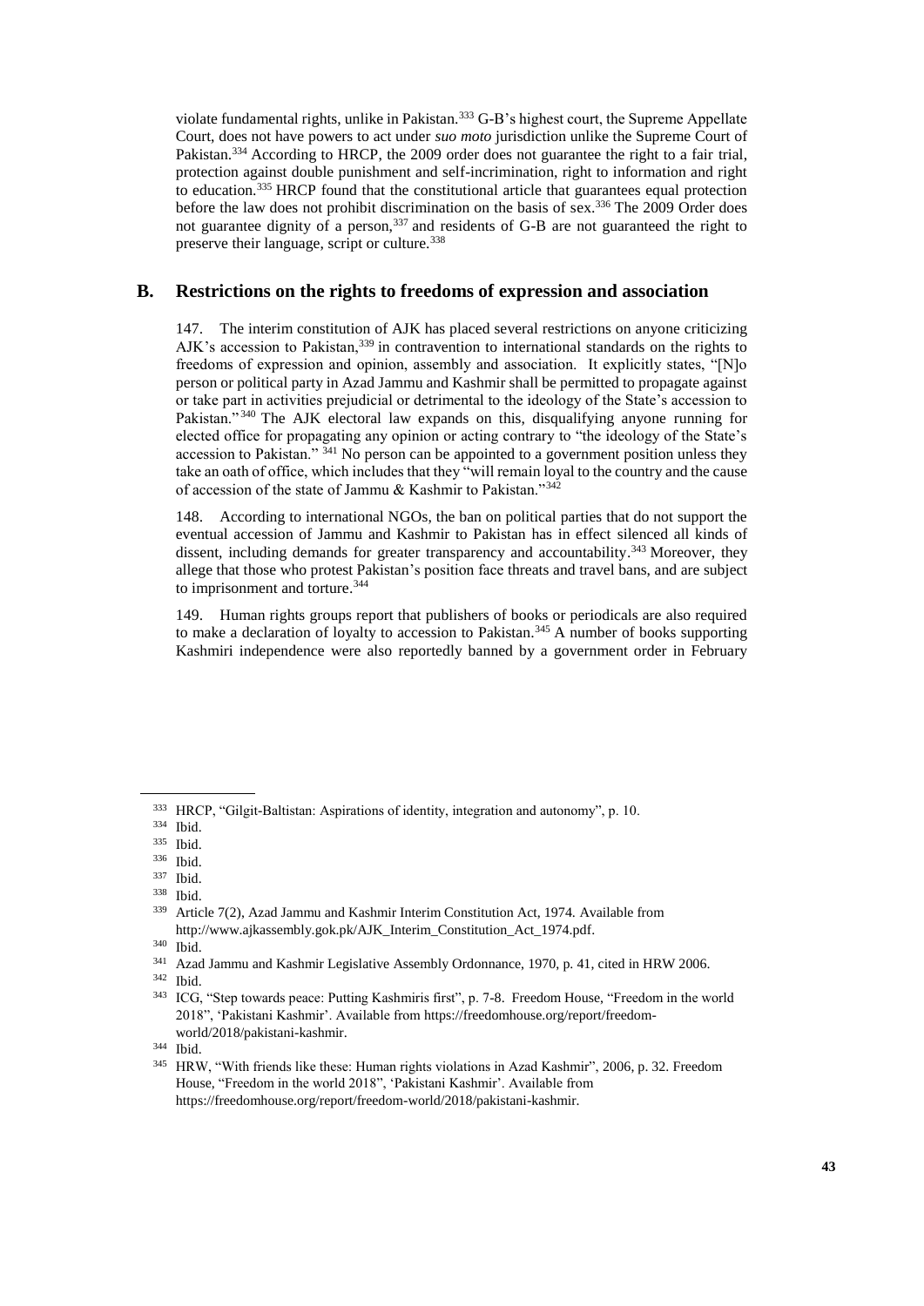violate fundamental rights, unlike in Pakistan.[333] G-B's highest court, the Supreme Appellate Court, does not have powers to act under *suo moto* jurisdiction unlike the Supreme Court of Pakistan.[334] According to HRCP, the 2009 order does not guarantee the right to a fair trial, protection against double punishment and self-incrimination, right to information and right to education.[335] HRCP found that the constitutional article that guarantees equal protection before the law does not prohibit discrimination on the basis of sex.[336] The 2009 Order does not guarantee dignity of a person,[337] and residents of G-B are not guaranteed the right to preserve their language, script or culture.[338]

## B. Restrictions on the rights to freedoms of expression and association

147. The interim constitution of AJK has placed several restrictions on anyone criticizing AJK's accession to Pakistan,[339] in contravention to international standards on the rights to freedoms of expression and opinion, assembly and association. It explicitly states, "[N]o person or political party in Azad Jammu and Kashmir shall be permitted to propagate against or take part in activities prejudicial or detrimental to the ideology of the State's accession to Pakistan."[340] The AJK electoral law expands on this, disqualifying anyone running for elected office for propagating any opinion or acting contrary to "the ideology of the State's accession to Pakistan."[341] No person can be appointed to a government position unless they take an oath of office, which includes that they "will remain loyal to the country and the cause of accession of the state of Jammu & Kashmir to Pakistan."[342]

148. According to international NGOs, the ban on political parties that do not support the eventual accession of Jammu and Kashmir to Pakistan has in effect silenced all kinds of dissent, including demands for greater transparency and accountability.[343] Moreover, they allege that those who protest Pakistan's position face threats and travel bans, and are subject to imprisonment and torture.[344]

149. Human rights groups report that publishers of books or periodicals are also required to make a declaration of loyalty to accession to Pakistan.[345] A number of books supporting Kashmiri independence were also reportedly banned by a government order in February

---

[333] HRCP, "Gilgit-Baltistan: Aspirations of identity, integration and autonomy", p. 10.

[334] Ibid.

[335] Ibid.

[336] Ibid.

[337] Ibid.

[338] Ibid.

[339] Article 7(2), Azad Jammu and Kashmir Interim Constitution Act, 1974. Available from http://www.ajkassembly.gok.pk/AJK_Interim_Constitution_Act_1974.pdf.

[340] Ibid.

[341] Azad Jammu and Kashmir Legislative Assembly Ordonnance, 1970, p. 41, cited in HRW 2006.

[342] Ibid.

[343] ICG, "Step towards peace: Putting Kashmiris first", p. 7-8. Freedom House, "Freedom in the world 2018", 'Pakistani Kashmir'. Available from https://freedomhouse.org/report/freedom-world/2018/pakistani-kashmir.

[344] Ibid.

[345] HRW, "With friends like these: Human rights violations in Azad Kashmir", 2006, p. 32. Freedom House, "Freedom in the world 2018", 'Pakistani Kashmir'. Available from https://freedomhouse.org/report/freedom-world/2018/pakistani-kashmir.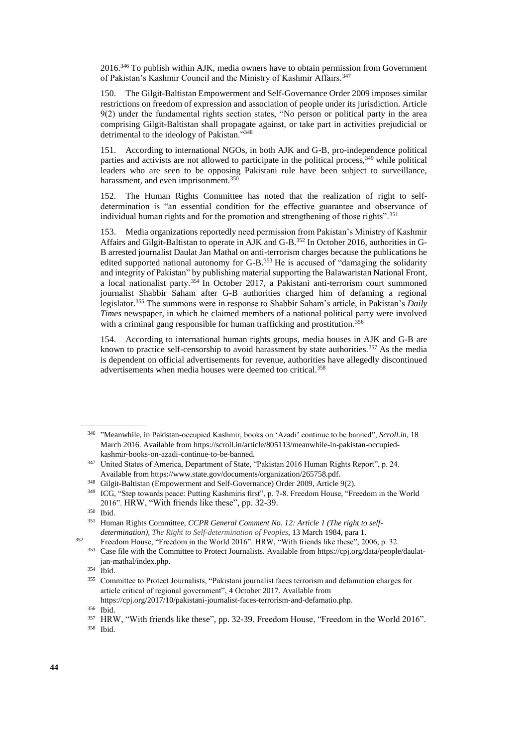2016.[346] To publish within AJK, media owners have to obtain permission from Government of Pakistan's Kashmir Council and the Ministry of Kashmir Affairs.[347]

150. The Gilgit-Baltistan Empowerment and Self-Governance Order 2009 imposes similar restrictions on freedom of expression and association of people under its jurisdiction. Article 9(2) under the fundamental rights section states, "No person or political party in the area comprising Gilgit-Baltistan shall propagate against, or take part in activities prejudicial or detrimental to the ideology of Pakistan."[348]

151. According to international NGOs, in both AJK and G-B, pro-independence political parties and activists are not allowed to participate in the political process,[349] while political leaders who are seen to be opposing Pakistani rule have been subject to surveillance, harassment, and even imprisonment.[350]

152. The Human Rights Committee has noted that the realization of right to self-determination is "an essential condition for the effective guarantee and observance of individual human rights and for the promotion and strengthening of those rights".[351]

153. Media organizations reportedly need permission from Pakistan's Ministry of Kashmir Affairs and Gilgit-Baltistan to operate in AJK and G-B.[352] In October 2016, authorities in G-B arrested journalist Daulat Jan Mathal on anti-terrorism charges because the publications he edited supported national autonomy for G-B.[353] He is accused of "damaging the solidarity and integrity of Pakistan" by publishing material supporting the Balawaristan National Front, a local nationalist party.[354] In October 2017, a Pakistani anti-terrorism court summoned journalist Shabbir Saham after G-B authorities charged him of defaming a regional legislator.[355] The summons were in response to Shabbir Saham's article, in Pakistan's *Daily Times* newspaper, in which he claimed members of a national political party were involved with a criminal gang responsible for human trafficking and prostitution.[356]

154. According to international human rights groups, media houses in AJK and G-B are known to practice self-censorship to avoid harassment by state authorities.[357] As the media is dependent on official advertisements for revenue, authorities have allegedly discontinued advertisements when media houses were deemed too critical.[358]

---

[346] "Meanwhile, in Pakistan-occupied Kashmir, books on 'Azadi' continue to be banned", *Scroll.in*, 18 March 2016. Available from https://scroll.in/article/805113/meanwhile-in-pakistan-occupied-kashmir-books-on-azadi-continue-to-be-banned.

[347] United States of America, Department of State, "Pakistan 2016 Human Rights Report", p. 24. Available from https://www.state.gov/documents/organization/265758.pdf.

[348] Gilgit-Baltistan (Empowerment and Self-Governance) Order 2009, Article 9(2).

[349] ICG, "Step towards peace: Putting Kashmiris first", p. 7-8. Freedom House, "Freedom in the World 2016". HRW, "With friends like these", pp. 32-39.

[350] Ibid.

[351] Human Rights Committee, *CCPR General Comment No. 12: Article 1 (The right to self-determination), The Right to Self-determination of Peoples*, 13 March 1984, para 1.

[352] Freedom House, "Freedom in the World 2016". HRW, "With friends like these", 2006, p. 32.

[353] Case file with the Committee to Protect Journalists. Available from https://cpj.org/data/people/daulat-jan-mathal/index.php.

[354] Ibid.

[355] Committee to Protect Journalists, "Pakistani journalist faces terrorism and defamation charges for article critical of regional government", 4 October 2017. Available from https://cpj.org/2017/10/pakistani-journalist-faces-terrorism-and-defamatio.php.

[356] Ibid.

[357] HRW, "With friends like these", pp. 32-39. Freedom House, "Freedom in the World 2016".

[358] Ibid.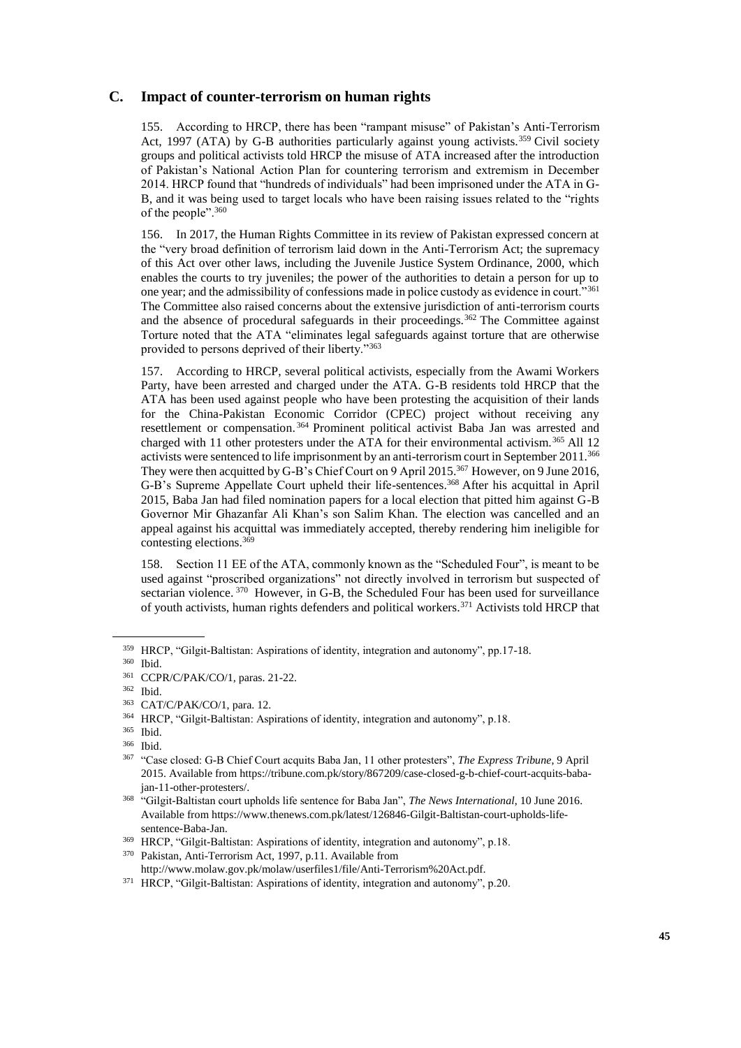## C. Impact of counter-terrorism on human rights

155. According to HRCP, there has been "rampant misuse" of Pakistan's Anti-Terrorism Act, 1997 (ATA) by G-B authorities particularly against young activists.[359] Civil society groups and political activists told HRCP the misuse of ATA increased after the introduction of Pakistan's National Action Plan for countering terrorism and extremism in December 2014. HRCP found that "hundreds of individuals" had been imprisoned under the ATA in G-B, and it was being used to target locals who have been raising issues related to the "rights of the people".[360]

156. In 2017, the Human Rights Committee in its review of Pakistan expressed concern at the "very broad definition of terrorism laid down in the Anti-Terrorism Act; the supremacy of this Act over other laws, including the Juvenile Justice System Ordinance, 2000, which enables the courts to try juveniles; the power of the authorities to detain a person for up to one year; and the admissibility of confessions made in police custody as evidence in court."[361] The Committee also raised concerns about the extensive jurisdiction of anti-terrorism courts and the absence of procedural safeguards in their proceedings.[362] The Committee against Torture noted that the ATA "eliminates legal safeguards against torture that are otherwise provided to persons deprived of their liberty."[363]

157. According to HRCP, several political activists, especially from the Awami Workers Party, have been arrested and charged under the ATA. G-B residents told HRCP that the ATA has been used against people who have been protesting the acquisition of their lands for the China-Pakistan Economic Corridor (CPEC) project without receiving any resettlement or compensation.[364] Prominent political activist Baba Jan was arrested and charged with 11 other protesters under the ATA for their environmental activism.[365] All 12 activists were sentenced to life imprisonment by an anti-terrorism court in September 2011.[366] They were then acquitted by G-B's Chief Court on 9 April 2015.[367] However, on 9 June 2016, G-B's Supreme Appellate Court upheld their life-sentences.[368] After his acquittal in April 2015, Baba Jan had filed nomination papers for a local election that pitted him against G-B Governor Mir Ghazanfar Ali Khan's son Salim Khan. The election was cancelled and an appeal against his acquittal was immediately accepted, thereby rendering him ineligible for contesting elections.[369]

158. Section 11 EE of the ATA, commonly known as the "Scheduled Four", is meant to be used against "proscribed organizations" not directly involved in terrorism but suspected of sectarian violence.[370] However, in G-B, the Scheduled Four has been used for surveillance of youth activists, human rights defenders and political workers.[371] Activists told HRCP that

---

[359] HRCP, "Gilgit-Baltistan: Aspirations of identity, integration and autonomy", pp.17-18.

[360] Ibid.

[361] CCPR/C/PAK/CO/1, paras. 21-22.

[362] Ibid.

[363] CAT/C/PAK/CO/1, para. 12.

[364] HRCP, "Gilgit-Baltistan: Aspirations of identity, integration and autonomy", p.18.

[365] Ibid.

[366] Ibid.

[367] "Case closed: G-B Chief Court acquits Baba Jan, 11 other protesters", *The Express Tribune*, 9 April 2015. Available from https://tribune.com.pk/story/867209/case-closed-g-b-chief-court-acquits-baba-jan-11-other-protesters/.

[368] "Gilgit-Baltistan court upholds life sentence for Baba Jan", *The News International*, 10 June 2016. Available from https://www.thenews.com.pk/latest/126846-Gilgit-Baltistan-court-upholds-life-sentence-Baba-Jan.

[369] HRCP, "Gilgit-Baltistan: Aspirations of identity, integration and autonomy", p.18.

[370] Pakistan, Anti-Terrorism Act, 1997, p.11. Available from http://www.molaw.gov.pk/molaw/userfiles1/file/Anti-Terrorism%20Act.pdf.

[371] HRCP, "Gilgit-Baltistan: Aspirations of identity, integration and autonomy", p.20.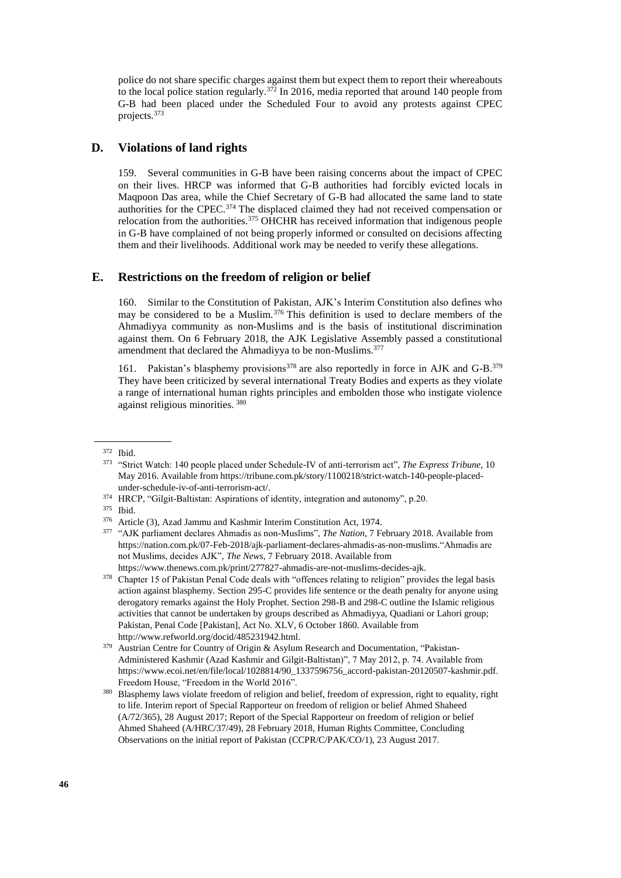police do not share specific charges against them but expect them to report their whereabouts to the local police station regularly.[372] In 2016, media reported that around 140 people from G-B had been placed under the Scheduled Four to avoid any protests against CPEC projects.[373]

## D. Violations of land rights

159. Several communities in G-B have been raising concerns about the impact of CPEC on their lives. HRCP was informed that G-B authorities had forcibly evicted locals in Maqpoon Das area, while the Chief Secretary of G-B had allocated the same land to state authorities for the CPEC.[374] The displaced claimed they had not received compensation or relocation from the authorities.[375] OHCHR has received information that indigenous people in G-B have complained of not being properly informed or consulted on decisions affecting them and their livelihoods. Additional work may be needed to verify these allegations.

## E. Restrictions on the freedom of religion or belief

160. Similar to the Constitution of Pakistan, AJK's Interim Constitution also defines who may be considered to be a Muslim.[376] This definition is used to declare members of the Ahmadiyya community as non-Muslims and is the basis of institutional discrimination against them. On 6 February 2018, the AJK Legislative Assembly passed a constitutional amendment that declared the Ahmadiyya to be non-Muslims.[377]

161. Pakistan's blasphemy provisions[378] are also reportedly in force in AJK and G-B.[379] They have been criticized by several international Treaty Bodies and experts as they violate a range of international human rights principles and embolden those who instigate violence against religious minorities.[380]

---

[372] Ibid.

[373] "Strict Watch: 140 people placed under Schedule-IV of anti-terrorism act", *The Express Tribune*, 10 May 2016. Available from https://tribune.com.pk/story/1100218/strict-watch-140-people-placed-under-schedule-iv-of-anti-terrorism-act/.

[374] HRCP, "Gilgit-Baltistan: Aspirations of identity, integration and autonomy", p.20.

[375] Ibid.

[376] Article (3), Azad Jammu and Kashmir Interim Constitution Act, 1974.

[377] "AJK parliament declares Ahmadis as non-Muslims", *The Nation*, 7 February 2018. Available from https://nation.com.pk/07-Feb-2018/ajk-parliament-declares-ahmadis-as-non-muslims."Ahmadis are not Muslims, decides AJK", *The News*, 7 February 2018. Available from https://www.thenews.com.pk/print/277827-ahmadis-are-not-muslims-decides-ajk.

[378] Chapter 15 of Pakistan Penal Code deals with "offences relating to religion" provides the legal basis action against blasphemy. Section 295-C provides life sentence or the death penalty for anyone using derogatory remarks against the Holy Prophet. Section 298-B and 298-C outline the Islamic religious activities that cannot be undertaken by groups described as Ahmadiyya, Quadiani or Lahori group; Pakistan, Penal Code [Pakistan], Act No. XLV, 6 October 1860. Available from http://www.refworld.org/docid/485231942.html.

[379] Austrian Centre for Country of Origin & Asylum Research and Documentation, "Pakistan-Administered Kashmir (Azad Kashmir and Gilgit-Baltistan)", 7 May 2012, p. 74. Available from https://www.ecoi.net/en/file/local/1028814/90_1337596756_accord-pakistan-20120507-kashmir.pdf. Freedom House, "Freedom in the World 2016".

[380] Blasphemy laws violate freedom of religion and belief, freedom of expression, right to equality, right to life. Interim report of Special Rapporteur on freedom of religion or belief Ahmed Shaheed (A/72/365), 28 August 2017; Report of the Special Rapporteur on freedom of religion or belief Ahmed Shaheed (A/HRC/37/49), 28 February 2018, Human Rights Committee, Concluding Observations on the initial report of Pakistan (CCPR/C/PAK/CO/1), 23 August 2017.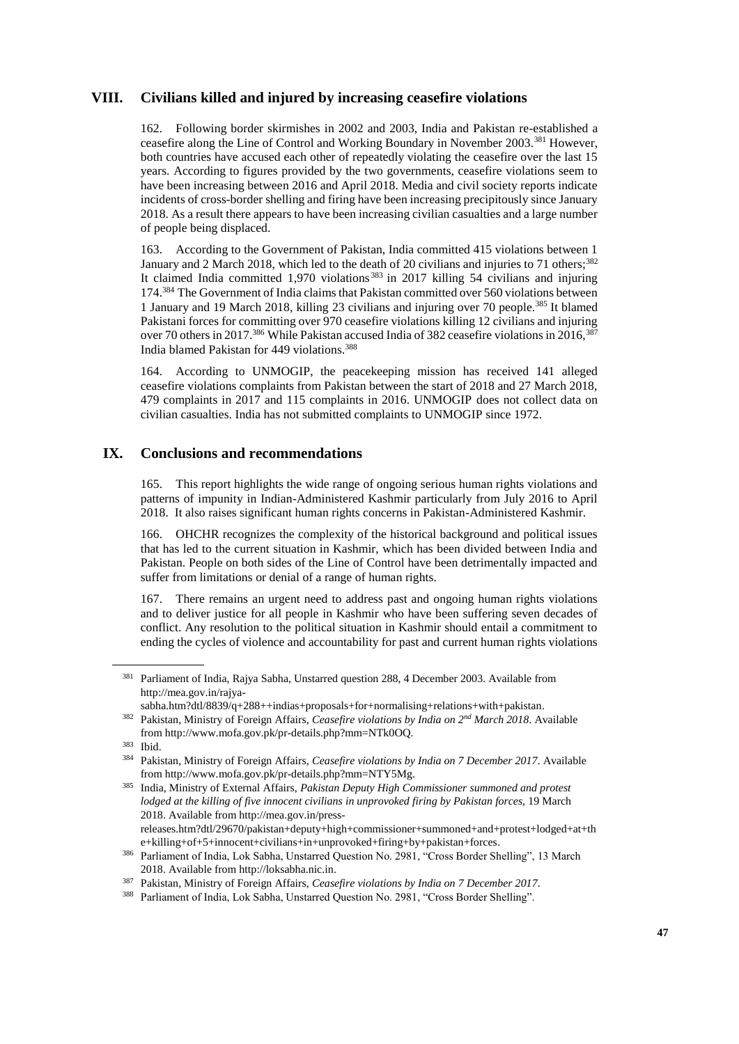## VIII. Civilians killed and injured by increasing ceasefire violations

162. Following border skirmishes in 2002 and 2003, India and Pakistan re-established a ceasefire along the Line of Control and Working Boundary in November 2003.[381] However, both countries have accused each other of repeatedly violating the ceasefire over the last 15 years. According to figures provided by the two governments, ceasefire violations seem to have been increasing between 2016 and April 2018. Media and civil society reports indicate incidents of cross-border shelling and firing have been increasing precipitously since January 2018. As a result there appears to have been increasing civilian casualties and a large number of people being displaced.

163. According to the Government of Pakistan, India committed 415 violations between 1 January and 2 March 2018, which led to the death of 20 civilians and injuries to 71 others;[382] It claimed India committed 1,970 violations[383] in 2017 killing 54 civilians and injuring 174.[384] The Government of India claims that Pakistan committed over 560 violations between 1 January and 19 March 2018, killing 23 civilians and injuring over 70 people.[385] It blamed Pakistani forces for committing over 970 ceasefire violations killing 12 civilians and injuring over 70 others in 2017.[386] While Pakistan accused India of 382 ceasefire violations in 2016,[387] India blamed Pakistan for 449 violations.[388]

164. According to UNMOGIP, the peacekeeping mission has received 141 alleged ceasefire violations complaints from Pakistan between the start of 2018 and 27 March 2018, 479 complaints in 2017 and 115 complaints in 2016. UNMOGIP does not collect data on civilian casualties. India has not submitted complaints to UNMOGIP since 1972.

## IX. Conclusions and recommendations

165. This report highlights the wide range of ongoing serious human rights violations and patterns of impunity in Indian-Administered Kashmir particularly from July 2016 to April 2018. It also raises significant human rights concerns in Pakistan-Administered Kashmir.

166. OHCHR recognizes the complexity of the historical background and political issues that has led to the current situation in Kashmir, which has been divided between India and Pakistan. People on both sides of the Line of Control have been detrimentally impacted and suffer from limitations or denial of a range of human rights.

167. There remains an urgent need to address past and ongoing human rights violations and to deliver justice for all people in Kashmir who have been suffering seven decades of conflict. Any resolution to the political situation in Kashmir should entail a commitment to ending the cycles of violence and accountability for past and current human rights violations

---

[381] Parliament of India, Rajya Sabha, Unstarred question 288, 4 December 2003. Available from http://mea.gov.in/rajya-sabha.htm?dtl/8839/q+288++indias+proposals+for+normalising+relations+with+pakistan.

[382] Pakistan, Ministry of Foreign Affairs, *Ceasefire violations by India on 2nd March 2018*. Available from http://www.mofa.gov.pk/pr-details.php?mm=NTk0OQ.

[383] Ibid.

[384] Pakistan, Ministry of Foreign Affairs, *Ceasefire violations by India on 7 December 2017*. Available from http://www.mofa.gov.pk/pr-details.php?mm=NTY5Mg.

[385] India, Ministry of External Affairs, *Pakistan Deputy High Commissioner summoned and protest lodged at the killing of five innocent civilians in unprovoked firing by Pakistan forces*, 19 March 2018. Available from http://mea.gov.in/press-releases.htm?dtl/29670/pakistan+deputy+high+commissioner+summoned+and+protest+lodged+at+the+killing+of+5+innocent+civilians+in+unprovoked+firing+by+pakistan+forces.

[386] Parliament of India, Lok Sabha, Unstarred Question No. 2981, "Cross Border Shelling", 13 March 2018. Available from http://loksabha.nic.in.

[387] Pakistan, Ministry of Foreign Affairs, *Ceasefire violations by India on 7 December 2017*.

[388] Parliament of India, Lok Sabha, Unstarred Question No. 2981, "Cross Border Shelling".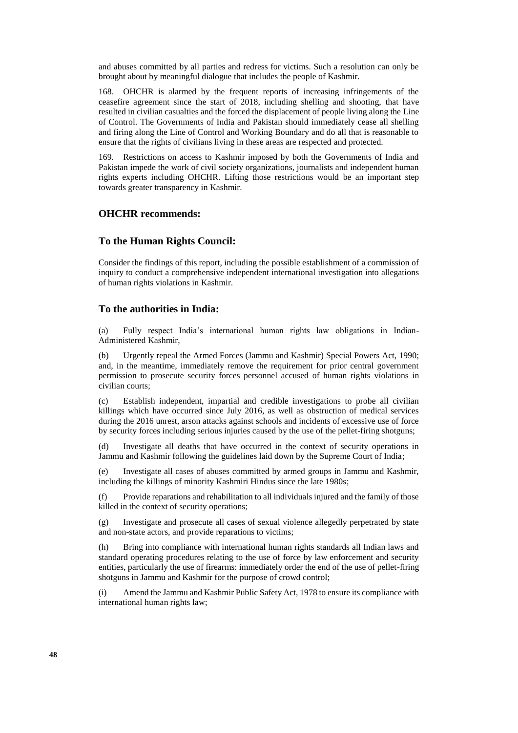and abuses committed by all parties and redress for victims. Such a resolution can only be brought about by meaningful dialogue that includes the people of Kashmir.

168. OHCHR is alarmed by the frequent reports of increasing infringements of the ceasefire agreement since the start of 2018, including shelling and shooting, that have resulted in civilian casualties and the forced the displacement of people living along the Line of Control. The Governments of India and Pakistan should immediately cease all shelling and firing along the Line of Control and Working Boundary and do all that is reasonable to ensure that the rights of civilians living in these areas are respected and protected.

169. Restrictions on access to Kashmir imposed by both the Governments of India and Pakistan impede the work of civil society organizations, journalists and independent human rights experts including OHCHR. Lifting those restrictions would be an important step towards greater transparency in Kashmir.

### OHCHR recommends:

### To the Human Rights Council:

Consider the findings of this report, including the possible establishment of a commission of inquiry to conduct a comprehensive independent international investigation into allegations of human rights violations in Kashmir.

### To the authorities in India:

(a) Fully respect India's international human rights law obligations in Indian-Administered Kashmir,

(b) Urgently repeal the Armed Forces (Jammu and Kashmir) Special Powers Act, 1990; and, in the meantime, immediately remove the requirement for prior central government permission to prosecute security forces personnel accused of human rights violations in civilian courts;

(c) Establish independent, impartial and credible investigations to probe all civilian killings which have occurred since July 2016, as well as obstruction of medical services during the 2016 unrest, arson attacks against schools and incidents of excessive use of force by security forces including serious injuries caused by the use of the pellet-firing shotguns;

(d) Investigate all deaths that have occurred in the context of security operations in Jammu and Kashmir following the guidelines laid down by the Supreme Court of India;

(e) Investigate all cases of abuses committed by armed groups in Jammu and Kashmir, including the killings of minority Kashmiri Hindus since the late 1980s;

(f) Provide reparations and rehabilitation to all individuals injured and the family of those killed in the context of security operations;

(g) Investigate and prosecute all cases of sexual violence allegedly perpetrated by state and non-state actors, and provide reparations to victims;

(h) Bring into compliance with international human rights standards all Indian laws and standard operating procedures relating to the use of force by law enforcement and security entities, particularly the use of firearms: immediately order the end of the use of pellet-firing shotguns in Jammu and Kashmir for the purpose of crowd control;

(i) Amend the Jammu and Kashmir Public Safety Act, 1978 to ensure its compliance with international human rights law;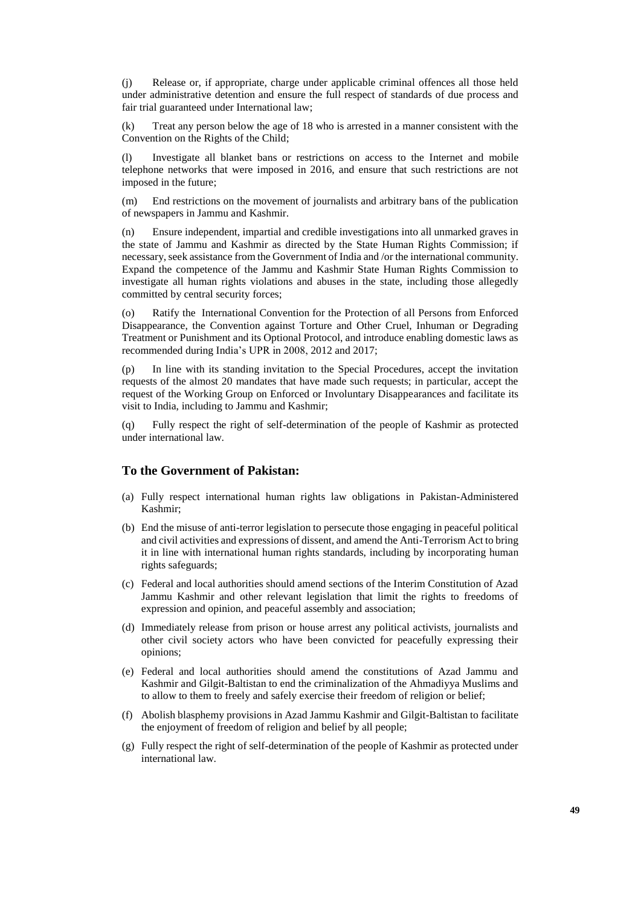(j) Release or, if appropriate, charge under applicable criminal offences all those held under administrative detention and ensure the full respect of standards of due process and fair trial guaranteed under International law;

(k) Treat any person below the age of 18 who is arrested in a manner consistent with the Convention on the Rights of the Child;

(l) Investigate all blanket bans or restrictions on access to the Internet and mobile telephone networks that were imposed in 2016, and ensure that such restrictions are not imposed in the future;

(m) End restrictions on the movement of journalists and arbitrary bans of the publication of newspapers in Jammu and Kashmir.

(n) Ensure independent, impartial and credible investigations into all unmarked graves in the state of Jammu and Kashmir as directed by the State Human Rights Commission; if necessary, seek assistance from the Government of India and /or the international community. Expand the competence of the Jammu and Kashmir State Human Rights Commission to investigate all human rights violations and abuses in the state, including those allegedly committed by central security forces;

(o) Ratify the International Convention for the Protection of all Persons from Enforced Disappearance, the Convention against Torture and Other Cruel, Inhuman or Degrading Treatment or Punishment and its Optional Protocol, and introduce enabling domestic laws as recommended during India's UPR in 2008, 2012 and 2017;

(p) In line with its standing invitation to the Special Procedures, accept the invitation requests of the almost 20 mandates that have made such requests; in particular, accept the request of the Working Group on Enforced or Involuntary Disappearances and facilitate its visit to India, including to Jammu and Kashmir;

(q) Fully respect the right of self-determination of the people of Kashmir as protected under international law.

### To the Government of Pakistan:

(a) Fully respect international human rights law obligations in Pakistan-Administered Kashmir;

(b) End the misuse of anti-terror legislation to persecute those engaging in peaceful political and civil activities and expressions of dissent, and amend the Anti-Terrorism Act to bring it in line with international human rights standards, including by incorporating human rights safeguards;

(c) Federal and local authorities should amend sections of the Interim Constitution of Azad Jammu Kashmir and other relevant legislation that limit the rights to freedoms of expression and opinion, and peaceful assembly and association;

(d) Immediately release from prison or house arrest any political activists, journalists and other civil society actors who have been convicted for peacefully expressing their opinions;

(e) Federal and local authorities should amend the constitutions of Azad Jammu and Kashmir and Gilgit-Baltistan to end the criminalization of the Ahmadiyya Muslims and to allow to them to freely and safely exercise their freedom of religion or belief;

(f) Abolish blasphemy provisions in Azad Jammu Kashmir and Gilgit-Baltistan to facilitate the enjoyment of freedom of religion and belief by all people;

(g) Fully respect the right of self-determination of the people of Kashmir as protected under international law.